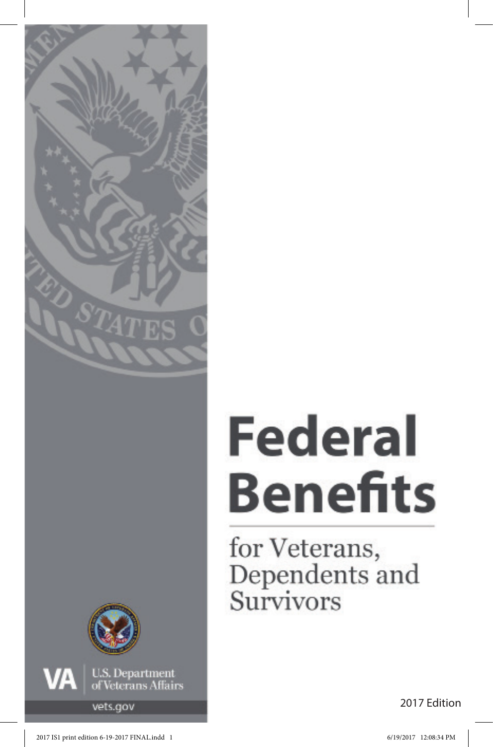# Federal Benefits

for Veterans, Dependents and Survivors

VA | U.S. Department of Veterans Affairs

vets.gov

2017 Edition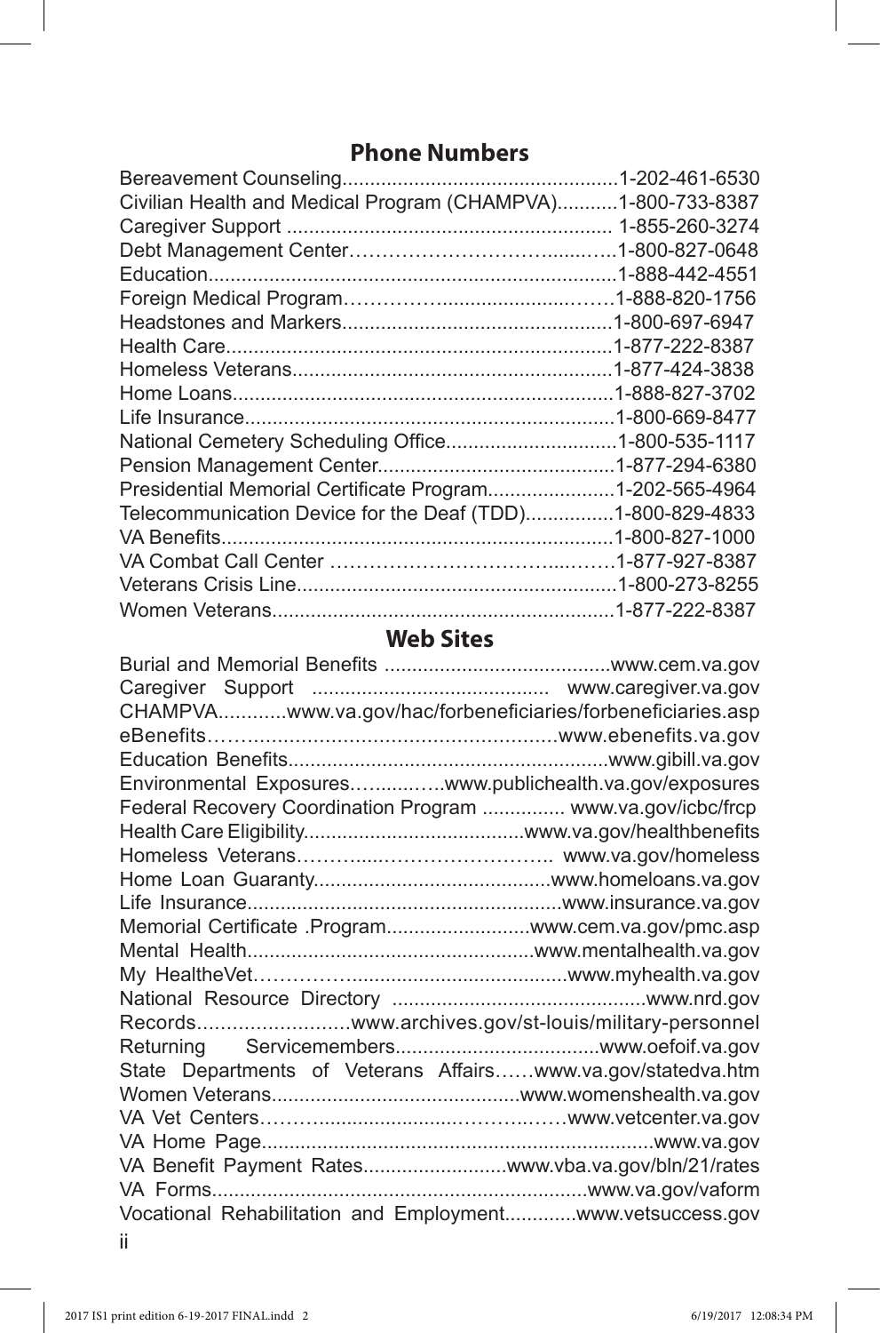## Phone Numbers

| | |
|---|---|
| Bereavement Counseling | 1-202-461-6530 |
| Civilian Health and Medical Program (CHAMPVA) | 1-800-733-8387 |
| Caregiver Support | 1-855-260-3274 |
| Debt Management Center | 1-800-827-0648 |
| Education | 1-888-442-4551 |
| Foreign Medical Program | 1-888-820-1756 |
| Headstones and Markers | 1-800-697-6947 |
| Health Care | 1-877-222-8387 |
| Homeless Veterans | 1-877-424-3838 |
| Home Loans | 1-888-827-3702 |
| Life Insurance | 1-800-669-8477 |
| National Cemetery Scheduling Office | 1-800-535-1117 |
| Pension Management Center | 1-877-294-6380 |
| Presidential Memorial Certificate Program | 1-202-565-4964 |
| Telecommunication Device for the Deaf (TDD) | 1-800-829-4833 |
| VA Benefits | 1-800-827-1000 |
| VA Combat Call Center | 1-877-927-8387 |
| Veterans Crisis Line | 1-800-273-8255 |
| Women Veterans | 1-877-222-8387 |

## Web Sites

| | |
|---|---|
| Burial and Memorial Benefits | www.cem.va.gov |
| Caregiver Support | www.caregiver.va.gov |
| CHAMPVA | www.va.gov/hac/forbeneficiaries/forbeneficiaries.asp |
| eBenefits | www.ebenefits.va.gov |
| Education Benefits | www.gibill.va.gov |
| Environmental Exposures | www.publichealth.va.gov/exposures |
| Federal Recovery Coordination Program | www.va.gov/icbc/frcp |
| Health Care Eligibility | www.va.gov/healthbenefits |
| Homeless Veterans | www.va.gov/homeless |
| Home Loan Guaranty | www.homeloans.va.gov |
| Life Insurance | www.insurance.va.gov |
| Memorial Certificate .Program | www.cem.va.gov/pmc.asp |
| Mental Health | www.mentalhealth.va.gov |
| My HealtheVet | www.myhealth.va.gov |
| National Resource Directory | www.nrd.gov |
| Records | www.archives.gov/st-louis/military-personnel |
| Returning Servicemembers | www.oefoif.va.gov |
| State Departments of Veterans Affairs | www.va.gov/statedva.htm |
| Women Veterans | www.womenshealth.va.gov |
| VA Vet Centers | www.vetcenter.va.gov |
| VA Home Page | www.va.gov |
| VA Benefit Payment Rates | www.vba.va.gov/bln/21/rates |
| VA Forms | www.va.gov/vaform |
| Vocational Rehabilitation and Employment | www.vetsuccess.gov |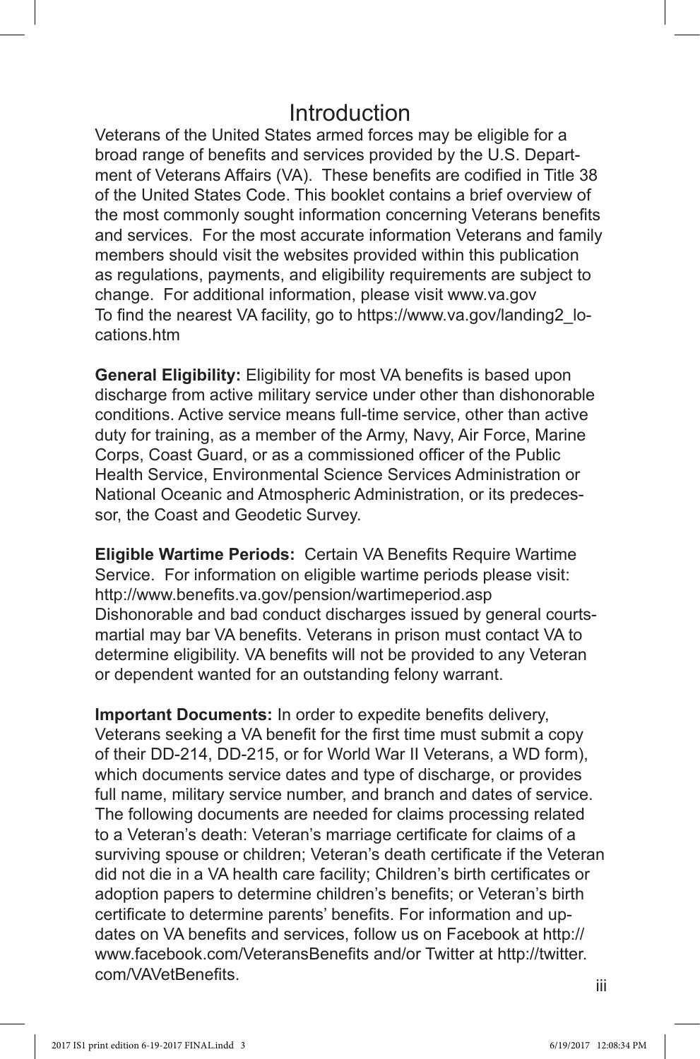# Introduction

Veterans of the United States armed forces may be eligible for a broad range of benefits and services provided by the U.S. Department of Veterans Affairs (VA). These benefits are codified in Title 38 of the United States Code. This booklet contains a brief overview of the most commonly sought information concerning Veterans benefits and services. For the most accurate information Veterans and family members should visit the websites provided within this publication as regulations, payments, and eligibility requirements are subject to change. For additional information, please visit www.va.gov
To find the nearest VA facility, go to https://www.va.gov/landing2_locations.htm

**General Eligibility:** Eligibility for most VA benefits is based upon discharge from active military service under other than dishonorable conditions. Active service means full-time service, other than active duty for training, as a member of the Army, Navy, Air Force, Marine Corps, Coast Guard, or as a commissioned officer of the Public Health Service, Environmental Science Services Administration or National Oceanic and Atmospheric Administration, or its predecessor, the Coast and Geodetic Survey.

**Eligible Wartime Periods:** Certain VA Benefits Require Wartime Service. For information on eligible wartime periods please visit: http://www.benefits.va.gov/pension/wartimeperiod.asp
Dishonorable and bad conduct discharges issued by general courts-martial may bar VA benefits. Veterans in prison must contact VA to determine eligibility. VA benefits will not be provided to any Veteran or dependent wanted for an outstanding felony warrant.

**Important Documents:** In order to expedite benefits delivery, Veterans seeking a VA benefit for the first time must submit a copy of their DD-214, DD-215, or for World War II Veterans, a WD form), which documents service dates and type of discharge, or provides full name, military service number, and branch and dates of service. The following documents are needed for claims processing related to a Veteran's death: Veteran's marriage certificate for claims of a surviving spouse or children; Veteran's death certificate if the Veteran did not die in a VA health care facility; Children's birth certificates or adoption papers to determine children's benefits; or Veteran's birth certificate to determine parents' benefits. For information and updates on VA benefits and services, follow us on Facebook at http://www.facebook.com/VeteransBenefits and/or Twitter at http://twitter.com/VAVetBenefits.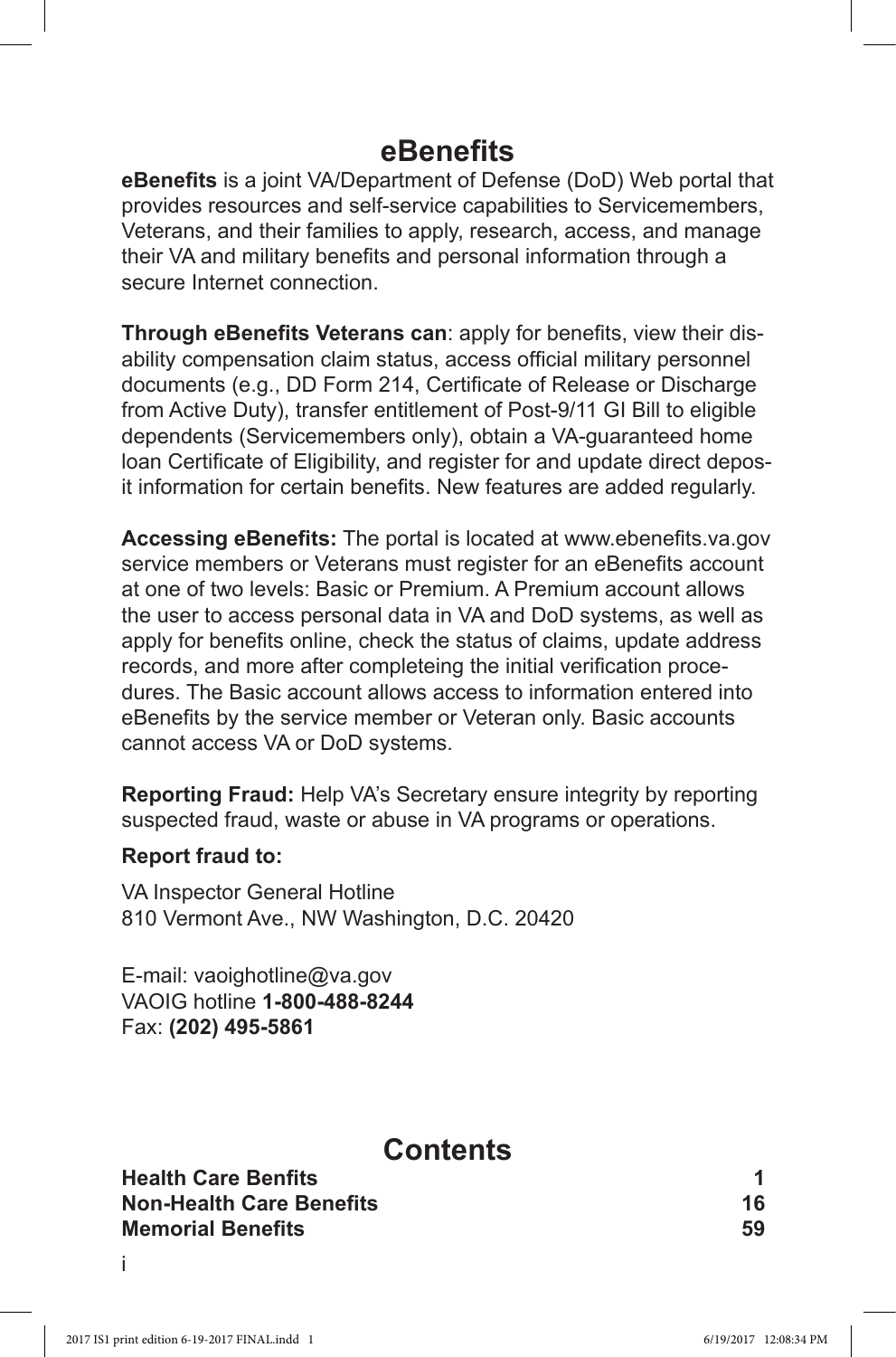# eBenefits

**eBenefits** is a joint VA/Department of Defense (DoD) Web portal that provides resources and self-service capabilities to Servicemembers, Veterans, and their families to apply, research, access, and manage their VA and military benefits and personal information through a secure Internet connection.

**Through eBenefits Veterans can**: apply for benefits, view their disability compensation claim status, access official military personnel documents (e.g., DD Form 214, Certificate of Release or Discharge from Active Duty), transfer entitlement of Post-9/11 GI Bill to eligible dependents (Servicemembers only), obtain a VA-guaranteed home loan Certificate of Eligibility, and register for and update direct deposit information for certain benefits. New features are added regularly.

**Accessing eBenefits:** The portal is located at www.ebenefits.va.gov service members or Veterans must register for an eBenefits account at one of two levels: Basic or Premium. A Premium account allows the user to access personal data in VA and DoD systems, as well as apply for benefits online, check the status of claims, update address records, and more after completeing the initial verification procedures. The Basic account allows access to information entered into eBenefits by the service member or Veteran only. Basic accounts cannot access VA or DoD systems.

**Reporting Fraud:** Help VA's Secretary ensure integrity by reporting suspected fraud, waste or abuse in VA programs or operations.

**Report fraud to:**

VA Inspector General Hotline
810 Vermont Ave., NW Washington, D.C. 20420

E-mail: vaoighotline@va.gov
VAOIG hotline **1-800-488-8244**
Fax: **(202) 495-5861**

# Contents

| | |
|---|---|
| **Health Care Benfits** | **1** |
| **Non-Health Care Benefits** | **16** |
| **Memorial Benefits** | **59** |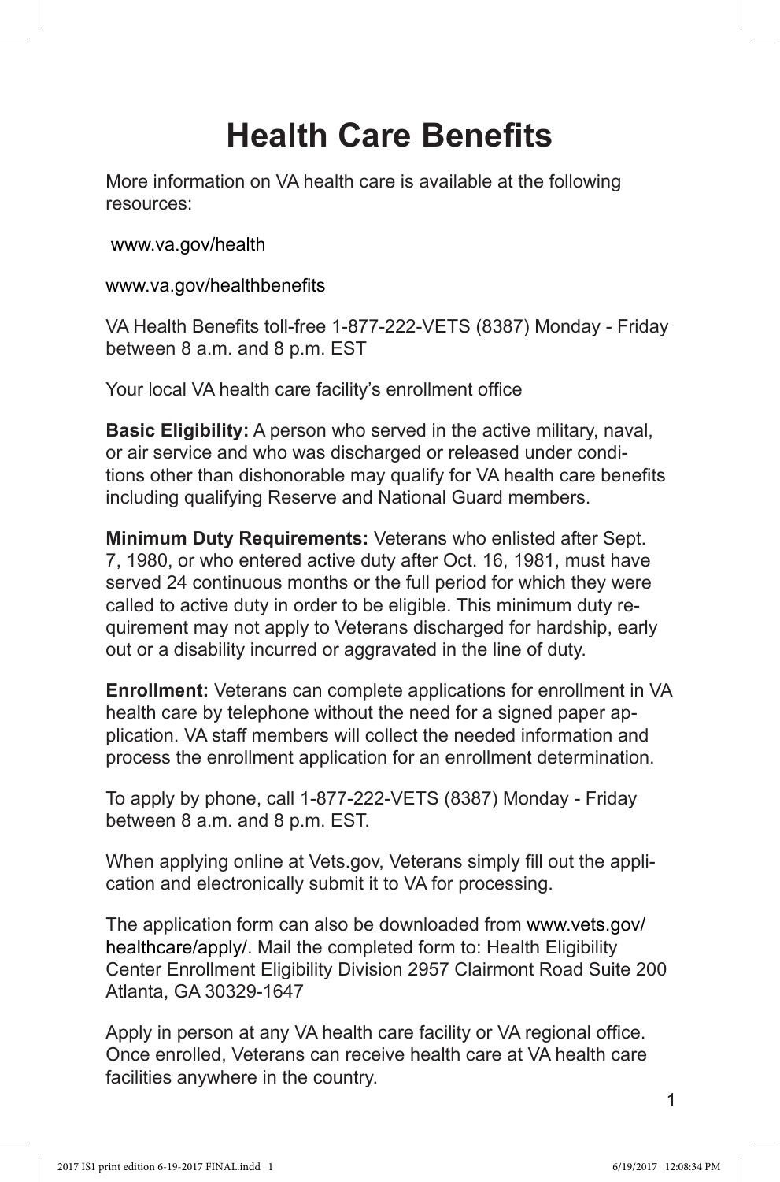# Health Care Benefits

More information on VA health care is available at the following resources:

www.va.gov/health

www.va.gov/healthbenefits

VA Health Benefits toll-free 1-877-222-VETS (8387) Monday - Friday between 8 a.m. and 8 p.m. EST

Your local VA health care facility's enrollment office

**Basic Eligibility:** A person who served in the active military, naval, or air service and who was discharged or released under conditions other than dishonorable may qualify for VA health care benefits including qualifying Reserve and National Guard members.

**Minimum Duty Requirements:** Veterans who enlisted after Sept. 7, 1980, or who entered active duty after Oct. 16, 1981, must have served 24 continuous months or the full period for which they were called to active duty in order to be eligible. This minimum duty requirement may not apply to Veterans discharged for hardship, early out or a disability incurred or aggravated in the line of duty.

**Enrollment:** Veterans can complete applications for enrollment in VA health care by telephone without the need for a signed paper application. VA staff members will collect the needed information and process the enrollment application for an enrollment determination.

To apply by phone, call 1-877-222-VETS (8387) Monday - Friday between 8 a.m. and 8 p.m. EST.

When applying online at Vets.gov, Veterans simply fill out the application and electronically submit it to VA for processing.

The application form can also be downloaded from www.vets.gov/healthcare/apply/. Mail the completed form to: Health Eligibility Center Enrollment Eligibility Division 2957 Clairmont Road Suite 200 Atlanta, GA 30329-1647

Apply in person at any VA health care facility or VA regional office. Once enrolled, Veterans can receive health care at VA health care facilities anywhere in the country.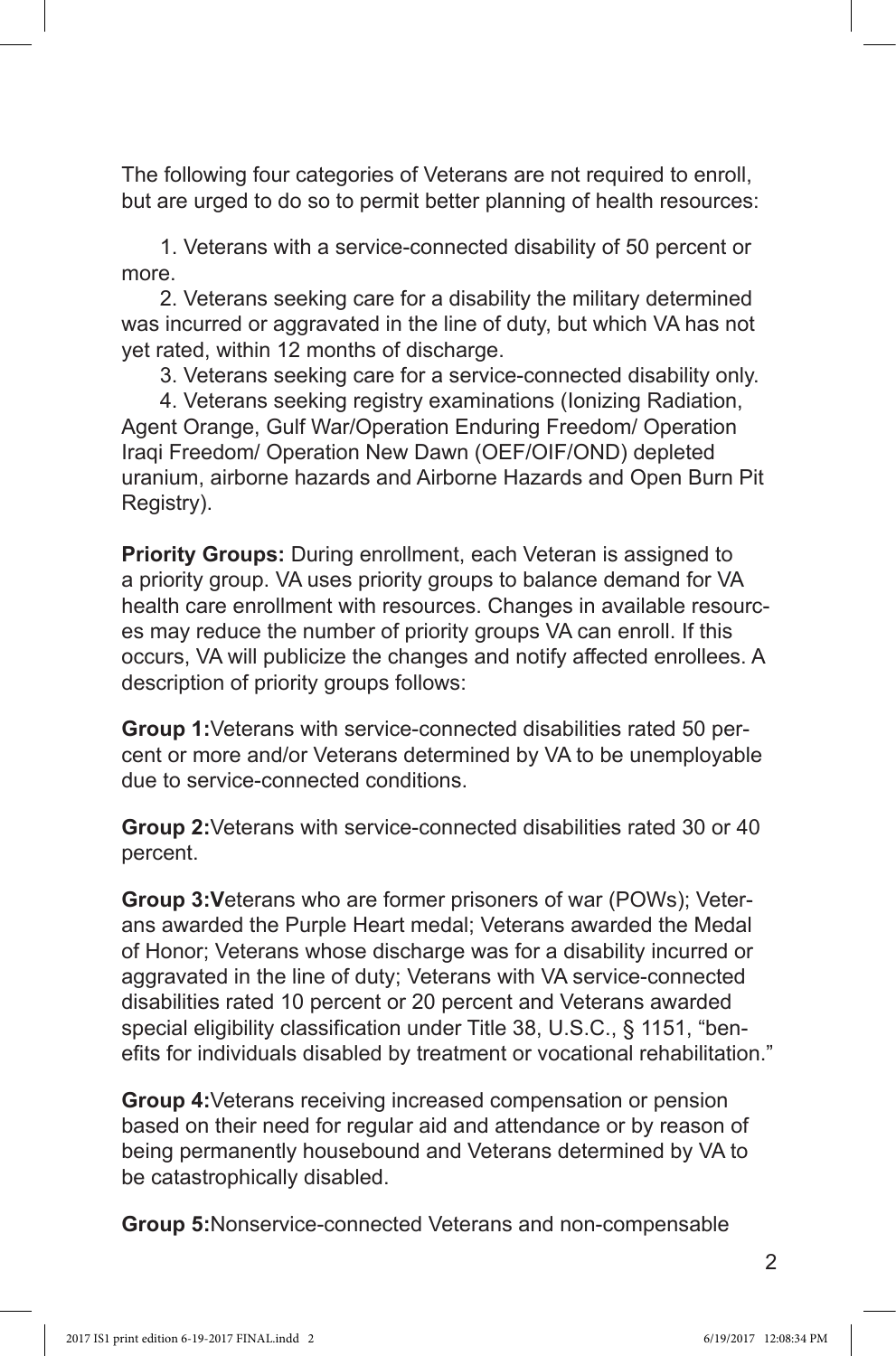The following four categories of Veterans are not required to enroll, but are urged to do so to permit better planning of health resources:

1. Veterans with a service-connected disability of 50 percent or more.
2. Veterans seeking care for a disability the military determined was incurred or aggravated in the line of duty, but which VA has not yet rated, within 12 months of discharge.
3. Veterans seeking care for a service-connected disability only.
4. Veterans seeking registry examinations (Ionizing Radiation, Agent Orange, Gulf War/Operation Enduring Freedom/ Operation Iraqi Freedom/ Operation New Dawn (OEF/OIF/OND) depleted uranium, airborne hazards and Airborne Hazards and Open Burn Pit Registry).

**Priority Groups:** During enrollment, each Veteran is assigned to a priority group. VA uses priority groups to balance demand for VA health care enrollment with resources. Changes in available resources may reduce the number of priority groups VA can enroll. If this occurs, VA will publicize the changes and notify affected enrollees. A description of priority groups follows:

**Group 1:** Veterans with service-connected disabilities rated 50 percent or more and/or Veterans determined by VA to be unemployable due to service-connected conditions.

**Group 2:** Veterans with service-connected disabilities rated 30 or 40 percent.

**Group 3:** Veterans who are former prisoners of war (POWs); Veterans awarded the Purple Heart medal; Veterans awarded the Medal of Honor; Veterans whose discharge was for a disability incurred or aggravated in the line of duty; Veterans with VA service-connected disabilities rated 10 percent or 20 percent and Veterans awarded special eligibility classification under Title 38, U.S.C., § 1151, "benefits for individuals disabled by treatment or vocational rehabilitation."

**Group 4:** Veterans receiving increased compensation or pension based on their need for regular aid and attendance or by reason of being permanently housebound and Veterans determined by VA to be catastrophically disabled.

**Group 5:** Nonservice-connected Veterans and non-compensable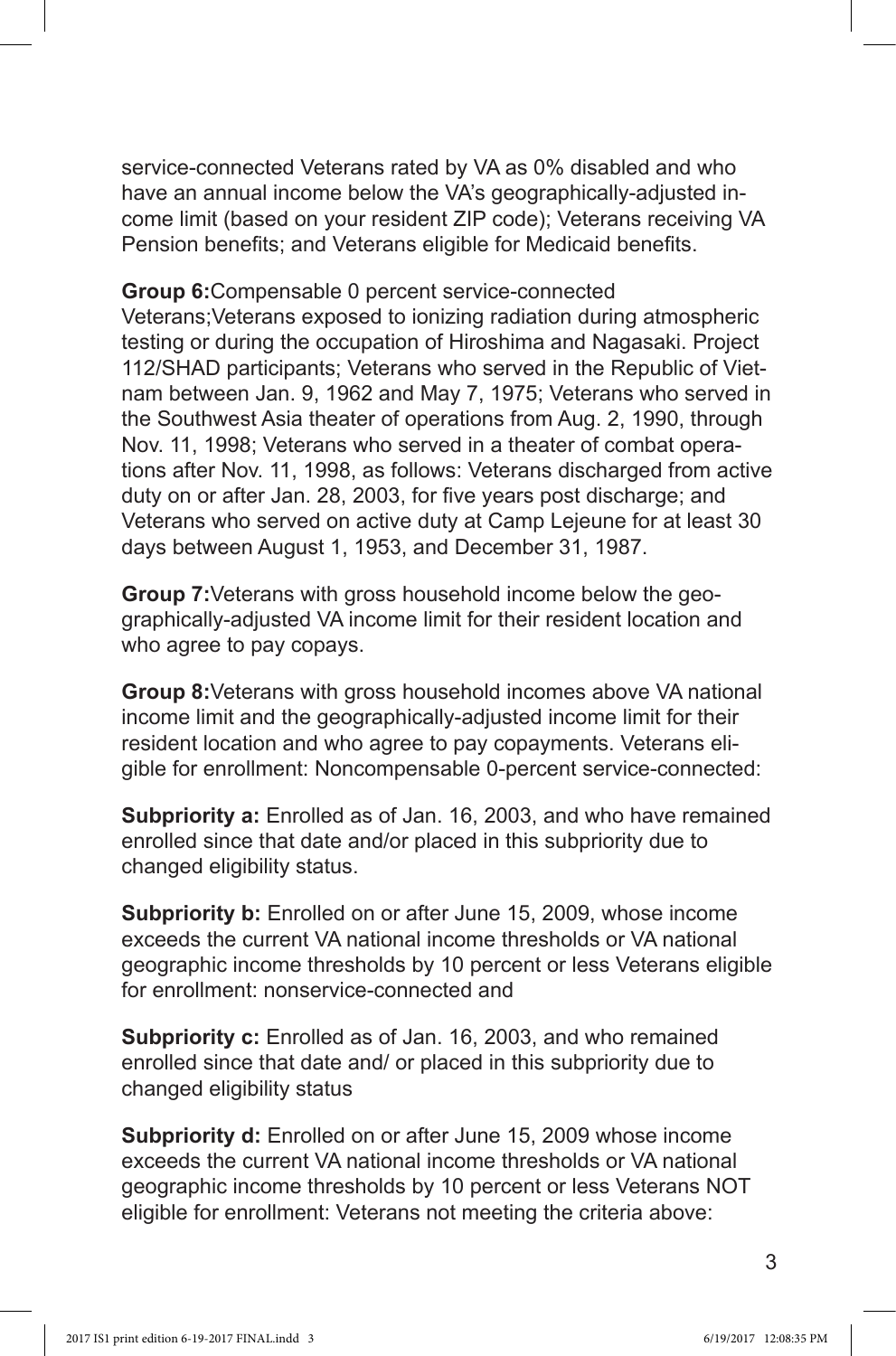service-connected Veterans rated by VA as 0% disabled and who have an annual income below the VA's geographically-adjusted income limit (based on your resident ZIP code); Veterans receiving VA Pension benefits; and Veterans eligible for Medicaid benefits.

**Group 6:**Compensable 0 percent service-connected Veterans;Veterans exposed to ionizing radiation during atmospheric testing or during the occupation of Hiroshima and Nagasaki. Project 112/SHAD participants; Veterans who served in the Republic of Vietnam between Jan. 9, 1962 and May 7, 1975; Veterans who served in the Southwest Asia theater of operations from Aug. 2, 1990, through Nov. 11, 1998; Veterans who served in a theater of combat operations after Nov. 11, 1998, as follows: Veterans discharged from active duty on or after Jan. 28, 2003, for five years post discharge; and Veterans who served on active duty at Camp Lejeune for at least 30 days between August 1, 1953, and December 31, 1987.

**Group 7:**Veterans with gross household income below the geographically-adjusted VA income limit for their resident location and who agree to pay copays.

**Group 8:**Veterans with gross household incomes above VA national income limit and the geographically-adjusted income limit for their resident location and who agree to pay copayments. Veterans eligible for enrollment: Noncompensable 0-percent service-connected:

**Subpriority a:** Enrolled as of Jan. 16, 2003, and who have remained enrolled since that date and/or placed in this subpriority due to changed eligibility status.

**Subpriority b:** Enrolled on or after June 15, 2009, whose income exceeds the current VA national income thresholds or VA national geographic income thresholds by 10 percent or less Veterans eligible for enrollment: nonservice-connected and

**Subpriority c:** Enrolled as of Jan. 16, 2003, and who remained enrolled since that date and/ or placed in this subpriority due to changed eligibility status

**Subpriority d:** Enrolled on or after June 15, 2009 whose income exceeds the current VA national income thresholds or VA national geographic income thresholds by 10 percent or less Veterans NOT eligible for enrollment: Veterans not meeting the criteria above: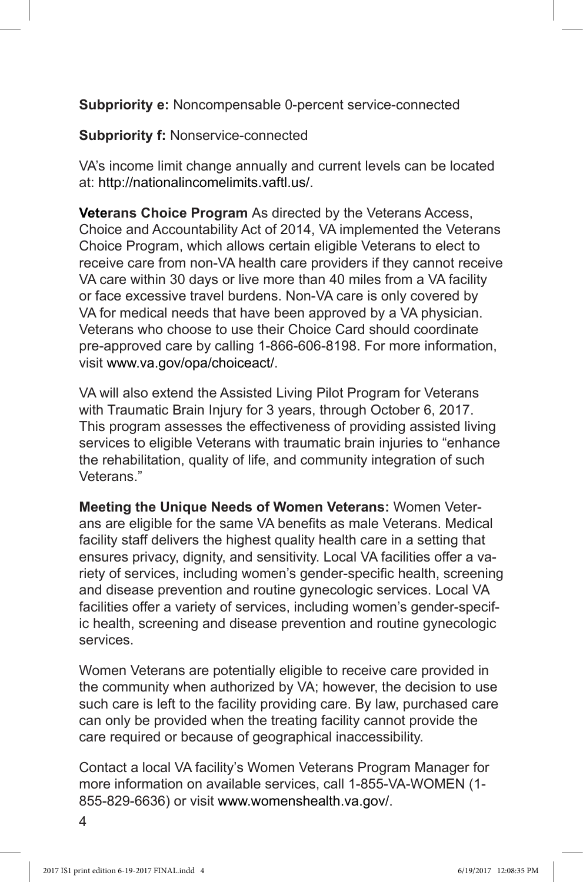**Subpriority e:** Noncompensable 0-percent service-connected

**Subpriority f:** Nonservice-connected

VA's income limit change annually and current levels can be located at: http://nationalincomelimits.vaftl.us/.

**Veterans Choice Program** As directed by the Veterans Access, Choice and Accountability Act of 2014, VA implemented the Veterans Choice Program, which allows certain eligible Veterans to elect to receive care from non-VA health care providers if they cannot receive VA care within 30 days or live more than 40 miles from a VA facility or face excessive travel burdens. Non-VA care is only covered by VA for medical needs that have been approved by a VA physician. Veterans who choose to use their Choice Card should coordinate pre-approved care by calling 1-866-606-8198. For more information, visit www.va.gov/opa/choiceact/.

VA will also extend the Assisted Living Pilot Program for Veterans with Traumatic Brain Injury for 3 years, through October 6, 2017. This program assesses the effectiveness of providing assisted living services to eligible Veterans with traumatic brain injuries to "enhance the rehabilitation, quality of life, and community integration of such Veterans."

**Meeting the Unique Needs of Women Veterans:** Women Veterans are eligible for the same VA benefits as male Veterans. Medical facility staff delivers the highest quality health care in a setting that ensures privacy, dignity, and sensitivity. Local VA facilities offer a variety of services, including women's gender-specific health, screening and disease prevention and routine gynecologic services. Local VA facilities offer a variety of services, including women's gender-specific health, screening and disease prevention and routine gynecologic services.

Women Veterans are potentially eligible to receive care provided in the community when authorized by VA; however, the decision to use such care is left to the facility providing care. By law, purchased care can only be provided when the treating facility cannot provide the care required or because of geographical inaccessibility.

Contact a local VA facility's Women Veterans Program Manager for more information on available services, call 1-855-VA-WOMEN (1-855-829-6636) or visit www.womenshealth.va.gov/.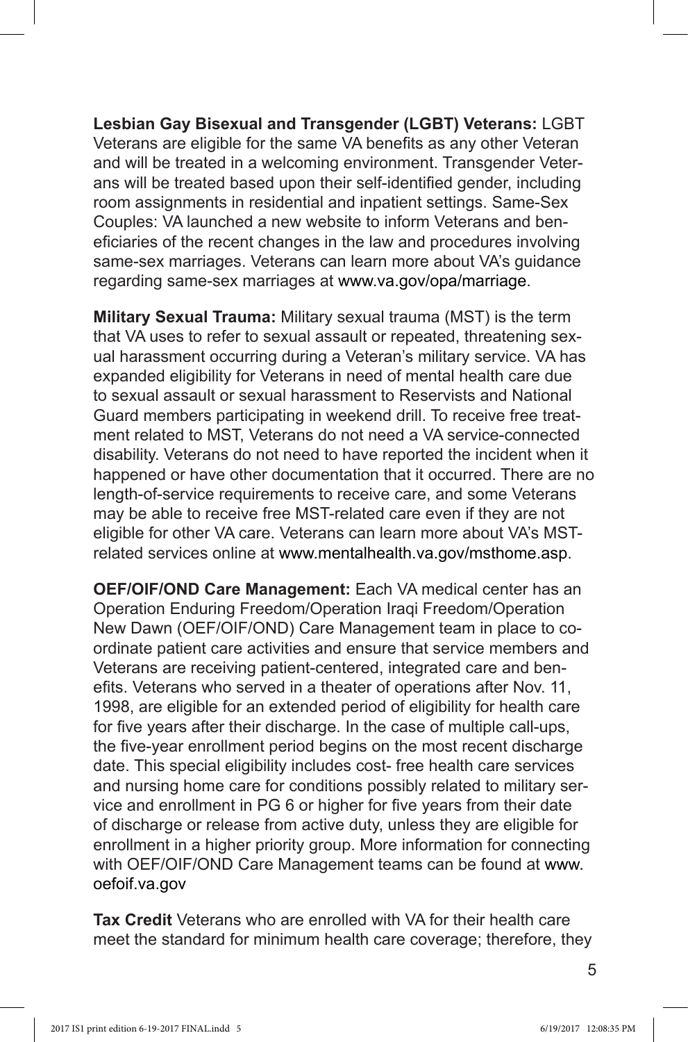**Lesbian Gay Bisexual and Transgender (LGBT) Veterans:** LGBT Veterans are eligible for the same VA benefits as any other Veteran and will be treated in a welcoming environment. Transgender Veterans will be treated based upon their self-identified gender, including room assignments in residential and inpatient settings. Same-Sex Couples: VA launched a new website to inform Veterans and beneficiaries of the recent changes in the law and procedures involving same-sex marriages. Veterans can learn more about VA's guidance regarding same-sex marriages at www.va.gov/opa/marriage.

**Military Sexual Trauma:** Military sexual trauma (MST) is the term that VA uses to refer to sexual assault or repeated, threatening sexual harassment occurring during a Veteran's military service. VA has expanded eligibility for Veterans in need of mental health care due to sexual assault or sexual harassment to Reservists and National Guard members participating in weekend drill. To receive free treatment related to MST, Veterans do not need a VA service-connected disability. Veterans do not need to have reported the incident when it happened or have other documentation that it occurred. There are no length-of-service requirements to receive care, and some Veterans may be able to receive free MST-related care even if they are not eligible for other VA care. Veterans can learn more about VA's MST-related services online at www.mentalhealth.va.gov/msthome.asp.

**OEF/OIF/OND Care Management:** Each VA medical center has an Operation Enduring Freedom/Operation Iraqi Freedom/Operation New Dawn (OEF/OIF/OND) Care Management team in place to coordinate patient care activities and ensure that service members and Veterans are receiving patient-centered, integrated care and benefits. Veterans who served in a theater of operations after Nov. 11, 1998, are eligible for an extended period of eligibility for health care for five years after their discharge. In the case of multiple call-ups, the five-year enrollment period begins on the most recent discharge date. This special eligibility includes cost- free health care services and nursing home care for conditions possibly related to military service and enrollment in PG 6 or higher for five years from their date of discharge or release from active duty, unless they are eligible for enrollment in a higher priority group. More information for connecting with OEF/OIF/OND Care Management teams can be found at www.oefoif.va.gov

**Tax Credit** Veterans who are enrolled with VA for their health care meet the standard for minimum health care coverage; therefore, they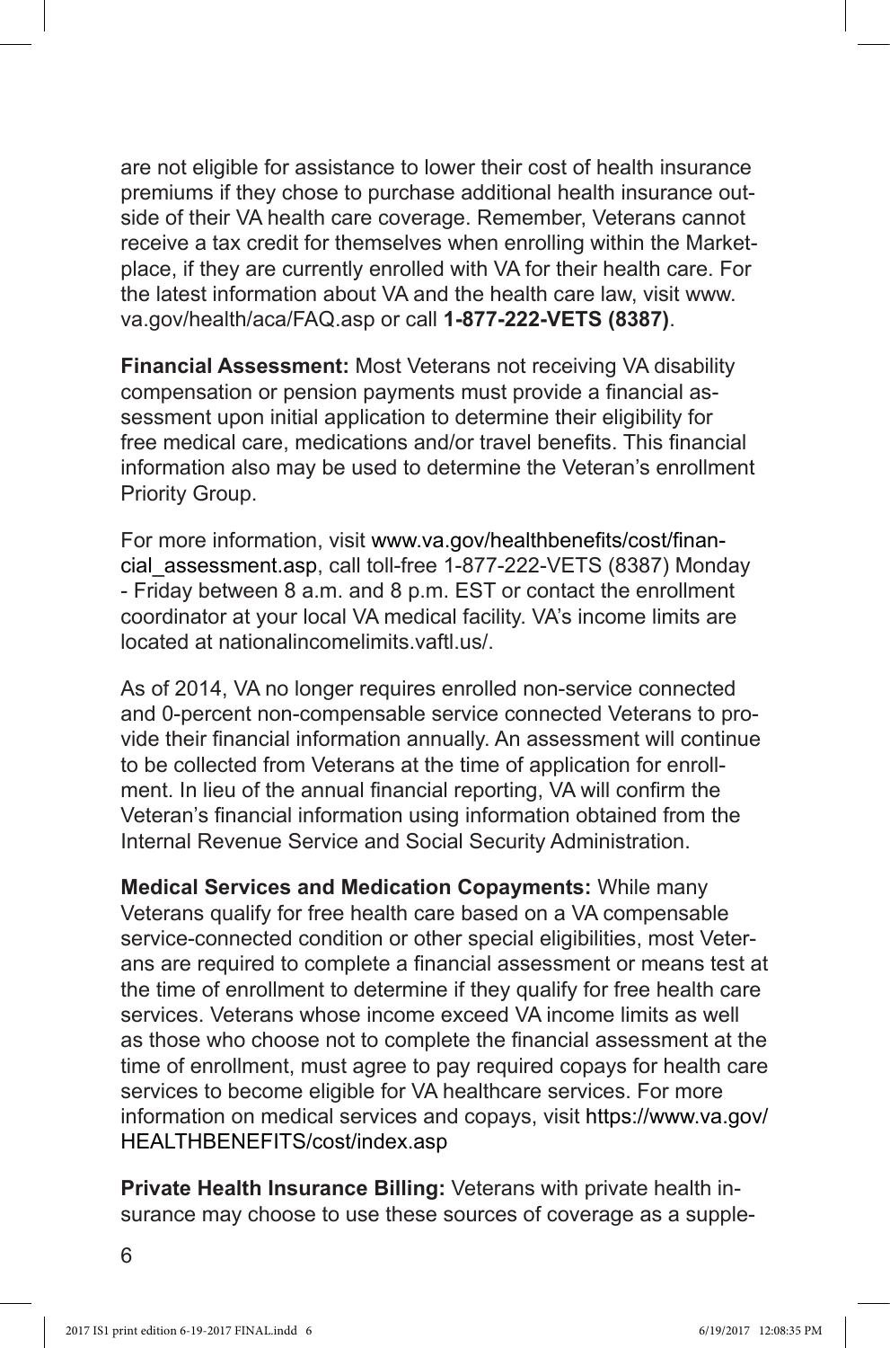are not eligible for assistance to lower their cost of health insurance premiums if they chose to purchase additional health insurance outside of their VA health care coverage. Remember, Veterans cannot receive a tax credit for themselves when enrolling within the Marketplace, if they are currently enrolled with VA for their health care. For the latest information about VA and the health care law, visit www.va.gov/health/aca/FAQ.asp or call **1-877-222-VETS (8387)**.

**Financial Assessment:** Most Veterans not receiving VA disability compensation or pension payments must provide a financial assessment upon initial application to determine their eligibility for free medical care, medications and/or travel benefits. This financial information also may be used to determine the Veteran's enrollment Priority Group.

For more information, visit www.va.gov/healthbenefits/cost/financial_assessment.asp, call toll-free 1-877-222-VETS (8387) Monday - Friday between 8 a.m. and 8 p.m. EST or contact the enrollment coordinator at your local VA medical facility. VA's income limits are located at nationalincomelimits.vaftl.us/.

As of 2014, VA no longer requires enrolled non-service connected and 0-percent non-compensable service connected Veterans to provide their financial information annually. An assessment will continue to be collected from Veterans at the time of application for enrollment. In lieu of the annual financial reporting, VA will confirm the Veteran's financial information using information obtained from the Internal Revenue Service and Social Security Administration.

**Medical Services and Medication Copayments:** While many Veterans qualify for free health care based on a VA compensable service-connected condition or other special eligibilities, most Veterans are required to complete a financial assessment or means test at the time of enrollment to determine if they qualify for free health care services. Veterans whose income exceed VA income limits as well as those who choose not to complete the financial assessment at the time of enrollment, must agree to pay required copays for health care services to become eligible for VA healthcare services. For more information on medical services and copays, visit https://www.va.gov/HEALTHBENEFITS/cost/index.asp

**Private Health Insurance Billing:** Veterans with private health insurance may choose to use these sources of coverage as a supple-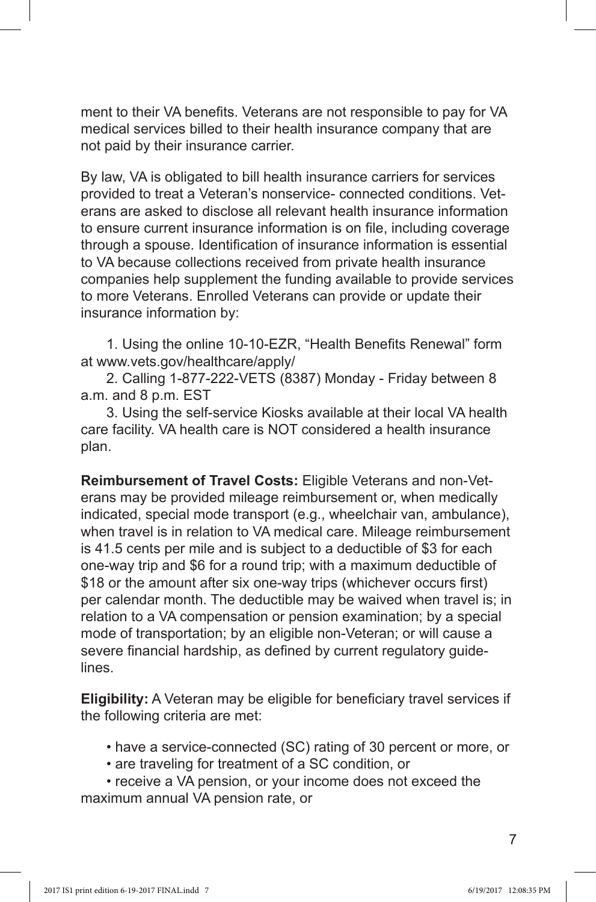ment to their VA benefits. Veterans are not responsible to pay for VA medical services billed to their health insurance company that are not paid by their insurance carrier.

By law, VA is obligated to bill health insurance carriers for services provided to treat a Veteran's nonservice- connected conditions. Veterans are asked to disclose all relevant health insurance information to ensure current insurance information is on file, including coverage through a spouse. Identification of insurance information is essential to VA because collections received from private health insurance companies help supplement the funding available to provide services to more Veterans. Enrolled Veterans can provide or update their insurance information by:

1. Using the online 10-10-EZR, "Health Benefits Renewal" form at www.vets.gov/healthcare/apply/
2. Calling 1-877-222-VETS (8387) Monday - Friday between 8 a.m. and 8 p.m. EST
3. Using the self-service Kiosks available at their local VA health care facility. VA health care is NOT considered a health insurance plan.

**Reimbursement of Travel Costs:** Eligible Veterans and non-Veterans may be provided mileage reimbursement or, when medically indicated, special mode transport (e.g., wheelchair van, ambulance), when travel is in relation to VA medical care. Mileage reimbursement is 41.5 cents per mile and is subject to a deductible of $3 for each one-way trip and $6 for a round trip; with a maximum deductible of $18 or the amount after six one-way trips (whichever occurs first) per calendar month. The deductible may be waived when travel is; in relation to a VA compensation or pension examination; by a special mode of transportation; by an eligible non-Veteran; or will cause a severe financial hardship, as defined by current regulatory guidelines.

**Eligibility:** A Veteran may be eligible for beneficiary travel services if the following criteria are met:

- have a service-connected (SC) rating of 30 percent or more, or
- are traveling for treatment of a SC condition, or
- receive a VA pension, or your income does not exceed the maximum annual VA pension rate, or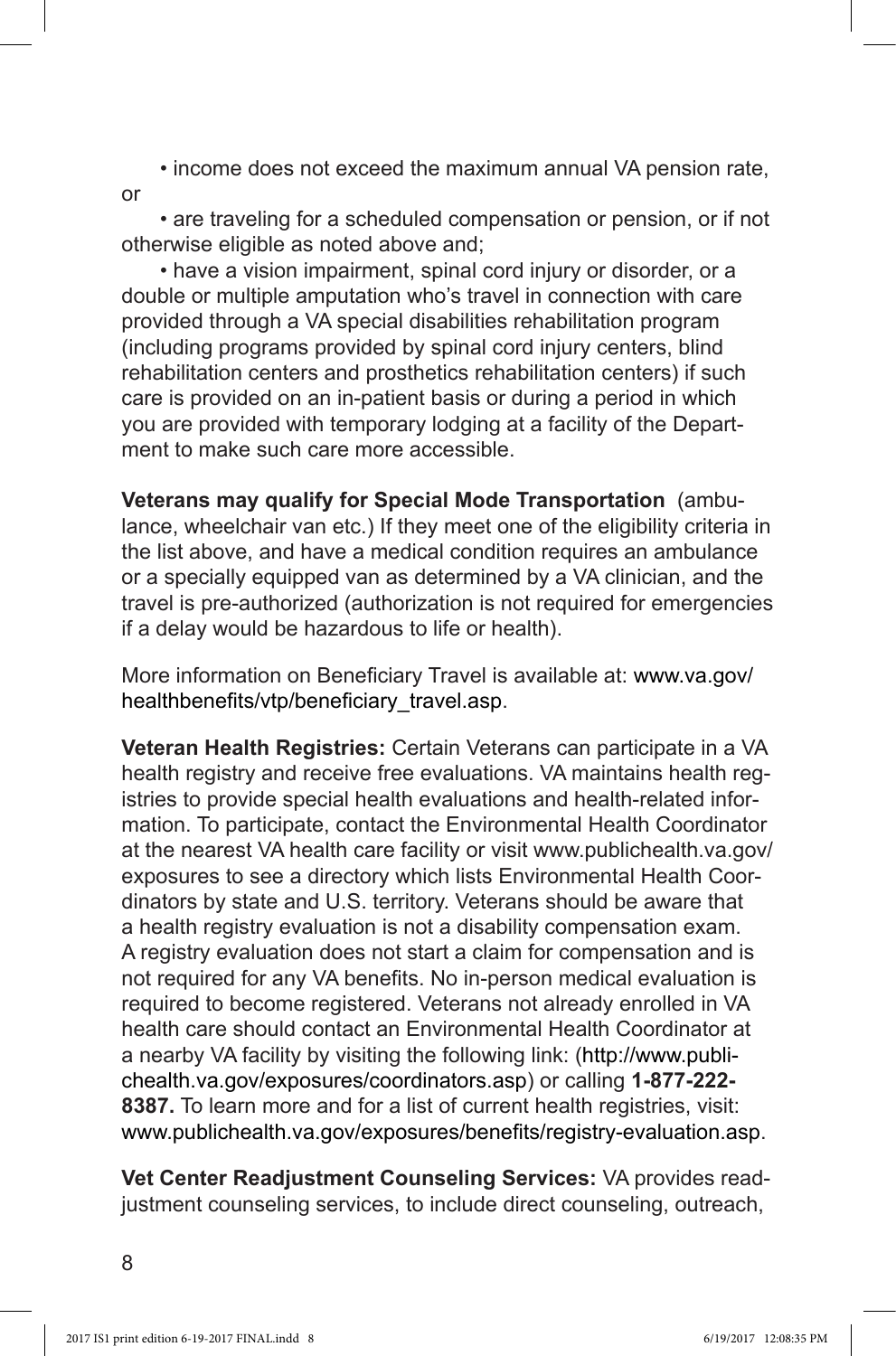- income does not exceed the maximum annual VA pension rate, or
- are traveling for a scheduled compensation or pension, or if not otherwise eligible as noted above and;
- have a vision impairment, spinal cord injury or disorder, or a double or multiple amputation who's travel in connection with care provided through a VA special disabilities rehabilitation program (including programs provided by spinal cord injury centers, blind rehabilitation centers and prosthetics rehabilitation centers) if such care is provided on an in-patient basis or during a period in which you are provided with temporary lodging at a facility of the Department to make such care more accessible.

**Veterans may qualify for Special Mode Transportation** (ambulance, wheelchair van etc.) If they meet one of the eligibility criteria in the list above, and have a medical condition requires an ambulance or a specially equipped van as determined by a VA clinician, and the travel is pre-authorized (authorization is not required for emergencies if a delay would be hazardous to life or health).

More information on Beneficiary Travel is available at: www.va.gov/healthbenefits/vtp/beneficiary_travel.asp.

**Veteran Health Registries:** Certain Veterans can participate in a VA health registry and receive free evaluations. VA maintains health registries to provide special health evaluations and health-related information. To participate, contact the Environmental Health Coordinator at the nearest VA health care facility or visit www.publichealth.va.gov/exposures to see a directory which lists Environmental Health Coordinators by state and U.S. territory. Veterans should be aware that a health registry evaluation is not a disability compensation exam. A registry evaluation does not start a claim for compensation and is not required for any VA benefits. No in-person medical evaluation is required to become registered. Veterans not already enrolled in VA health care should contact an Environmental Health Coordinator at a nearby VA facility by visiting the following link: (http://www.publichealth.va.gov/exposures/coordinators.asp) or calling **1-877-222-8387.** To learn more and for a list of current health registries, visit: www.publichealth.va.gov/exposures/benefits/registry-evaluation.asp.

**Vet Center Readjustment Counseling Services:** VA provides readjustment counseling services, to include direct counseling, outreach,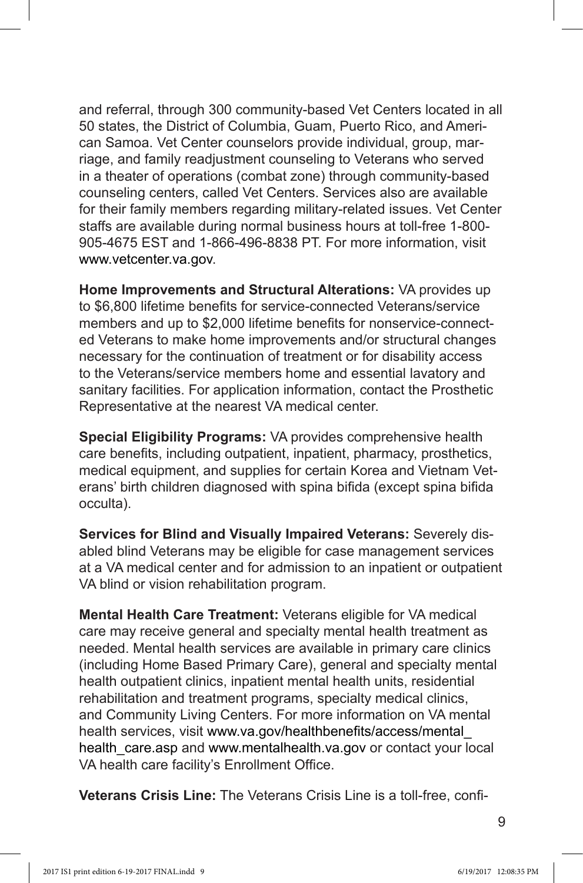and referral, through 300 community-based Vet Centers located in all 50 states, the District of Columbia, Guam, Puerto Rico, and American Samoa. Vet Center counselors provide individual, group, marriage, and family readjustment counseling to Veterans who served in a theater of operations (combat zone) through community-based counseling centers, called Vet Centers. Services also are available for their family members regarding military-related issues. Vet Center staffs are available during normal business hours at toll-free 1-800-905-4675 EST and 1-866-496-8838 PT. For more information, visit www.vetcenter.va.gov.

**Home Improvements and Structural Alterations:** VA provides up to $6,800 lifetime benefits for service-connected Veterans/service members and up to $2,000 lifetime benefits for nonservice-connected Veterans to make home improvements and/or structural changes necessary for the continuation of treatment or for disability access to the Veterans/service members home and essential lavatory and sanitary facilities. For application information, contact the Prosthetic Representative at the nearest VA medical center.

**Special Eligibility Programs:** VA provides comprehensive health care benefits, including outpatient, inpatient, pharmacy, prosthetics, medical equipment, and supplies for certain Korea and Vietnam Veterans' birth children diagnosed with spina bifida (except spina bifida occulta).

**Services for Blind and Visually Impaired Veterans:** Severely disabled blind Veterans may be eligible for case management services at a VA medical center and for admission to an inpatient or outpatient VA blind or vision rehabilitation program.

**Mental Health Care Treatment:** Veterans eligible for VA medical care may receive general and specialty mental health treatment as needed. Mental health services are available in primary care clinics (including Home Based Primary Care), general and specialty mental health outpatient clinics, inpatient mental health units, residential rehabilitation and treatment programs, specialty medical clinics, and Community Living Centers. For more information on VA mental health services, visit www.va.gov/healthbenefits/access/mental_health_care.asp and www.mentalhealth.va.gov or contact your local VA health care facility's Enrollment Office.

**Veterans Crisis Line:** The Veterans Crisis Line is a toll-free, confi-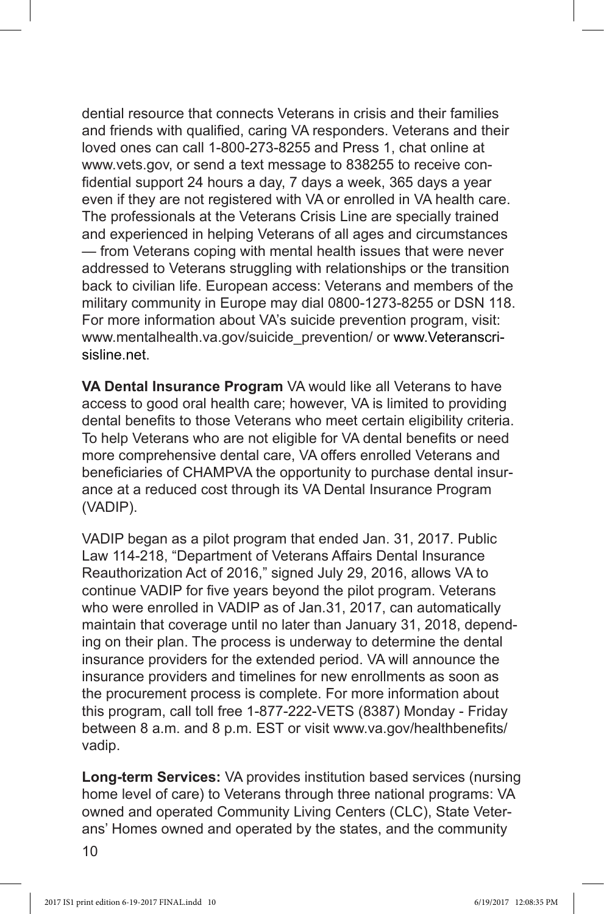dential resource that connects Veterans in crisis and their families and friends with qualified, caring VA responders. Veterans and their loved ones can call 1-800-273-8255 and Press 1, chat online at www.vets.gov, or send a text message to 838255 to receive confidential support 24 hours a day, 7 days a week, 365 days a year even if they are not registered with VA or enrolled in VA health care. The professionals at the Veterans Crisis Line are specially trained and experienced in helping Veterans of all ages and circumstances — from Veterans coping with mental health issues that were never addressed to Veterans struggling with relationships or the transition back to civilian life. European access: Veterans and members of the military community in Europe may dial 0800-1273-8255 or DSN 118. For more information about VA's suicide prevention program, visit: www.mentalhealth.va.gov/suicide_prevention/ or www.Veteranscrisisline.net.

**VA Dental Insurance Program** VA would like all Veterans to have access to good oral health care; however, VA is limited to providing dental benefits to those Veterans who meet certain eligibility criteria. To help Veterans who are not eligible for VA dental benefits or need more comprehensive dental care, VA offers enrolled Veterans and beneficiaries of CHAMPVA the opportunity to purchase dental insurance at a reduced cost through its VA Dental Insurance Program (VADIP).

VADIP began as a pilot program that ended Jan. 31, 2017. Public Law 114-218, "Department of Veterans Affairs Dental Insurance Reauthorization Act of 2016," signed July 29, 2016, allows VA to continue VADIP for five years beyond the pilot program. Veterans who were enrolled in VADIP as of Jan.31, 2017, can automatically maintain that coverage until no later than January 31, 2018, depending on their plan. The process is underway to determine the dental insurance providers for the extended period. VA will announce the insurance providers and timelines for new enrollments as soon as the procurement process is complete. For more information about this program, call toll free 1-877-222-VETS (8387) Monday - Friday between 8 a.m. and 8 p.m. EST or visit www.va.gov/healthbenefits/vadip.

**Long-term Services:** VA provides institution based services (nursing home level of care) to Veterans through three national programs: VA owned and operated Community Living Centers (CLC), State Veterans' Homes owned and operated by the states, and the community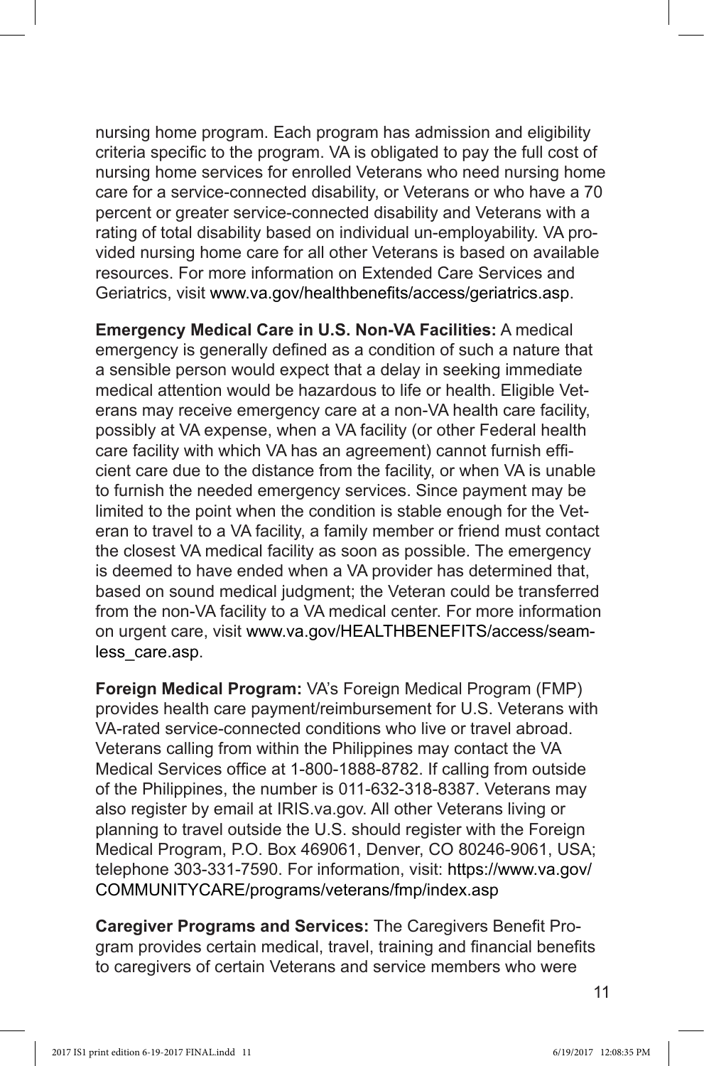nursing home program. Each program has admission and eligibility criteria specific to the program. VA is obligated to pay the full cost of nursing home services for enrolled Veterans who need nursing home care for a service-connected disability, or Veterans or who have a 70 percent or greater service-connected disability and Veterans with a rating of total disability based on individual un-employability. VA provided nursing home care for all other Veterans is based on available resources. For more information on Extended Care Services and Geriatrics, visit www.va.gov/healthbenefits/access/geriatrics.asp.

**Emergency Medical Care in U.S. Non-VA Facilities:** A medical emergency is generally defined as a condition of such a nature that a sensible person would expect that a delay in seeking immediate medical attention would be hazardous to life or health. Eligible Veterans may receive emergency care at a non-VA health care facility, possibly at VA expense, when a VA facility (or other Federal health care facility with which VA has an agreement) cannot furnish efficient care due to the distance from the facility, or when VA is unable to furnish the needed emergency services. Since payment may be limited to the point when the condition is stable enough for the Veteran to travel to a VA facility, a family member or friend must contact the closest VA medical facility as soon as possible. The emergency is deemed to have ended when a VA provider has determined that, based on sound medical judgment; the Veteran could be transferred from the non-VA facility to a VA medical center. For more information on urgent care, visit www.va.gov/HEALTHBENEFITS/access/seamless_care.asp.

**Foreign Medical Program:** VA's Foreign Medical Program (FMP) provides health care payment/reimbursement for U.S. Veterans with VA-rated service-connected conditions who live or travel abroad. Veterans calling from within the Philippines may contact the VA Medical Services office at 1-800-1888-8782. If calling from outside of the Philippines, the number is 011-632-318-8387. Veterans may also register by email at IRIS.va.gov. All other Veterans living or planning to travel outside the U.S. should register with the Foreign Medical Program, P.O. Box 469061, Denver, CO 80246-9061, USA; telephone 303-331-7590. For information, visit: https://www.va.gov/COMMUNITYCARE/programs/veterans/fmp/index.asp

**Caregiver Programs and Services:** The Caregivers Benefit Program provides certain medical, travel, training and financial benefits to caregivers of certain Veterans and service members who were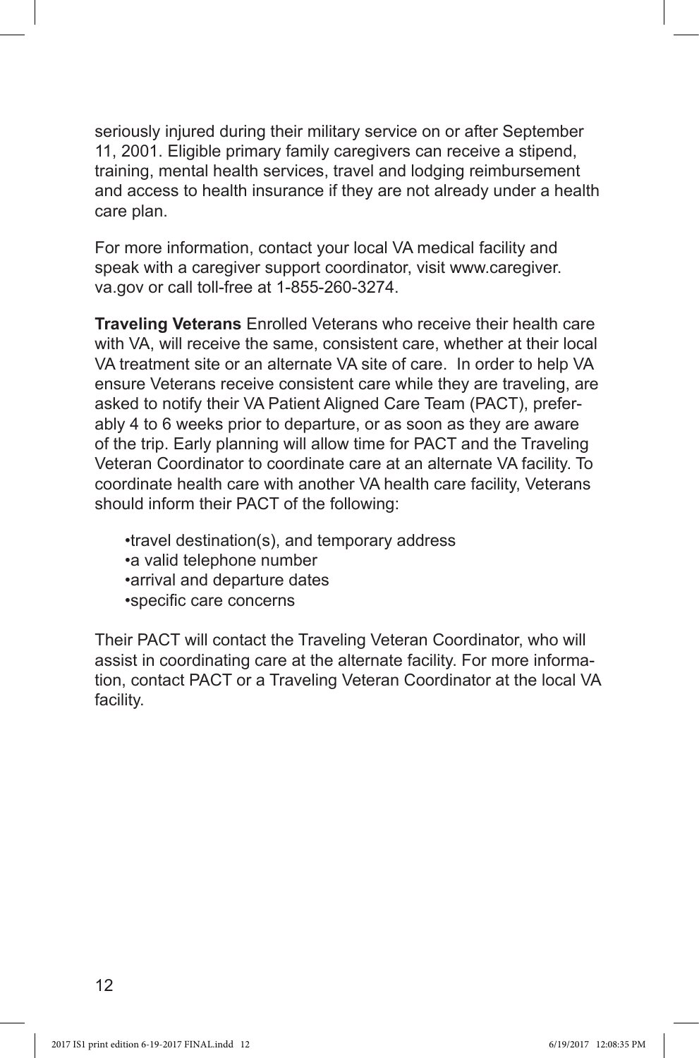seriously injured during their military service on or after September 11, 2001. Eligible primary family caregivers can receive a stipend, training, mental health services, travel and lodging reimbursement and access to health insurance if they are not already under a health care plan.

For more information, contact your local VA medical facility and speak with a caregiver support coordinator, visit www.caregiver.va.gov or call toll-free at 1-855-260-3274.

**Traveling Veterans** Enrolled Veterans who receive their health care with VA, will receive the same, consistent care, whether at their local VA treatment site or an alternate VA site of care. In order to help VA ensure Veterans receive consistent care while they are traveling, are asked to notify their VA Patient Aligned Care Team (PACT), preferably 4 to 6 weeks prior to departure, or as soon as they are aware of the trip. Early planning will allow time for PACT and the Traveling Veteran Coordinator to coordinate care at an alternate VA facility. To coordinate health care with another VA health care facility, Veterans should inform their PACT of the following:

- travel destination(s), and temporary address
- a valid telephone number
- arrival and departure dates
- specific care concerns

Their PACT will contact the Traveling Veteran Coordinator, who will assist in coordinating care at the alternate facility. For more information, contact PACT or a Traveling Veteran Coordinator at the local VA facility.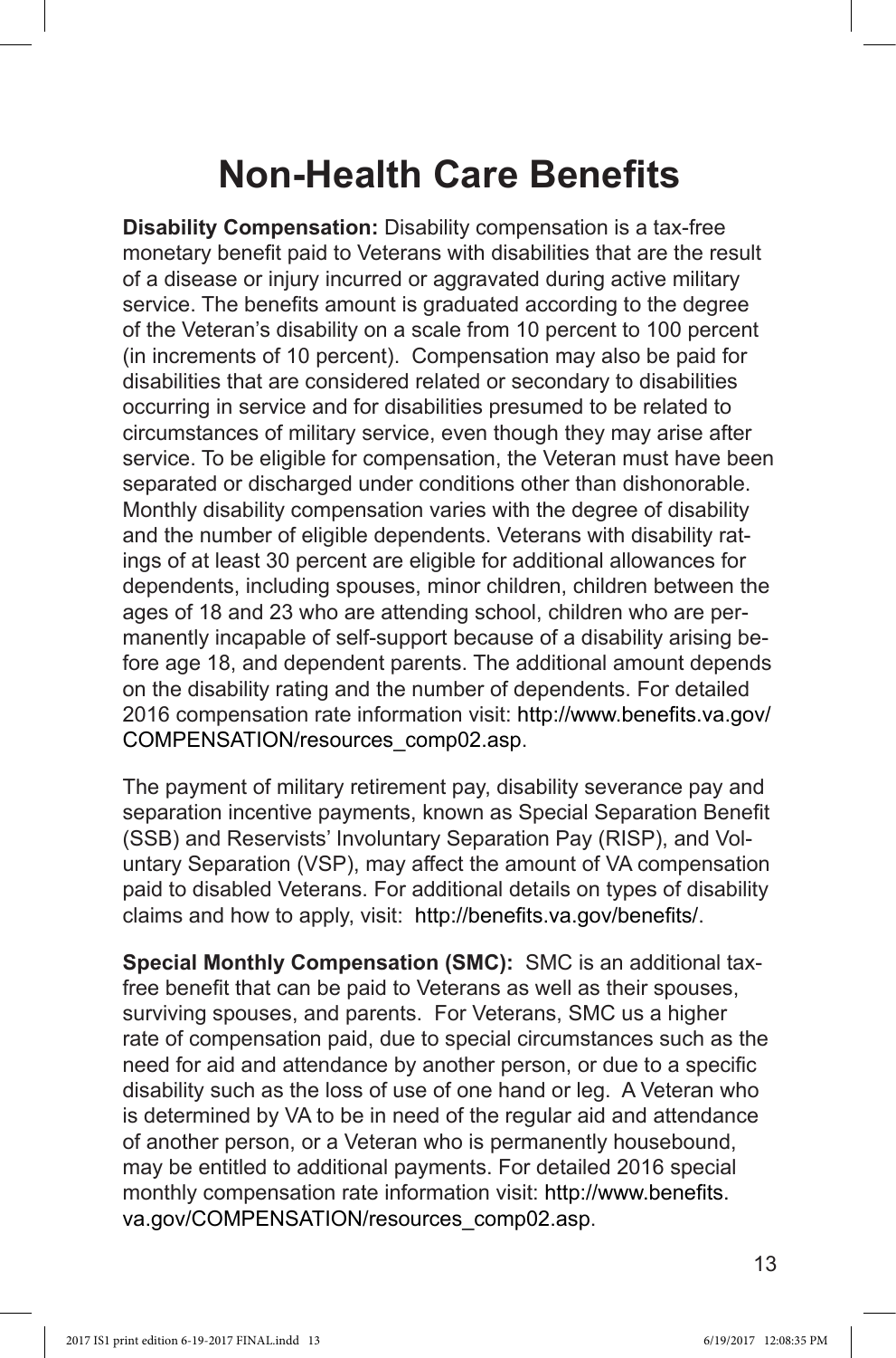# Non-Health Care Benefits

**Disability Compensation:** Disability compensation is a tax-free monetary benefit paid to Veterans with disabilities that are the result of a disease or injury incurred or aggravated during active military service. The benefits amount is graduated according to the degree of the Veteran's disability on a scale from 10 percent to 100 percent (in increments of 10 percent). Compensation may also be paid for disabilities that are considered related or secondary to disabilities occurring in service and for disabilities presumed to be related to circumstances of military service, even though they may arise after service. To be eligible for compensation, the Veteran must have been separated or discharged under conditions other than dishonorable. Monthly disability compensation varies with the degree of disability and the number of eligible dependents. Veterans with disability ratings of at least 30 percent are eligible for additional allowances for dependents, including spouses, minor children, children between the ages of 18 and 23 who are attending school, children who are permanently incapable of self-support because of a disability arising before age 18, and dependent parents. The additional amount depends on the disability rating and the number of dependents. For detailed 2016 compensation rate information visit: http://www.benefits.va.gov/COMPENSATION/resources_comp02.asp.

The payment of military retirement pay, disability severance pay and separation incentive payments, known as Special Separation Benefit (SSB) and Reservists' Involuntary Separation Pay (RISP), and Voluntary Separation (VSP), may affect the amount of VA compensation paid to disabled Veterans. For additional details on types of disability claims and how to apply, visit: http://benefits.va.gov/benefits/.

**Special Monthly Compensation (SMC):** SMC is an additional tax-free benefit that can be paid to Veterans as well as their spouses, surviving spouses, and parents. For Veterans, SMC us a higher rate of compensation paid, due to special circumstances such as the need for aid and attendance by another person, or due to a specific disability such as the loss of use of one hand or leg. A Veteran who is determined by VA to be in need of the regular aid and attendance of another person, or a Veteran who is permanently housebound, may be entitled to additional payments. For detailed 2016 special monthly compensation rate information visit: http://www.benefits.va.gov/COMPENSATION/resources_comp02.asp.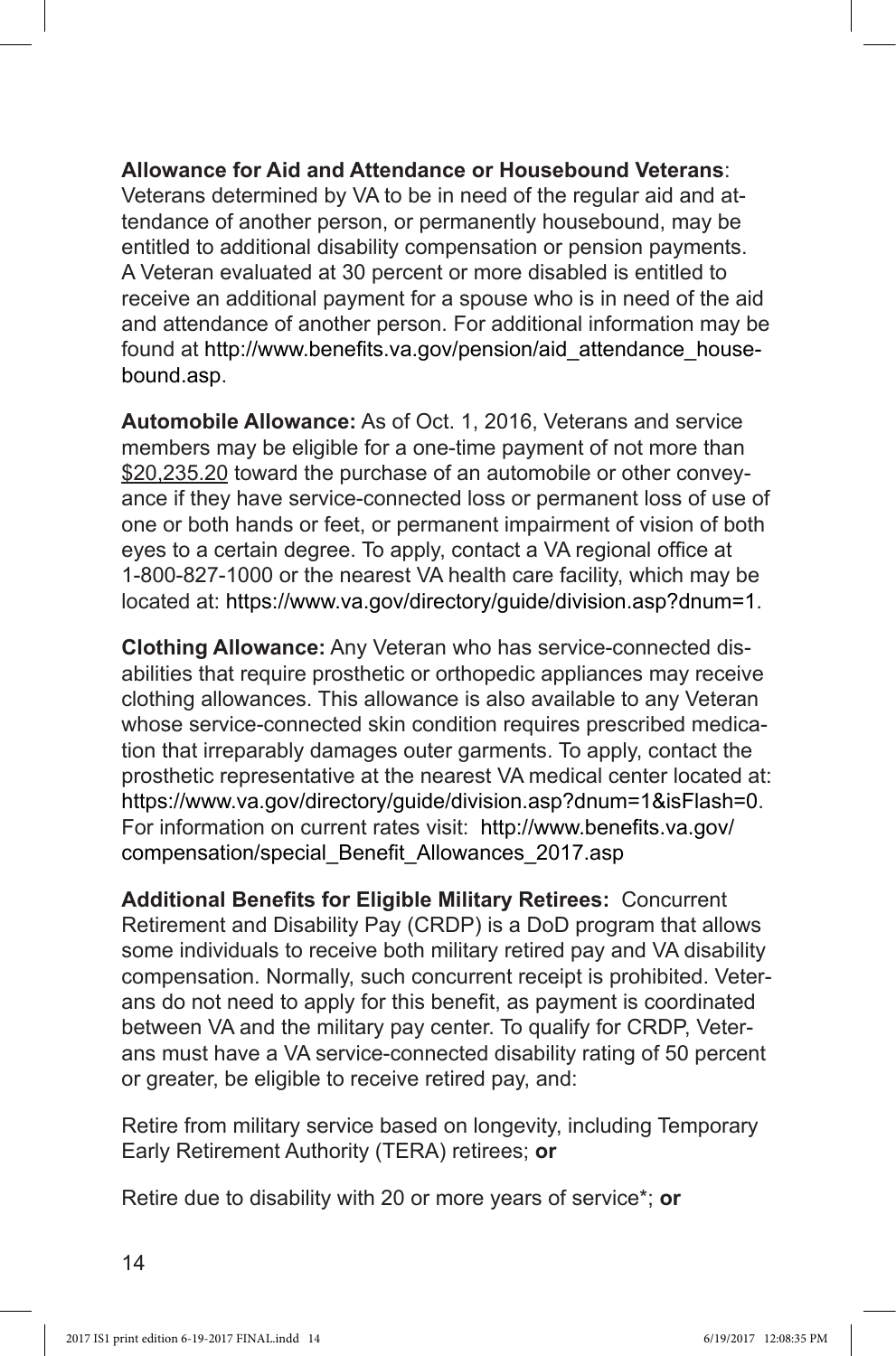**Allowance for Aid and Attendance or Housebound Veterans**: Veterans determined by VA to be in need of the regular aid and attendance of another person, or permanently housebound, may be entitled to additional disability compensation or pension payments. A Veteran evaluated at 30 percent or more disabled is entitled to receive an additional payment for a spouse who is in need of the aid and attendance of another person. For additional information may be found at http://www.benefits.va.gov/pension/aid_attendance_housebound.asp.

**Automobile Allowance:** As of Oct. 1, 2016, Veterans and service members may be eligible for a one-time payment of not more than $20,235.20 toward the purchase of an automobile or other conveyance if they have service-connected loss or permanent loss of use of one or both hands or feet, or permanent impairment of vision of both eyes to a certain degree. To apply, contact a VA regional office at 1-800-827-1000 or the nearest VA health care facility, which may be located at: https://www.va.gov/directory/guide/division.asp?dnum=1.

**Clothing Allowance:** Any Veteran who has service-connected disabilities that require prosthetic or orthopedic appliances may receive clothing allowances. This allowance is also available to any Veteran whose service-connected skin condition requires prescribed medication that irreparably damages outer garments. To apply, contact the prosthetic representative at the nearest VA medical center located at: https://www.va.gov/directory/guide/division.asp?dnum=1&isFlash=0. For information on current rates visit: http://www.benefits.va.gov/compensation/special_Benefit_Allowances_2017.asp

**Additional Benefits for Eligible Military Retirees:** Concurrent Retirement and Disability Pay (CRDP) is a DoD program that allows some individuals to receive both military retired pay and VA disability compensation. Normally, such concurrent receipt is prohibited. Veterans do not need to apply for this benefit, as payment is coordinated between VA and the military pay center. To qualify for CRDP, Veterans must have a VA service-connected disability rating of 50 percent or greater, be eligible to receive retired pay, and:

Retire from military service based on longevity, including Temporary Early Retirement Authority (TERA) retirees; **or**

Retire due to disability with 20 or more years of service*; **or**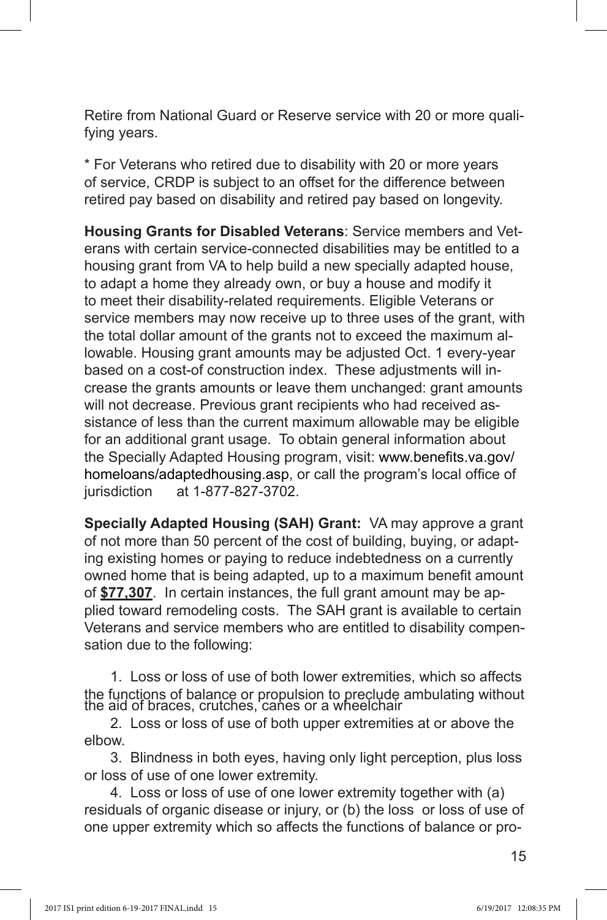Retire from National Guard or Reserve service with 20 or more qualifying years.

* For Veterans who retired due to disability with 20 or more years of service, CRDP is subject to an offset for the difference between retired pay based on disability and retired pay based on longevity.

**Housing Grants for Disabled Veterans**: Service members and Veterans with certain service-connected disabilities may be entitled to a housing grant from VA to help build a new specially adapted house, to adapt a home they already own, or buy a house and modify it to meet their disability-related requirements. Eligible Veterans or service members may now receive up to three uses of the grant, with the total dollar amount of the grants not to exceed the maximum allowable. Housing grant amounts may be adjusted Oct. 1 every-year based on a cost-of construction index. These adjustments will increase the grants amounts or leave them unchanged: grant amounts will not decrease. Previous grant recipients who had received assistance of less than the current maximum allowable may be eligible for an additional grant usage. To obtain general information about the Specially Adapted Housing program, visit: www.benefits.va.gov/homeloans/adaptedhousing.asp, or call the program's local office of jurisdiction at 1-877-827-3702.

**Specially Adapted Housing (SAH) Grant:** VA may approve a grant of not more than 50 percent of the cost of building, buying, or adapting existing homes or paying to reduce indebtedness on a currently owned home that is being adapted, up to a maximum benefit amount of **$77,307**. In certain instances, the full grant amount may be applied toward remodeling costs. The SAH grant is available to certain Veterans and service members who are entitled to disability compensation due to the following:

1. Loss or loss of use of both lower extremities, which so affects the functions of balance or propulsion to preclude ambulating without the aid of braces, crutches, canes or a wheelchair
2. Loss or loss of use of both upper extremities at or above the elbow.
3. Blindness in both eyes, having only light perception, plus loss or loss of use of one lower extremity.
4. Loss or loss of use of one lower extremity together with (a) residuals of organic disease or injury, or (b) the loss or loss of use of one upper extremity which so affects the functions of balance or pro-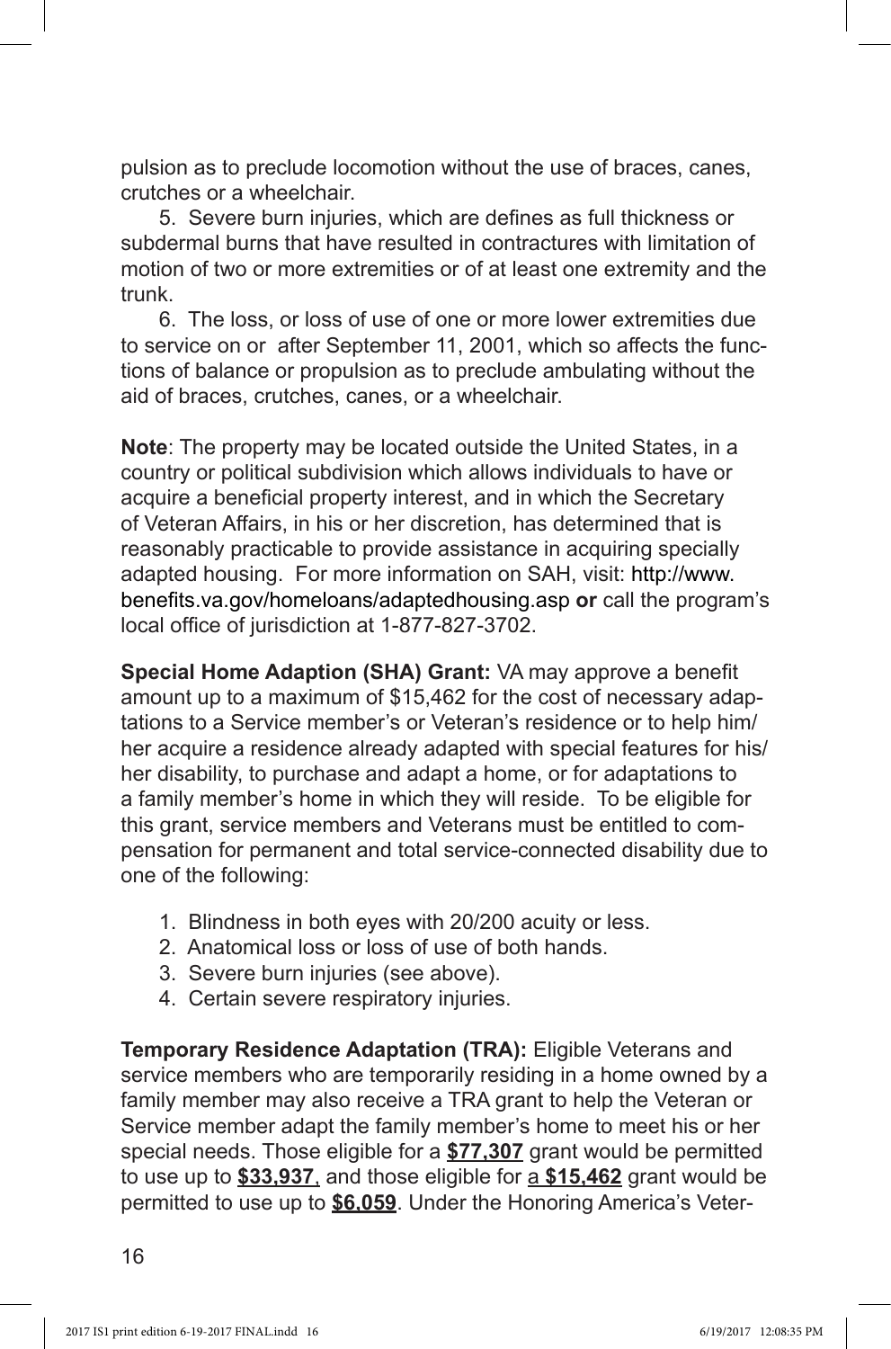pulsion as to preclude locomotion without the use of braces, canes, crutches or a wheelchair.

5. Severe burn injuries, which are defines as full thickness or subdermal burns that have resulted in contractures with limitation of motion of two or more extremities or of at least one extremity and the trunk.

6. The loss, or loss of use of one or more lower extremities due to service on or after September 11, 2001, which so affects the functions of balance or propulsion as to preclude ambulating without the aid of braces, crutches, canes, or a wheelchair.

**Note**: The property may be located outside the United States, in a country or political subdivision which allows individuals to have or acquire a beneficial property interest, and in which the Secretary of Veteran Affairs, in his or her discretion, has determined that is reasonably practicable to provide assistance in acquiring specially adapted housing. For more information on SAH, visit: http://www.benefits.va.gov/homeloans/adaptedhousing.asp **or** call the program's local office of jurisdiction at 1-877-827-3702.

**Special Home Adaption (SHA) Grant:** VA may approve a benefit amount up to a maximum of $15,462 for the cost of necessary adaptations to a Service member's or Veteran's residence or to help him/her acquire a residence already adapted with special features for his/her disability, to purchase and adapt a home, or for adaptations to a family member's home in which they will reside. To be eligible for this grant, service members and Veterans must be entitled to compensation for permanent and total service-connected disability due to one of the following:

1. Blindness in both eyes with 20/200 acuity or less.
2. Anatomical loss or loss of use of both hands.
3. Severe burn injuries (see above).
4. Certain severe respiratory injuries.

**Temporary Residence Adaptation (TRA):** Eligible Veterans and service members who are temporarily residing in a home owned by a family member may also receive a TRA grant to help the Veteran or Service member adapt the family member's home to meet his or her special needs. Those eligible for a **$77,307** grant would be permitted to use up to **$33,937**, and those eligible for a **$15,462** grant would be permitted to use up to **$6,059**. Under the Honoring America's Veter-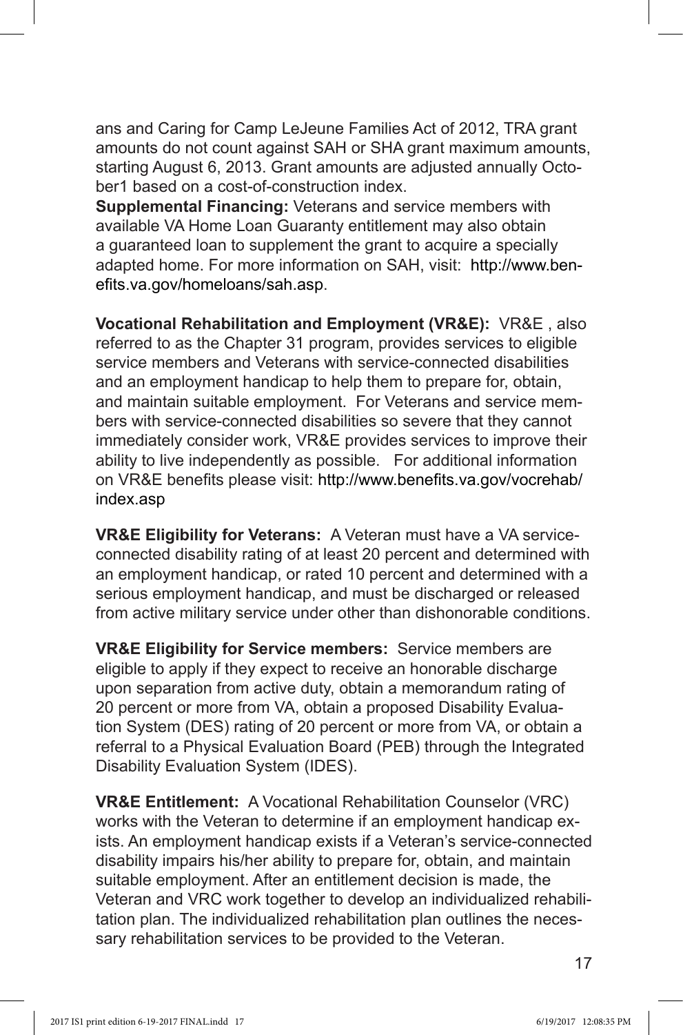ans and Caring for Camp LeJeune Families Act of 2012, TRA grant amounts do not count against SAH or SHA grant maximum amounts, starting August 6, 2013. Grant amounts are adjusted annually October1 based on a cost-of-construction index.

**Supplemental Financing:** Veterans and service members with available VA Home Loan Guaranty entitlement may also obtain a guaranteed loan to supplement the grant to acquire a specially adapted home. For more information on SAH, visit: http://www.benefits.va.gov/homeloans/sah.asp.

**Vocational Rehabilitation and Employment (VR&E):** VR&E , also referred to as the Chapter 31 program, provides services to eligible service members and Veterans with service-connected disabilities and an employment handicap to help them to prepare for, obtain, and maintain suitable employment. For Veterans and service members with service-connected disabilities so severe that they cannot immediately consider work, VR&E provides services to improve their ability to live independently as possible. For additional information on VR&E benefits please visit: http://www.benefits.va.gov/vocrehab/index.asp

**VR&E Eligibility for Veterans:** A Veteran must have a VA service-connected disability rating of at least 20 percent and determined with an employment handicap, or rated 10 percent and determined with a serious employment handicap, and must be discharged or released from active military service under other than dishonorable conditions.

**VR&E Eligibility for Service members:** Service members are eligible to apply if they expect to receive an honorable discharge upon separation from active duty, obtain a memorandum rating of 20 percent or more from VA, obtain a proposed Disability Evaluation System (DES) rating of 20 percent or more from VA, or obtain a referral to a Physical Evaluation Board (PEB) through the Integrated Disability Evaluation System (IDES).

**VR&E Entitlement:** A Vocational Rehabilitation Counselor (VRC) works with the Veteran to determine if an employment handicap exists. An employment handicap exists if a Veteran's service-connected disability impairs his/her ability to prepare for, obtain, and maintain suitable employment. After an entitlement decision is made, the Veteran and VRC work together to develop an individualized rehabilitation plan. The individualized rehabilitation plan outlines the necessary rehabilitation services to be provided to the Veteran.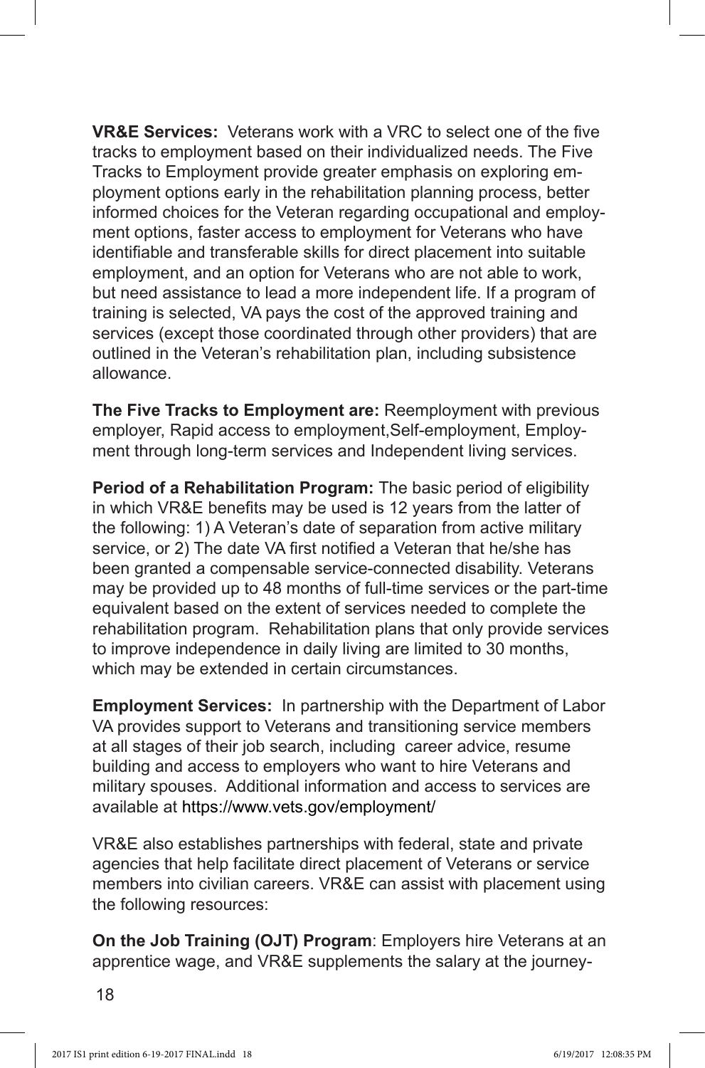**VR&E Services:** Veterans work with a VRC to select one of the five tracks to employment based on their individualized needs. The Five Tracks to Employment provide greater emphasis on exploring employment options early in the rehabilitation planning process, better informed choices for the Veteran regarding occupational and employment options, faster access to employment for Veterans who have identifiable and transferable skills for direct placement into suitable employment, and an option for Veterans who are not able to work, but need assistance to lead a more independent life. If a program of training is selected, VA pays the cost of the approved training and services (except those coordinated through other providers) that are outlined in the Veteran's rehabilitation plan, including subsistence allowance.

**The Five Tracks to Employment are:** Reemployment with previous employer, Rapid access to employment,Self-employment, Employment through long-term services and Independent living services.

**Period of a Rehabilitation Program:** The basic period of eligibility in which VR&E benefits may be used is 12 years from the latter of the following: 1) A Veteran's date of separation from active military service, or 2) The date VA first notified a Veteran that he/she has been granted a compensable service-connected disability. Veterans may be provided up to 48 months of full-time services or the part-time equivalent based on the extent of services needed to complete the rehabilitation program. Rehabilitation plans that only provide services to improve independence in daily living are limited to 30 months, which may be extended in certain circumstances.

**Employment Services:** In partnership with the Department of Labor VA provides support to Veterans and transitioning service members at all stages of their job search, including career advice, resume building and access to employers who want to hire Veterans and military spouses. Additional information and access to services are available at https://www.vets.gov/employment/

VR&E also establishes partnerships with federal, state and private agencies that help facilitate direct placement of Veterans or service members into civilian careers. VR&E can assist with placement using the following resources:

**On the Job Training (OJT) Program**: Employers hire Veterans at an apprentice wage, and VR&E supplements the salary at the journey-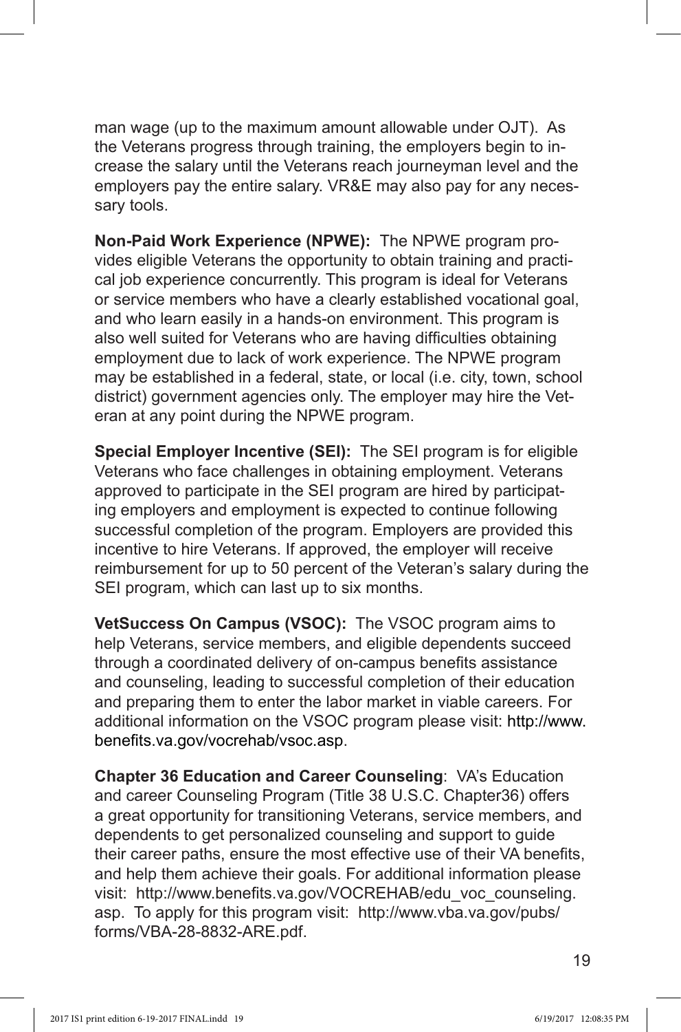man wage (up to the maximum amount allowable under OJT). As the Veterans progress through training, the employers begin to increase the salary until the Veterans reach journeyman level and the employers pay the entire salary. VR&E may also pay for any necessary tools.

**Non-Paid Work Experience (NPWE):** The NPWE program provides eligible Veterans the opportunity to obtain training and practical job experience concurrently. This program is ideal for Veterans or service members who have a clearly established vocational goal, and who learn easily in a hands-on environment. This program is also well suited for Veterans who are having difficulties obtaining employment due to lack of work experience. The NPWE program may be established in a federal, state, or local (i.e. city, town, school district) government agencies only. The employer may hire the Veteran at any point during the NPWE program.

**Special Employer Incentive (SEI):** The SEI program is for eligible Veterans who face challenges in obtaining employment. Veterans approved to participate in the SEI program are hired by participating employers and employment is expected to continue following successful completion of the program. Employers are provided this incentive to hire Veterans. If approved, the employer will receive reimbursement for up to 50 percent of the Veteran's salary during the SEI program, which can last up to six months.

**VetSuccess On Campus (VSOC):** The VSOC program aims to help Veterans, service members, and eligible dependents succeed through a coordinated delivery of on-campus benefits assistance and counseling, leading to successful completion of their education and preparing them to enter the labor market in viable careers. For additional information on the VSOC program please visit: http://www.benefits.va.gov/vocrehab/vsoc.asp.

**Chapter 36 Education and Career Counseling**: VA's Education and career Counseling Program (Title 38 U.S.C. Chapter36) offers a great opportunity for transitioning Veterans, service members, and dependents to get personalized counseling and support to guide their career paths, ensure the most effective use of their VA benefits, and help them achieve their goals. For additional information please visit: http://www.benefits.va.gov/VOCREHAB/edu_voc_counseling.asp. To apply for this program visit: http://www.vba.va.gov/pubs/forms/VBA-28-8832-ARE.pdf.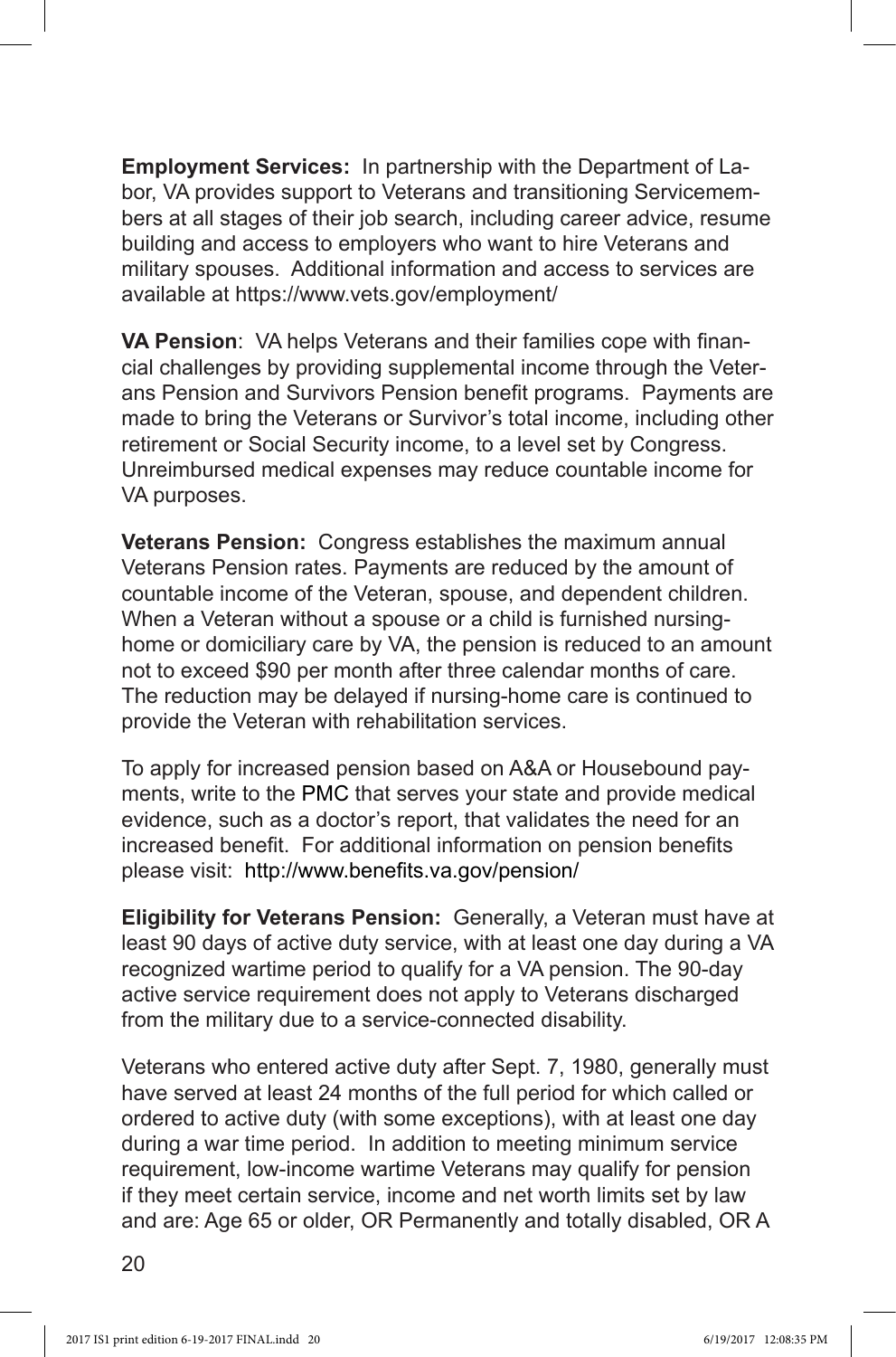**Employment Services:** In partnership with the Department of Labor, VA provides support to Veterans and transitioning Servicemembers at all stages of their job search, including career advice, resume building and access to employers who want to hire Veterans and military spouses. Additional information and access to services are available at https://www.vets.gov/employment/

**VA Pension**: VA helps Veterans and their families cope with financial challenges by providing supplemental income through the Veterans Pension and Survivors Pension benefit programs. Payments are made to bring the Veterans or Survivor's total income, including other retirement or Social Security income, to a level set by Congress. Unreimbursed medical expenses may reduce countable income for VA purposes.

**Veterans Pension:** Congress establishes the maximum annual Veterans Pension rates. Payments are reduced by the amount of countable income of the Veteran, spouse, and dependent children. When a Veteran without a spouse or a child is furnished nursing-home or domiciliary care by VA, the pension is reduced to an amount not to exceed $90 per month after three calendar months of care. The reduction may be delayed if nursing-home care is continued to provide the Veteran with rehabilitation services.

To apply for increased pension based on A&A or Housebound payments, write to the PMC that serves your state and provide medical evidence, such as a doctor's report, that validates the need for an increased benefit. For additional information on pension benefits please visit: http://www.benefits.va.gov/pension/

**Eligibility for Veterans Pension:** Generally, a Veteran must have at least 90 days of active duty service, with at least one day during a VA recognized wartime period to qualify for a VA pension. The 90-day active service requirement does not apply to Veterans discharged from the military due to a service-connected disability.

Veterans who entered active duty after Sept. 7, 1980, generally must have served at least 24 months of the full period for which called or ordered to active duty (with some exceptions), with at least one day during a war time period. In addition to meeting minimum service requirement, low-income wartime Veterans may qualify for pension if they meet certain service, income and net worth limits set by law and are: Age 65 or older, OR Permanently and totally disabled, OR A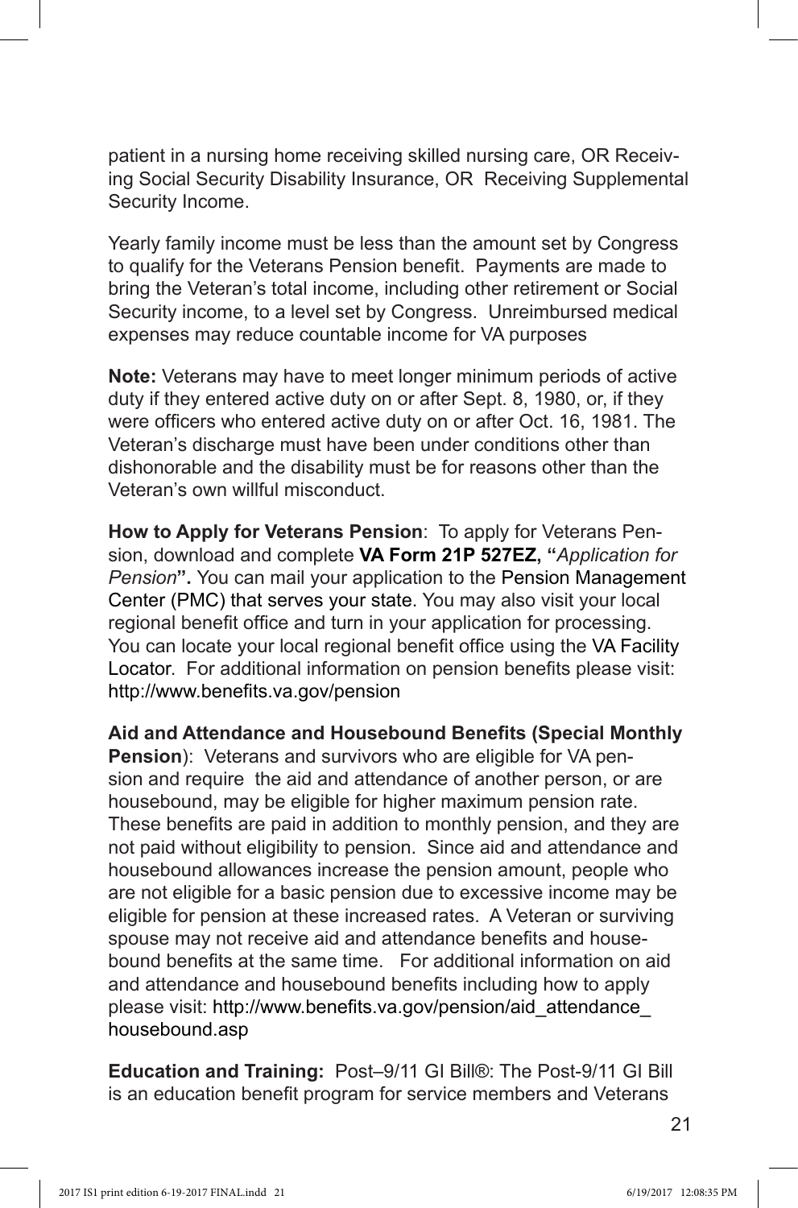patient in a nursing home receiving skilled nursing care, OR Receiving Social Security Disability Insurance, OR Receiving Supplemental Security Income.

Yearly family income must be less than the amount set by Congress to qualify for the Veterans Pension benefit. Payments are made to bring the Veteran's total income, including other retirement or Social Security income, to a level set by Congress. Unreimbursed medical expenses may reduce countable income for VA purposes

**Note:** Veterans may have to meet longer minimum periods of active duty if they entered active duty on or after Sept. 8, 1980, or, if they were officers who entered active duty on or after Oct. 16, 1981. The Veteran's discharge must have been under conditions other than dishonorable and the disability must be for reasons other than the Veteran's own willful misconduct.

**How to Apply for Veterans Pension**: To apply for Veterans Pension, download and complete **VA Form 21P 527EZ, "***Application for Pension***".** You can mail your application to the Pension Management Center (PMC) that serves your state. You may also visit your local regional benefit office and turn in your application for processing. You can locate your local regional benefit office using the VA Facility Locator. For additional information on pension benefits please visit: http://www.benefits.va.gov/pension

**Aid and Attendance and Housebound Benefits (Special Monthly Pension**): Veterans and survivors who are eligible for VA pension and require the aid and attendance of another person, or are housebound, may be eligible for higher maximum pension rate. These benefits are paid in addition to monthly pension, and they are not paid without eligibility to pension. Since aid and attendance and housebound allowances increase the pension amount, people who are not eligible for a basic pension due to excessive income may be eligible for pension at these increased rates. A Veteran or surviving spouse may not receive aid and attendance benefits and housebound benefits at the same time. For additional information on aid and attendance and housebound benefits including how to apply please visit: http://www.benefits.va.gov/pension/aid_attendance_housebound.asp

**Education and Training:** Post–9/11 GI Bill®: The Post-9/11 GI Bill is an education benefit program for service members and Veterans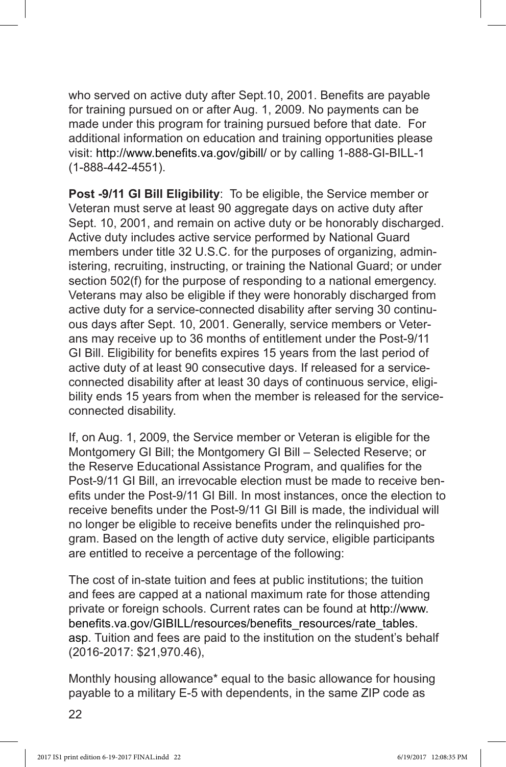who served on active duty after Sept.10, 2001. Benefits are payable for training pursued on or after Aug. 1, 2009. No payments can be made under this program for training pursued before that date. For additional information on education and training opportunities please visit: http://www.benefits.va.gov/gibill/ or by calling 1-888-GI-BILL-1 (1-888-442-4551).

**Post -9/11 GI Bill Eligibility**: To be eligible, the Service member or Veteran must serve at least 90 aggregate days on active duty after Sept. 10, 2001, and remain on active duty or be honorably discharged. Active duty includes active service performed by National Guard members under title 32 U.S.C. for the purposes of organizing, administering, recruiting, instructing, or training the National Guard; or under section 502(f) for the purpose of responding to a national emergency. Veterans may also be eligible if they were honorably discharged from active duty for a service-connected disability after serving 30 continuous days after Sept. 10, 2001. Generally, service members or Veterans may receive up to 36 months of entitlement under the Post-9/11 GI Bill. Eligibility for benefits expires 15 years from the last period of active duty of at least 90 consecutive days. If released for a service-connected disability after at least 30 days of continuous service, eligibility ends 15 years from when the member is released for the service-connected disability.

If, on Aug. 1, 2009, the Service member or Veteran is eligible for the Montgomery GI Bill; the Montgomery GI Bill – Selected Reserve; or the Reserve Educational Assistance Program, and qualifies for the Post-9/11 GI Bill, an irrevocable election must be made to receive benefits under the Post-9/11 GI Bill. In most instances, once the election to receive benefits under the Post-9/11 GI Bill is made, the individual will no longer be eligible to receive benefits under the relinquished program. Based on the length of active duty service, eligible participants are entitled to receive a percentage of the following:

The cost of in-state tuition and fees at public institutions; the tuition and fees are capped at a national maximum rate for those attending private or foreign schools. Current rates can be found at http://www.benefits.va.gov/GIBILL/resources/benefits_resources/rate_tables.asp. Tuition and fees are paid to the institution on the student's behalf (2016-2017: $21,970.46),

Monthly housing allowance* equal to the basic allowance for housing payable to a military E-5 with dependents, in the same ZIP code as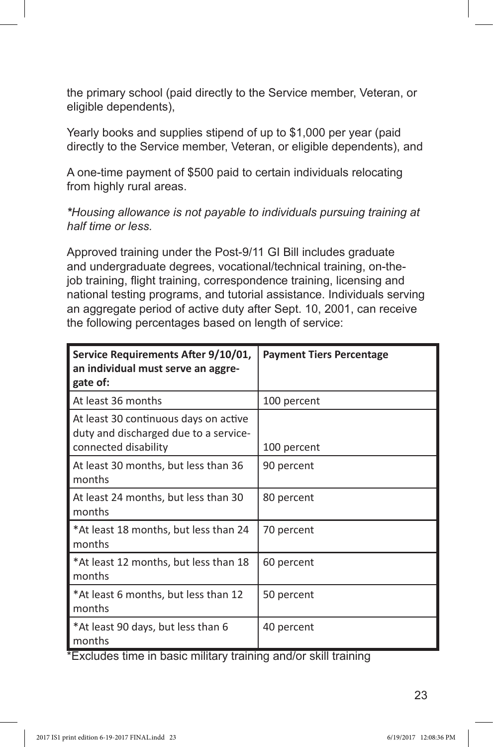the primary school (paid directly to the Service member, Veteran, or eligible dependents),

Yearly books and supplies stipend of up to $1,000 per year (paid directly to the Service member, Veteran, or eligible dependents), and

A one-time payment of $500 paid to certain individuals relocating from highly rural areas.

*\*Housing allowance is not payable to individuals pursuing training at half time or less.*

Approved training under the Post-9/11 GI Bill includes graduate and undergraduate degrees, vocational/technical training, on-the-job training, flight training, correspondence training, licensing and national testing programs, and tutorial assistance. Individuals serving an aggregate period of active duty after Sept. 10, 2001, can receive the following percentages based on length of service:

| Service Requirements After 9/10/01, an individual must serve an aggregate of: | Payment Tiers Percentage |
|---|---|
| At least 36 months | 100 percent |
| At least 30 continuous days on active duty and discharged due to a service-connected disability | 100 percent |
| At least 30 months, but less than 36 months | 90 percent |
| At least 24 months, but less than 30 months | 80 percent |
| *At least 18 months, but less than 24 months | 70 percent |
| *At least 12 months, but less than 18 months | 60 percent |
| *At least 6 months, but less than 12 months | 50 percent |
| *At least 90 days, but less than 6 months | 40 percent |

*Excludes time in basic military training and/or skill training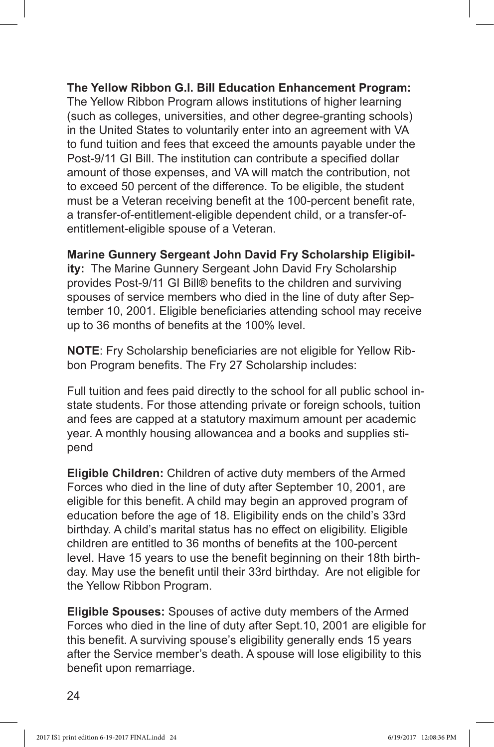**The Yellow Ribbon G.I. Bill Education Enhancement Program:** The Yellow Ribbon Program allows institutions of higher learning (such as colleges, universities, and other degree-granting schools) in the United States to voluntarily enter into an agreement with VA to fund tuition and fees that exceed the amounts payable under the Post-9/11 GI Bill. The institution can contribute a specified dollar amount of those expenses, and VA will match the contribution, not to exceed 50 percent of the difference. To be eligible, the student must be a Veteran receiving benefit at the 100-percent benefit rate, a transfer-of-entitlement-eligible dependent child, or a transfer-of-entitlement-eligible spouse of a Veteran.

**Marine Gunnery Sergeant John David Fry Scholarship Eligibility:** The Marine Gunnery Sergeant John David Fry Scholarship provides Post-9/11 GI Bill® benefits to the children and surviving spouses of service members who died in the line of duty after September 10, 2001. Eligible beneficiaries attending school may receive up to 36 months of benefits at the 100% level.

**NOTE**: Fry Scholarship beneficiaries are not eligible for Yellow Ribbon Program benefits. The Fry 27 Scholarship includes:

Full tuition and fees paid directly to the school for all public school in-state students. For those attending private or foreign schools, tuition and fees are capped at a statutory maximum amount per academic year. A monthly housing allowancea and a books and supplies stipend

**Eligible Children:** Children of active duty members of the Armed Forces who died in the line of duty after September 10, 2001, are eligible for this benefit. A child may begin an approved program of education before the age of 18. Eligibility ends on the child's 33rd birthday. A child's marital status has no effect on eligibility. Eligible children are entitled to 36 months of benefits at the 100-percent level. Have 15 years to use the benefit beginning on their 18th birthday. May use the benefit until their 33rd birthday. Are not eligible for the Yellow Ribbon Program.

**Eligible Spouses:** Spouses of active duty members of the Armed Forces who died in the line of duty after Sept.10, 2001 are eligible for this benefit. A surviving spouse's eligibility generally ends 15 years after the Service member's death. A spouse will lose eligibility to this benefit upon remarriage.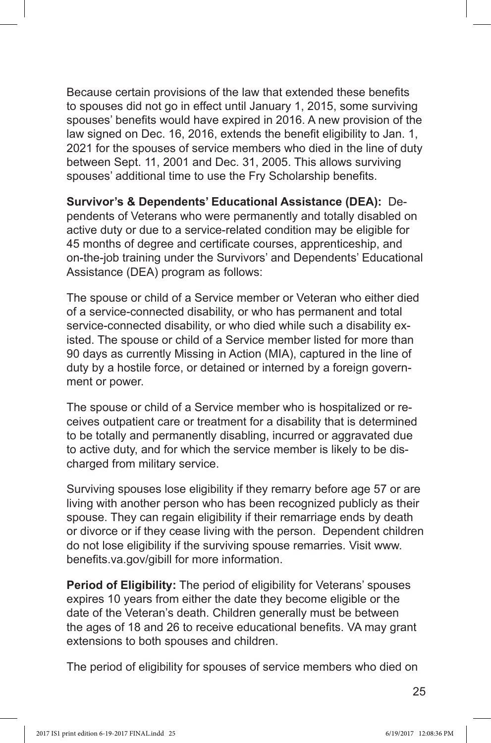Because certain provisions of the law that extended these benefits to spouses did not go in effect until January 1, 2015, some surviving spouses' benefits would have expired in 2016. A new provision of the law signed on Dec. 16, 2016, extends the benefit eligibility to Jan. 1, 2021 for the spouses of service members who died in the line of duty between Sept. 11, 2001 and Dec. 31, 2005. This allows surviving spouses' additional time to use the Fry Scholarship benefits.

**Survivor's & Dependents' Educational Assistance (DEA):** Dependents of Veterans who were permanently and totally disabled on active duty or due to a service-related condition may be eligible for 45 months of degree and certificate courses, apprenticeship, and on-the-job training under the Survivors' and Dependents' Educational Assistance (DEA) program as follows:

The spouse or child of a Service member or Veteran who either died of a service-connected disability, or who has permanent and total service-connected disability, or who died while such a disability existed. The spouse or child of a Service member listed for more than 90 days as currently Missing in Action (MIA), captured in the line of duty by a hostile force, or detained or interned by a foreign government or power.

The spouse or child of a Service member who is hospitalized or receives outpatient care or treatment for a disability that is determined to be totally and permanently disabling, incurred or aggravated due to active duty, and for which the service member is likely to be discharged from military service.

Surviving spouses lose eligibility if they remarry before age 57 or are living with another person who has been recognized publicly as their spouse. They can regain eligibility if their remarriage ends by death or divorce or if they cease living with the person. Dependent children do not lose eligibility if the surviving spouse remarries. Visit www.benefits.va.gov/gibill for more information.

**Period of Eligibility:** The period of eligibility for Veterans' spouses expires 10 years from either the date they become eligible or the date of the Veteran's death. Children generally must be between the ages of 18 and 26 to receive educational benefits. VA may grant extensions to both spouses and children.

The period of eligibility for spouses of service members who died on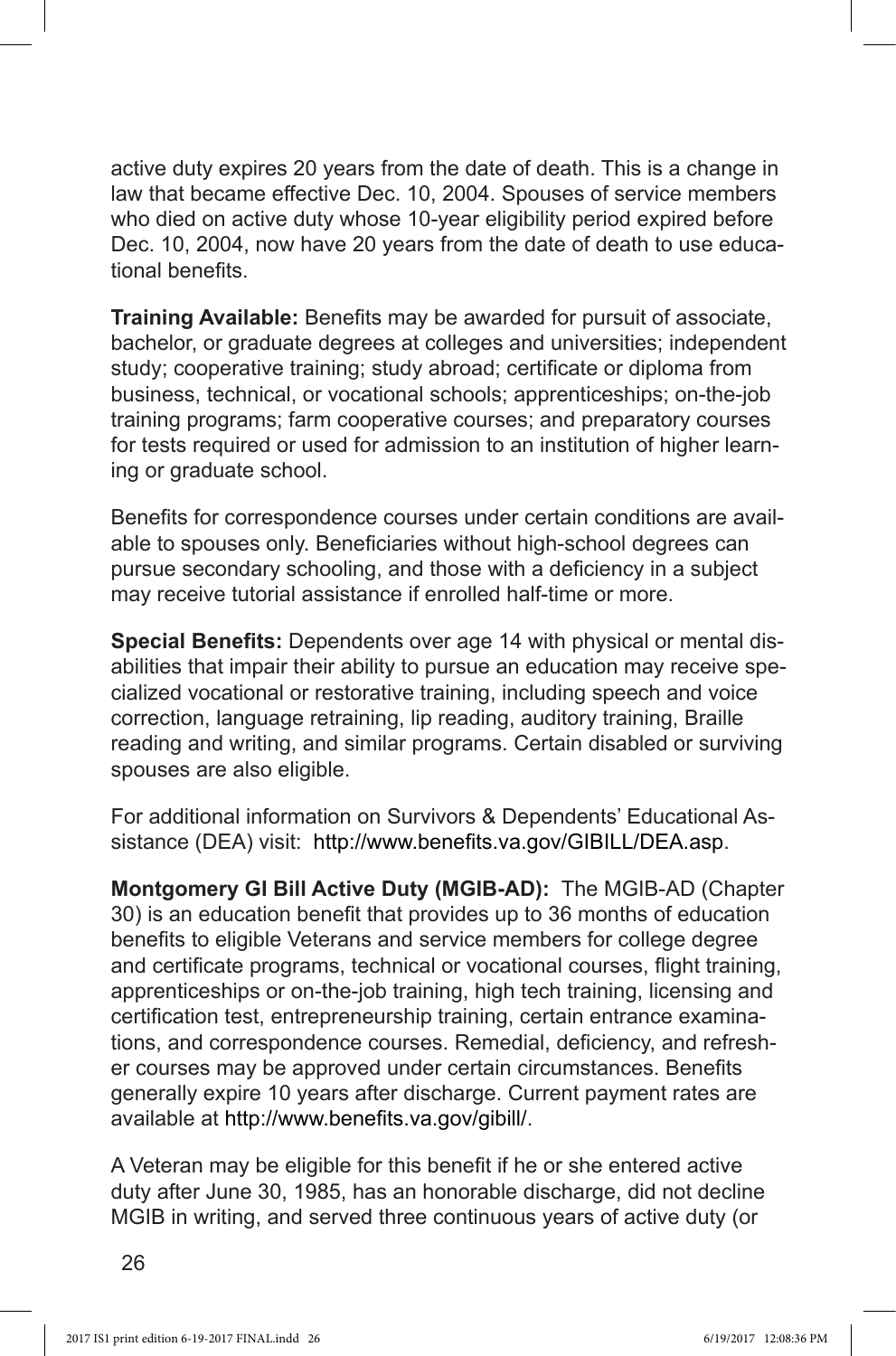active duty expires 20 years from the date of death. This is a change in law that became effective Dec. 10, 2004. Spouses of service members who died on active duty whose 10-year eligibility period expired before Dec. 10, 2004, now have 20 years from the date of death to use educational benefits.

**Training Available:** Benefits may be awarded for pursuit of associate, bachelor, or graduate degrees at colleges and universities; independent study; cooperative training; study abroad; certificate or diploma from business, technical, or vocational schools; apprenticeships; on-the-job training programs; farm cooperative courses; and preparatory courses for tests required or used for admission to an institution of higher learning or graduate school.

Benefits for correspondence courses under certain conditions are available to spouses only. Beneficiaries without high-school degrees can pursue secondary schooling, and those with a deficiency in a subject may receive tutorial assistance if enrolled half-time or more.

**Special Benefits:** Dependents over age 14 with physical or mental disabilities that impair their ability to pursue an education may receive specialized vocational or restorative training, including speech and voice correction, language retraining, lip reading, auditory training, Braille reading and writing, and similar programs. Certain disabled or surviving spouses are also eligible.

For additional information on Survivors & Dependents' Educational Assistance (DEA) visit: http://www.benefits.va.gov/GIBILL/DEA.asp.

**Montgomery GI Bill Active Duty (MGIB-AD):** The MGIB-AD (Chapter 30) is an education benefit that provides up to 36 months of education benefits to eligible Veterans and service members for college degree and certificate programs, technical or vocational courses, flight training, apprenticeships or on-the-job training, high tech training, licensing and certification test, entrepreneurship training, certain entrance examinations, and correspondence courses. Remedial, deficiency, and refresher courses may be approved under certain circumstances. Benefits generally expire 10 years after discharge. Current payment rates are available at http://www.benefits.va.gov/gibill/.

A Veteran may be eligible for this benefit if he or she entered active duty after June 30, 1985, has an honorable discharge, did not decline MGIB in writing, and served three continuous years of active duty (or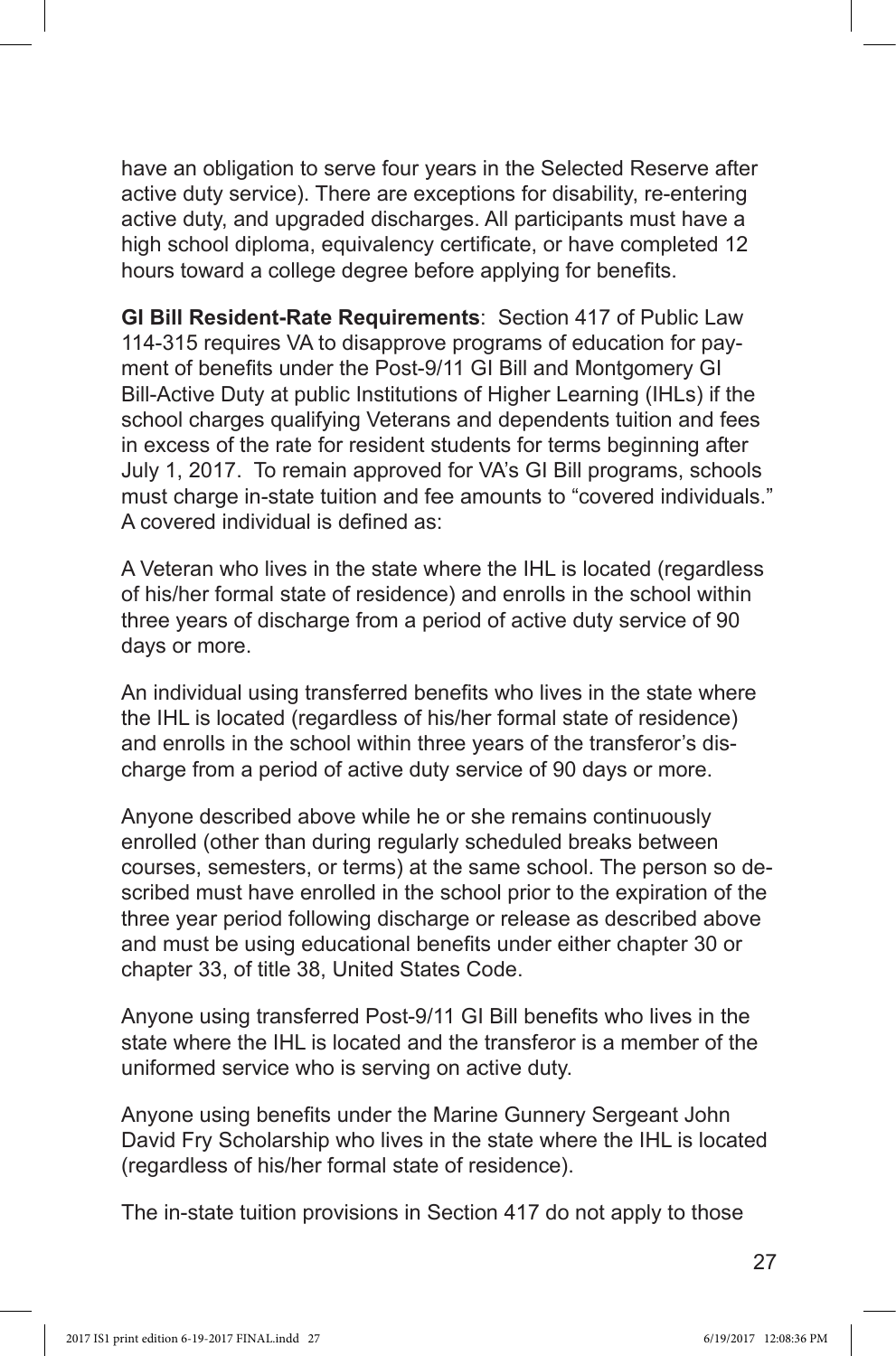have an obligation to serve four years in the Selected Reserve after active duty service). There are exceptions for disability, re-entering active duty, and upgraded discharges. All participants must have a high school diploma, equivalency certificate, or have completed 12 hours toward a college degree before applying for benefits.

**GI Bill Resident-Rate Requirements**: Section 417 of Public Law 114-315 requires VA to disapprove programs of education for payment of benefits under the Post-9/11 GI Bill and Montgomery GI Bill-Active Duty at public Institutions of Higher Learning (IHLs) if the school charges qualifying Veterans and dependents tuition and fees in excess of the rate for resident students for terms beginning after July 1, 2017. To remain approved for VA's GI Bill programs, schools must charge in-state tuition and fee amounts to "covered individuals." A covered individual is defined as:

A Veteran who lives in the state where the IHL is located (regardless of his/her formal state of residence) and enrolls in the school within three years of discharge from a period of active duty service of 90 days or more.

An individual using transferred benefits who lives in the state where the IHL is located (regardless of his/her formal state of residence) and enrolls in the school within three years of the transferor's discharge from a period of active duty service of 90 days or more.

Anyone described above while he or she remains continuously enrolled (other than during regularly scheduled breaks between courses, semesters, or terms) at the same school. The person so described must have enrolled in the school prior to the expiration of the three year period following discharge or release as described above and must be using educational benefits under either chapter 30 or chapter 33, of title 38, United States Code.

Anyone using transferred Post-9/11 GI Bill benefits who lives in the state where the IHL is located and the transferor is a member of the uniformed service who is serving on active duty.

Anyone using benefits under the Marine Gunnery Sergeant John David Fry Scholarship who lives in the state where the IHL is located (regardless of his/her formal state of residence).

The in-state tuition provisions in Section 417 do not apply to those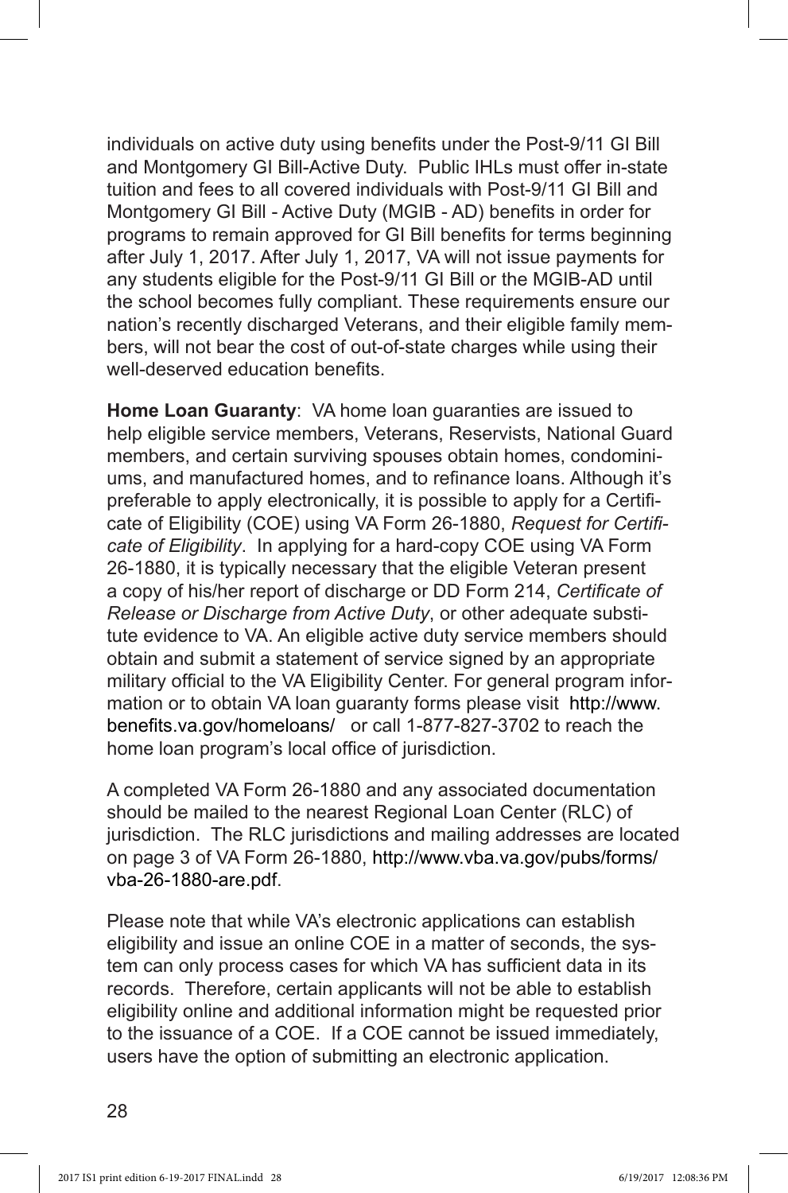individuals on active duty using benefits under the Post-9/11 GI Bill and Montgomery GI Bill-Active Duty. Public IHLs must offer in-state tuition and fees to all covered individuals with Post-9/11 GI Bill and Montgomery GI Bill - Active Duty (MGIB - AD) benefits in order for programs to remain approved for GI Bill benefits for terms beginning after July 1, 2017. After July 1, 2017, VA will not issue payments for any students eligible for the Post-9/11 GI Bill or the MGIB-AD until the school becomes fully compliant. These requirements ensure our nation's recently discharged Veterans, and their eligible family members, will not bear the cost of out-of-state charges while using their well-deserved education benefits.

**Home Loan Guaranty**: VA home loan guaranties are issued to help eligible service members, Veterans, Reservists, National Guard members, and certain surviving spouses obtain homes, condominiums, and manufactured homes, and to refinance loans. Although it's preferable to apply electronically, it is possible to apply for a Certificate of Eligibility (COE) using VA Form 26-1880, *Request for Certificate of Eligibility*. In applying for a hard-copy COE using VA Form 26-1880, it is typically necessary that the eligible Veteran present a copy of his/her report of discharge or DD Form 214, *Certificate of Release or Discharge from Active Duty*, or other adequate substitute evidence to VA. An eligible active duty service members should obtain and submit a statement of service signed by an appropriate military official to the VA Eligibility Center. For general program information or to obtain VA loan guaranty forms please visit http://www.benefits.va.gov/homeloans/ or call 1-877-827-3702 to reach the home loan program's local office of jurisdiction.

A completed VA Form 26-1880 and any associated documentation should be mailed to the nearest Regional Loan Center (RLC) of jurisdiction. The RLC jurisdictions and mailing addresses are located on page 3 of VA Form 26-1880, http://www.vba.va.gov/pubs/forms/vba-26-1880-are.pdf.

Please note that while VA's electronic applications can establish eligibility and issue an online COE in a matter of seconds, the system can only process cases for which VA has sufficient data in its records. Therefore, certain applicants will not be able to establish eligibility online and additional information might be requested prior to the issuance of a COE. If a COE cannot be issued immediately, users have the option of submitting an electronic application.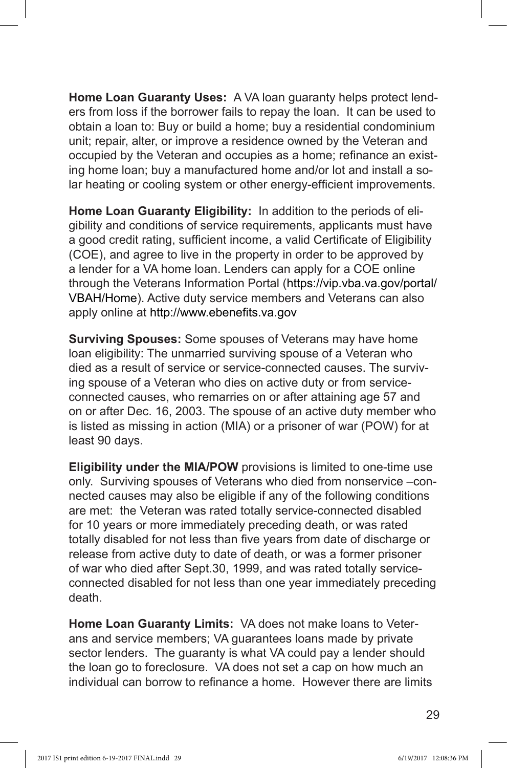**Home Loan Guaranty Uses:** A VA loan guaranty helps protect lenders from loss if the borrower fails to repay the loan. It can be used to obtain a loan to: Buy or build a home; buy a residential condominium unit; repair, alter, or improve a residence owned by the Veteran and occupied by the Veteran and occupies as a home; refinance an existing home loan; buy a manufactured home and/or lot and install a solar heating or cooling system or other energy-efficient improvements.

**Home Loan Guaranty Eligibility:** In addition to the periods of eligibility and conditions of service requirements, applicants must have a good credit rating, sufficient income, a valid Certificate of Eligibility (COE), and agree to live in the property in order to be approved by a lender for a VA home loan. Lenders can apply for a COE online through the Veterans Information Portal (https://vip.vba.va.gov/portal/VBAH/Home). Active duty service members and Veterans can also apply online at http://www.ebenefits.va.gov

**Surviving Spouses:** Some spouses of Veterans may have home loan eligibility: The unmarried surviving spouse of a Veteran who died as a result of service or service-connected causes. The surviving spouse of a Veteran who dies on active duty or from service-connected causes, who remarries on or after attaining age 57 and on or after Dec. 16, 2003. The spouse of an active duty member who is listed as missing in action (MIA) or a prisoner of war (POW) for at least 90 days.

**Eligibility under the MIA/POW** provisions is limited to one-time use only. Surviving spouses of Veterans who died from nonservice –connected causes may also be eligible if any of the following conditions are met: the Veteran was rated totally service-connected disabled for 10 years or more immediately preceding death, or was rated totally disabled for not less than five years from date of discharge or release from active duty to date of death, or was a former prisoner of war who died after Sept.30, 1999, and was rated totally service-connected disabled for not less than one year immediately preceding death.

**Home Loan Guaranty Limits:** VA does not make loans to Veterans and service members; VA guarantees loans made by private sector lenders. The guaranty is what VA could pay a lender should the loan go to foreclosure. VA does not set a cap on how much an individual can borrow to refinance a home. However there are limits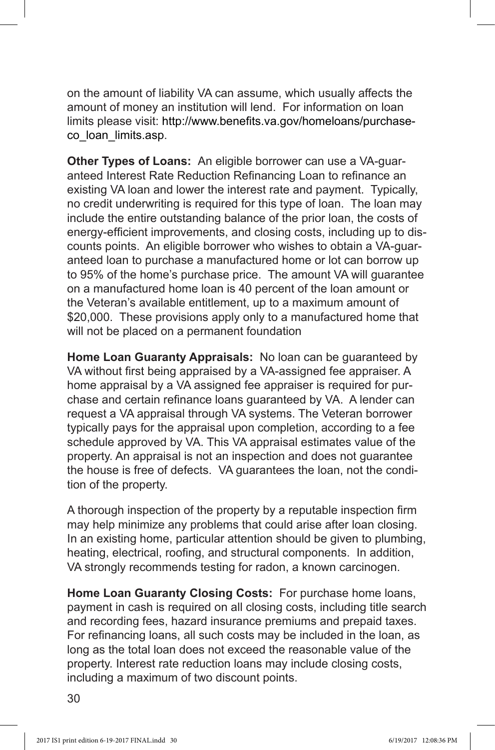on the amount of liability VA can assume, which usually affects the amount of money an institution will lend. For information on loan limits please visit: http://www.benefits.va.gov/homeloans/purchaseco_loan_limits.asp.

**Other Types of Loans:** An eligible borrower can use a VA-guaranteed Interest Rate Reduction Refinancing Loan to refinance an existing VA loan and lower the interest rate and payment. Typically, no credit underwriting is required for this type of loan. The loan may include the entire outstanding balance of the prior loan, the costs of energy-efficient improvements, and closing costs, including up to discounts points. An eligible borrower who wishes to obtain a VA-guaranteed loan to purchase a manufactured home or lot can borrow up to 95% of the home's purchase price. The amount VA will guarantee on a manufactured home loan is 40 percent of the loan amount or the Veteran's available entitlement, up to a maximum amount of $20,000. These provisions apply only to a manufactured home that will not be placed on a permanent foundation

**Home Loan Guaranty Appraisals:** No loan can be guaranteed by VA without first being appraised by a VA-assigned fee appraiser. A home appraisal by a VA assigned fee appraiser is required for purchase and certain refinance loans guaranteed by VA. A lender can request a VA appraisal through VA systems. The Veteran borrower typically pays for the appraisal upon completion, according to a fee schedule approved by VA. This VA appraisal estimates value of the property. An appraisal is not an inspection and does not guarantee the house is free of defects. VA guarantees the loan, not the condition of the property.

A thorough inspection of the property by a reputable inspection firm may help minimize any problems that could arise after loan closing. In an existing home, particular attention should be given to plumbing, heating, electrical, roofing, and structural components. In addition, VA strongly recommends testing for radon, a known carcinogen.

**Home Loan Guaranty Closing Costs:** For purchase home loans, payment in cash is required on all closing costs, including title search and recording fees, hazard insurance premiums and prepaid taxes. For refinancing loans, all such costs may be included in the loan, as long as the total loan does not exceed the reasonable value of the property. Interest rate reduction loans may include closing costs, including a maximum of two discount points.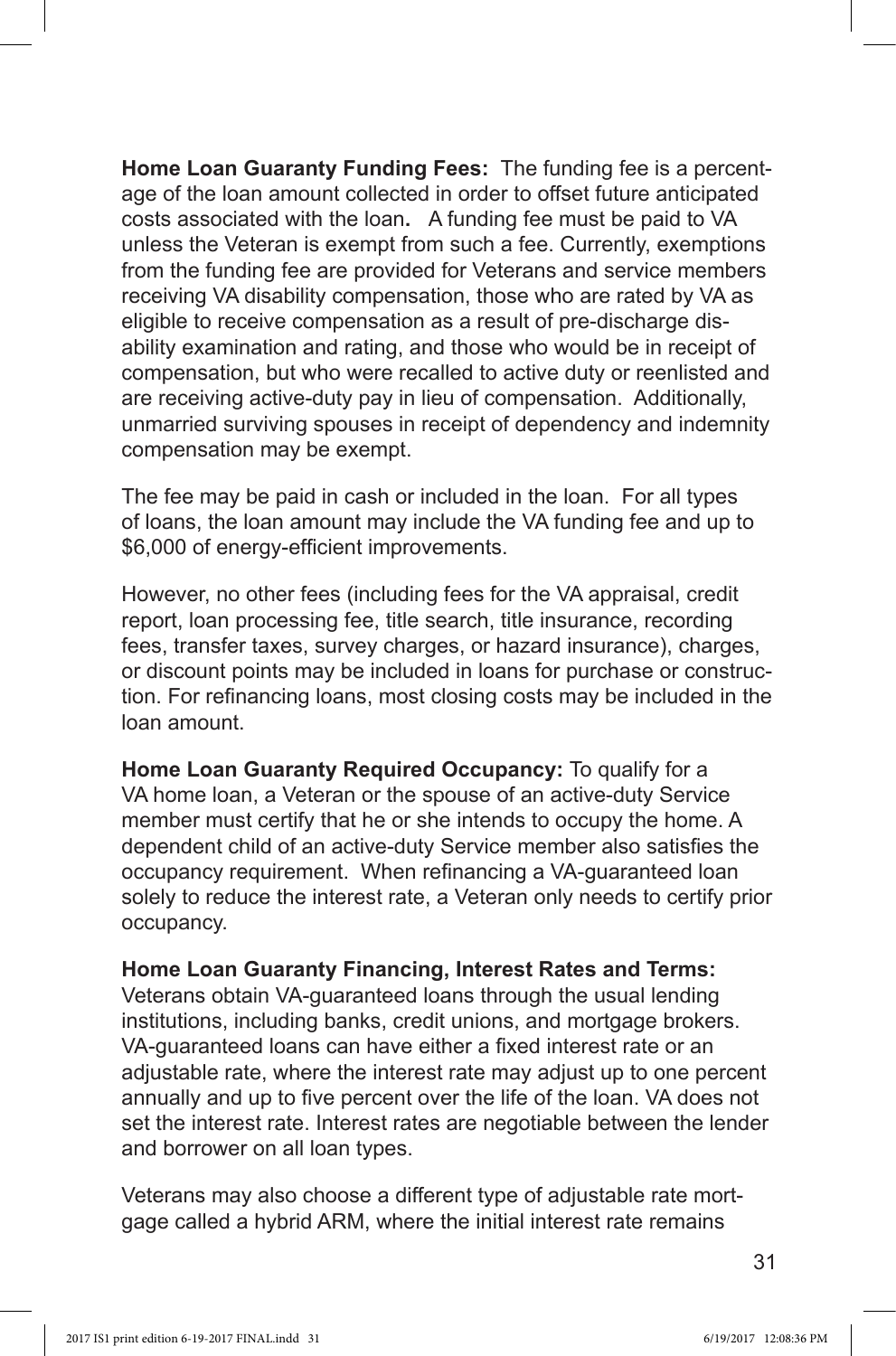**Home Loan Guaranty Funding Fees:** The funding fee is a percentage of the loan amount collected in order to offset future anticipated costs associated with the loan**.** A funding fee must be paid to VA unless the Veteran is exempt from such a fee. Currently, exemptions from the funding fee are provided for Veterans and service members receiving VA disability compensation, those who are rated by VA as eligible to receive compensation as a result of pre-discharge disability examination and rating, and those who would be in receipt of compensation, but who were recalled to active duty or reenlisted and are receiving active-duty pay in lieu of compensation. Additionally, unmarried surviving spouses in receipt of dependency and indemnity compensation may be exempt.

The fee may be paid in cash or included in the loan. For all types of loans, the loan amount may include the VA funding fee and up to $6,000 of energy-efficient improvements.

However, no other fees (including fees for the VA appraisal, credit report, loan processing fee, title search, title insurance, recording fees, transfer taxes, survey charges, or hazard insurance), charges, or discount points may be included in loans for purchase or construction. For refinancing loans, most closing costs may be included in the loan amount.

**Home Loan Guaranty Required Occupancy:** To qualify for a VA home loan, a Veteran or the spouse of an active-duty Service member must certify that he or she intends to occupy the home. A dependent child of an active-duty Service member also satisfies the occupancy requirement. When refinancing a VA-guaranteed loan solely to reduce the interest rate, a Veteran only needs to certify prior occupancy.

**Home Loan Guaranty Financing, Interest Rates and Terms:** Veterans obtain VA-guaranteed loans through the usual lending institutions, including banks, credit unions, and mortgage brokers. VA-guaranteed loans can have either a fixed interest rate or an adjustable rate, where the interest rate may adjust up to one percent annually and up to five percent over the life of the loan. VA does not set the interest rate. Interest rates are negotiable between the lender and borrower on all loan types.

Veterans may also choose a different type of adjustable rate mortgage called a hybrid ARM, where the initial interest rate remains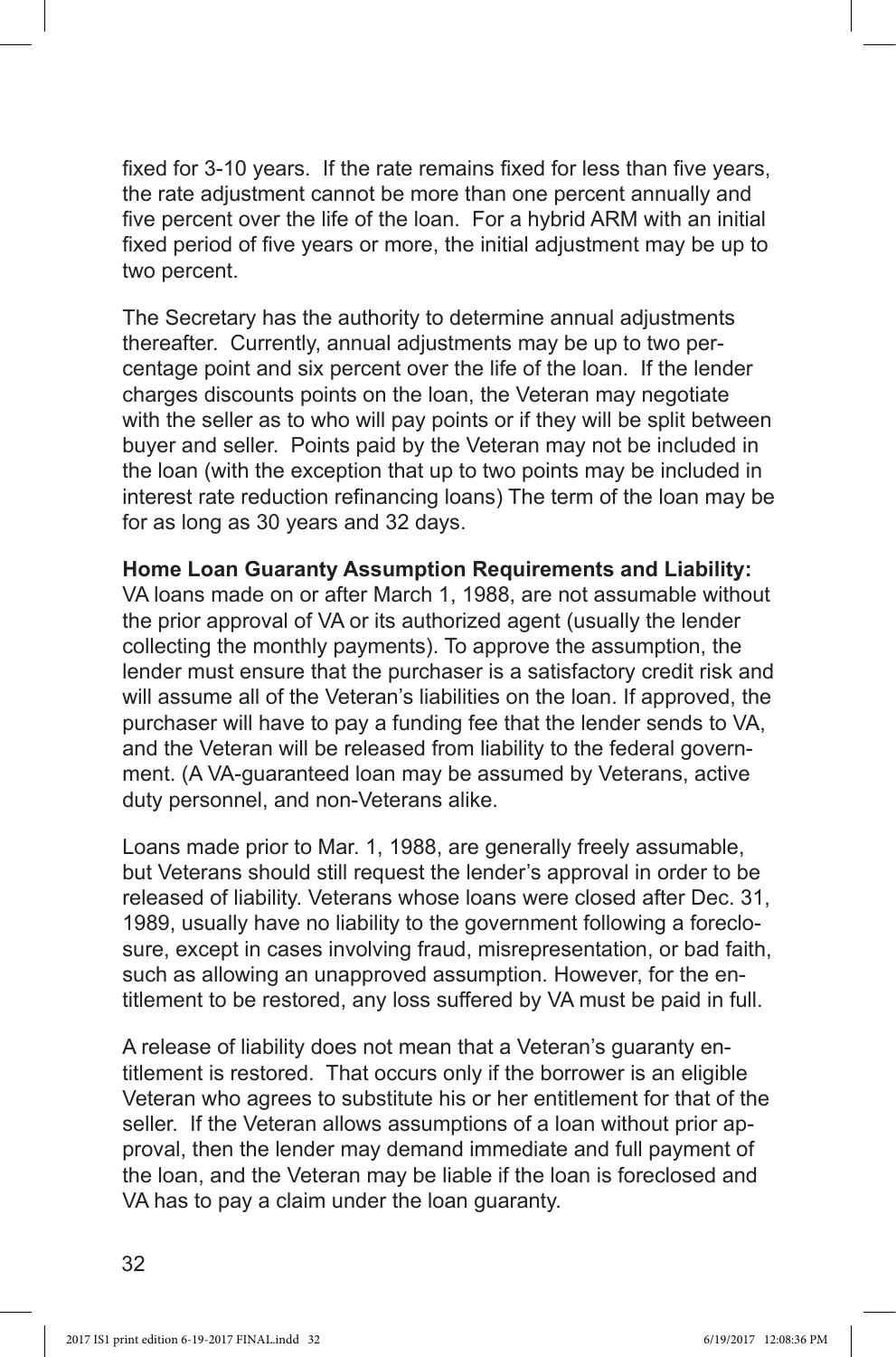fixed for 3-10 years. If the rate remains fixed for less than five years, the rate adjustment cannot be more than one percent annually and five percent over the life of the loan. For a hybrid ARM with an initial fixed period of five years or more, the initial adjustment may be up to two percent.

The Secretary has the authority to determine annual adjustments thereafter. Currently, annual adjustments may be up to two percentage point and six percent over the life of the loan. If the lender charges discounts points on the loan, the Veteran may negotiate with the seller as to who will pay points or if they will be split between buyer and seller. Points paid by the Veteran may not be included in the loan (with the exception that up to two points may be included in interest rate reduction refinancing loans) The term of the loan may be for as long as 30 years and 32 days.

**Home Loan Guaranty Assumption Requirements and Liability:** VA loans made on or after March 1, 1988, are not assumable without the prior approval of VA or its authorized agent (usually the lender collecting the monthly payments). To approve the assumption, the lender must ensure that the purchaser is a satisfactory credit risk and will assume all of the Veteran's liabilities on the loan. If approved, the purchaser will have to pay a funding fee that the lender sends to VA, and the Veteran will be released from liability to the federal government. (A VA-guaranteed loan may be assumed by Veterans, active duty personnel, and non-Veterans alike.

Loans made prior to Mar. 1, 1988, are generally freely assumable, but Veterans should still request the lender's approval in order to be released of liability. Veterans whose loans were closed after Dec. 31, 1989, usually have no liability to the government following a foreclosure, except in cases involving fraud, misrepresentation, or bad faith, such as allowing an unapproved assumption. However, for the entitlement to be restored, any loss suffered by VA must be paid in full.

A release of liability does not mean that a Veteran's guaranty entitlement is restored. That occurs only if the borrower is an eligible Veteran who agrees to substitute his or her entitlement for that of the seller. If the Veteran allows assumptions of a loan without prior approval, then the lender may demand immediate and full payment of the loan, and the Veteran may be liable if the loan is foreclosed and VA has to pay a claim under the loan guaranty.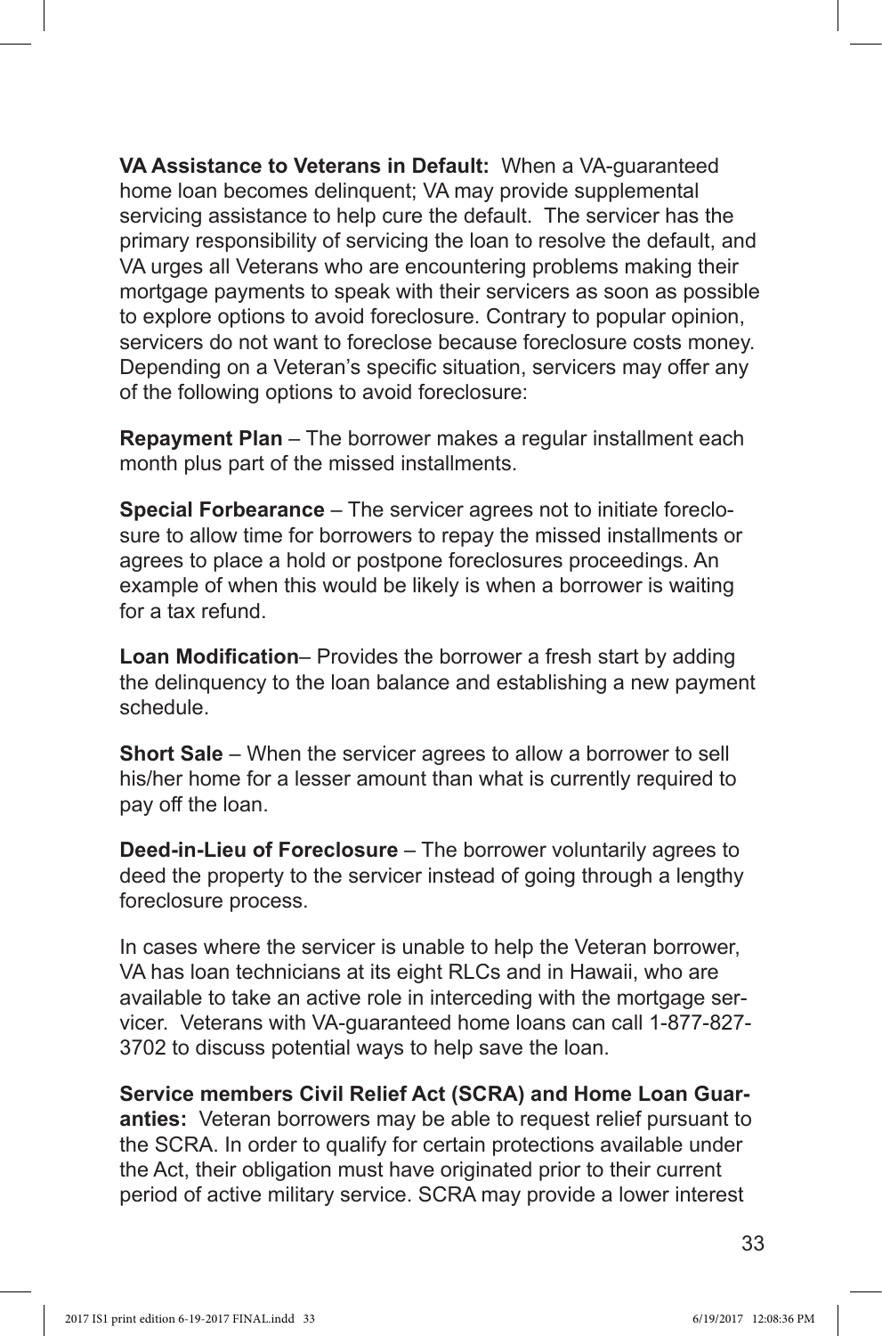**VA Assistance to Veterans in Default:** When a VA-guaranteed home loan becomes delinquent; VA may provide supplemental servicing assistance to help cure the default. The servicer has the primary responsibility of servicing the loan to resolve the default, and VA urges all Veterans who are encountering problems making their mortgage payments to speak with their servicers as soon as possible to explore options to avoid foreclosure. Contrary to popular opinion, servicers do not want to foreclose because foreclosure costs money. Depending on a Veteran's specific situation, servicers may offer any of the following options to avoid foreclosure:

**Repayment Plan** – The borrower makes a regular installment each month plus part of the missed installments.

**Special Forbearance** – The servicer agrees not to initiate foreclosure to allow time for borrowers to repay the missed installments or agrees to place a hold or postpone foreclosures proceedings. An example of when this would be likely is when a borrower is waiting for a tax refund.

**Loan Modification**– Provides the borrower a fresh start by adding the delinquency to the loan balance and establishing a new payment schedule.

**Short Sale** – When the servicer agrees to allow a borrower to sell his/her home for a lesser amount than what is currently required to pay off the loan.

**Deed-in-Lieu of Foreclosure** – The borrower voluntarily agrees to deed the property to the servicer instead of going through a lengthy foreclosure process.

In cases where the servicer is unable to help the Veteran borrower, VA has loan technicians at its eight RLCs and in Hawaii, who are available to take an active role in interceding with the mortgage servicer. Veterans with VA-guaranteed home loans can call 1-877-827-3702 to discuss potential ways to help save the loan.

**Service members Civil Relief Act (SCRA) and Home Loan Guaranties:** Veteran borrowers may be able to request relief pursuant to the SCRA. In order to qualify for certain protections available under the Act, their obligation must have originated prior to their current period of active military service. SCRA may provide a lower interest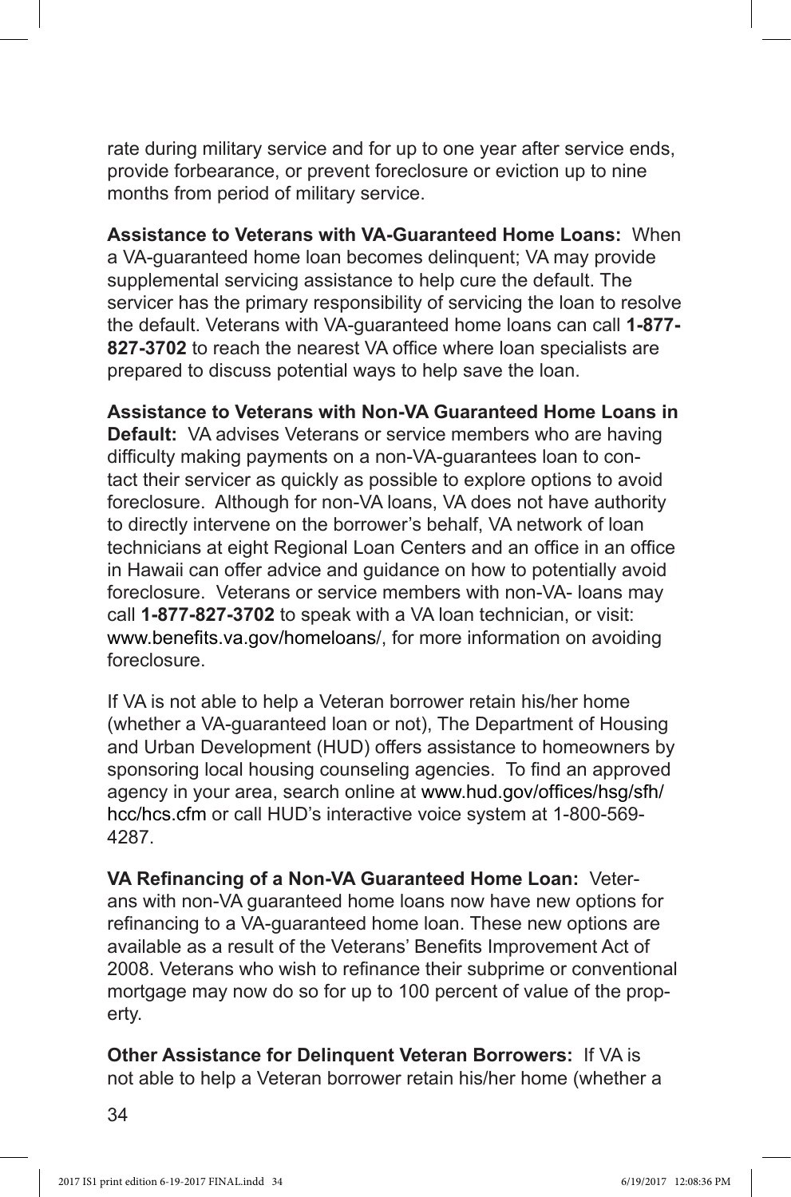rate during military service and for up to one year after service ends, provide forbearance, or prevent foreclosure or eviction up to nine months from period of military service.

**Assistance to Veterans with VA-Guaranteed Home Loans:** When a VA-guaranteed home loan becomes delinquent; VA may provide supplemental servicing assistance to help cure the default. The servicer has the primary responsibility of servicing the loan to resolve the default. Veterans with VA-guaranteed home loans can call **1-877-827-3702** to reach the nearest VA office where loan specialists are prepared to discuss potential ways to help save the loan.

**Assistance to Veterans with Non-VA Guaranteed Home Loans in Default:** VA advises Veterans or service members who are having difficulty making payments on a non-VA-guarantees loan to contact their servicer as quickly as possible to explore options to avoid foreclosure. Although for non-VA loans, VA does not have authority to directly intervene on the borrower's behalf, VA network of loan technicians at eight Regional Loan Centers and an office in an office in Hawaii can offer advice and guidance on how to potentially avoid foreclosure. Veterans or service members with non-VA- loans may call **1-877-827-3702** to speak with a VA loan technician, or visit: www.benefits.va.gov/homeloans/, for more information on avoiding foreclosure.

If VA is not able to help a Veteran borrower retain his/her home (whether a VA-guaranteed loan or not), The Department of Housing and Urban Development (HUD) offers assistance to homeowners by sponsoring local housing counseling agencies. To find an approved agency in your area, search online at www.hud.gov/offices/hsg/sfh/hcc/hcs.cfm or call HUD's interactive voice system at 1-800-569-4287.

**VA Refinancing of a Non-VA Guaranteed Home Loan:** Veterans with non-VA guaranteed home loans now have new options for refinancing to a VA-guaranteed home loan. These new options are available as a result of the Veterans' Benefits Improvement Act of 2008. Veterans who wish to refinance their subprime or conventional mortgage may now do so for up to 100 percent of value of the property.

**Other Assistance for Delinquent Veteran Borrowers:** If VA is not able to help a Veteran borrower retain his/her home (whether a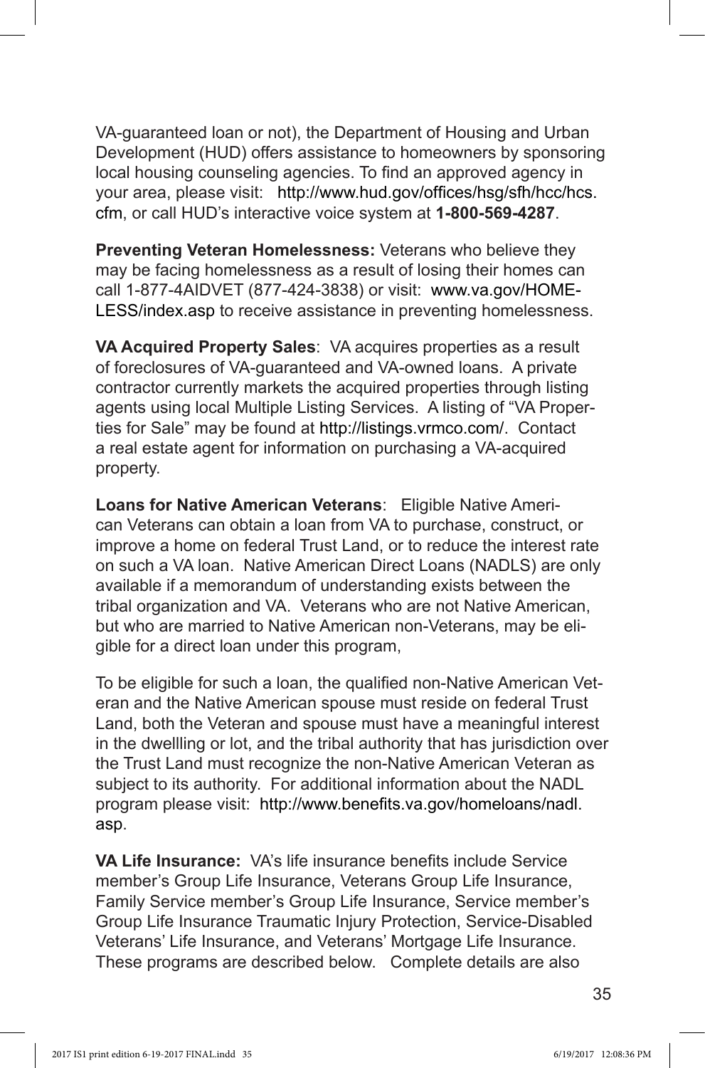VA-guaranteed loan or not), the Department of Housing and Urban Development (HUD) offers assistance to homeowners by sponsoring local housing counseling agencies. To find an approved agency in your area, please visit: http://www.hud.gov/offices/hsg/sfh/hcc/hcs.cfm, or call HUD's interactive voice system at **1-800-569-4287**.

**Preventing Veteran Homelessness:** Veterans who believe they may be facing homelessness as a result of losing their homes can call 1-877-4AIDVET (877-424-3838) or visit: www.va.gov/HOMELESS/index.asp to receive assistance in preventing homelessness.

**VA Acquired Property Sales**: VA acquires properties as a result of foreclosures of VA-guaranteed and VA-owned loans. A private contractor currently markets the acquired properties through listing agents using local Multiple Listing Services. A listing of "VA Properties for Sale" may be found at http://listings.vrmco.com/. Contact a real estate agent for information on purchasing a VA-acquired property.

**Loans for Native American Veterans**: Eligible Native American Veterans can obtain a loan from VA to purchase, construct, or improve a home on federal Trust Land, or to reduce the interest rate on such a VA loan. Native American Direct Loans (NADLS) are only available if a memorandum of understanding exists between the tribal organization and VA. Veterans who are not Native American, but who are married to Native American non-Veterans, may be eligible for a direct loan under this program,

To be eligible for such a loan, the qualified non-Native American Veteran and the Native American spouse must reside on federal Trust Land, both the Veteran and spouse must have a meaningful interest in the dwellling or lot, and the tribal authority that has jurisdiction over the Trust Land must recognize the non-Native American Veteran as subject to its authority. For additional information about the NADL program please visit: http://www.benefits.va.gov/homeloans/nadl.asp.

**VA Life Insurance:** VA's life insurance benefits include Service member's Group Life Insurance, Veterans Group Life Insurance, Family Service member's Group Life Insurance, Service member's Group Life Insurance Traumatic Injury Protection, Service-Disabled Veterans' Life Insurance, and Veterans' Mortgage Life Insurance. These programs are described below. Complete details are also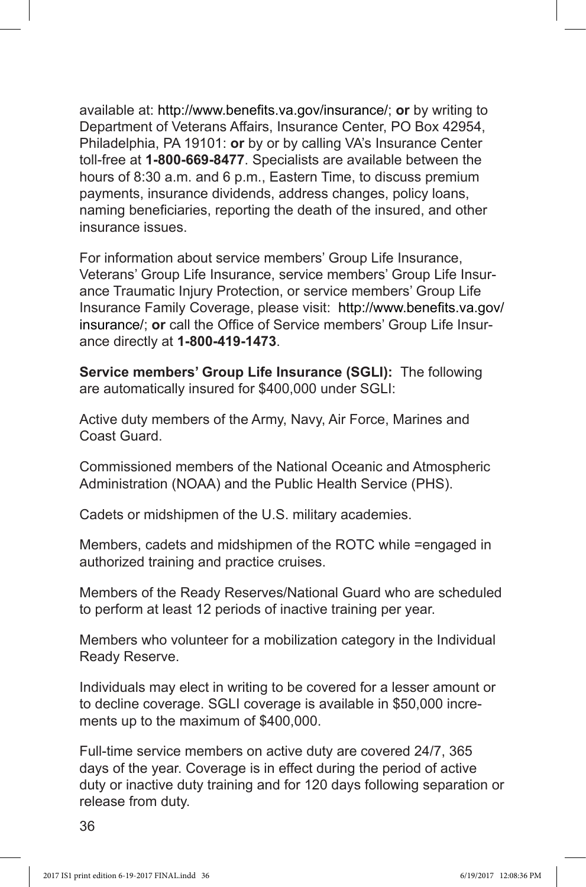available at: http://www.benefits.va.gov/insurance/; **or** by writing to Department of Veterans Affairs, Insurance Center, PO Box 42954, Philadelphia, PA 19101: **or** by or by calling VA's Insurance Center toll-free at **1-800-669-8477**. Specialists are available between the hours of 8:30 a.m. and 6 p.m., Eastern Time, to discuss premium payments, insurance dividends, address changes, policy loans, naming beneficiaries, reporting the death of the insured, and other insurance issues.

For information about service members' Group Life Insurance, Veterans' Group Life Insurance, service members' Group Life Insurance Traumatic Injury Protection, or service members' Group Life Insurance Family Coverage, please visit: http://www.benefits.va.gov/insurance/; **or** call the Office of Service members' Group Life Insurance directly at **1-800-419-1473**.

**Service members' Group Life Insurance (SGLI):** The following are automatically insured for $400,000 under SGLI:

Active duty members of the Army, Navy, Air Force, Marines and Coast Guard.

Commissioned members of the National Oceanic and Atmospheric Administration (NOAA) and the Public Health Service (PHS).

Cadets or midshipmen of the U.S. military academies.

Members, cadets and midshipmen of the ROTC while =engaged in authorized training and practice cruises.

Members of the Ready Reserves/National Guard who are scheduled to perform at least 12 periods of inactive training per year.

Members who volunteer for a mobilization category in the Individual Ready Reserve.

Individuals may elect in writing to be covered for a lesser amount or to decline coverage. SGLI coverage is available in $50,000 increments up to the maximum of $400,000.

Full-time service members on active duty are covered 24/7, 365 days of the year. Coverage is in effect during the period of active duty or inactive duty training and for 120 days following separation or release from duty.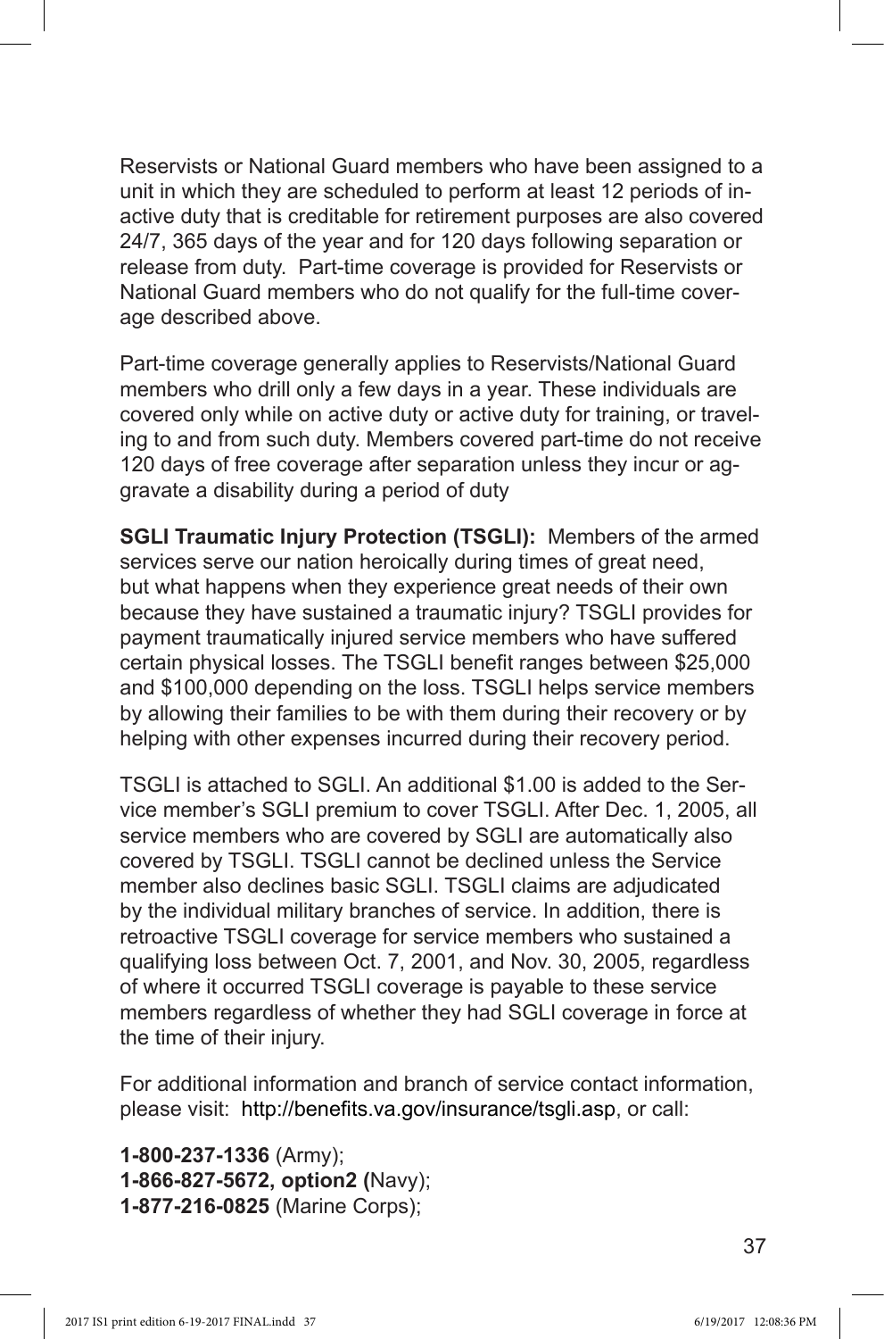Reservists or National Guard members who have been assigned to a unit in which they are scheduled to perform at least 12 periods of inactive duty that is creditable for retirement purposes are also covered 24/7, 365 days of the year and for 120 days following separation or release from duty. Part-time coverage is provided for Reservists or National Guard members who do not qualify for the full-time coverage described above.

Part-time coverage generally applies to Reservists/National Guard members who drill only a few days in a year. These individuals are covered only while on active duty or active duty for training, or traveling to and from such duty. Members covered part-time do not receive 120 days of free coverage after separation unless they incur or aggravate a disability during a period of duty

**SGLI Traumatic Injury Protection (TSGLI):** Members of the armed services serve our nation heroically during times of great need, but what happens when they experience great needs of their own because they have sustained a traumatic injury? TSGLI provides for payment traumatically injured service members who have suffered certain physical losses. The TSGLI benefit ranges between $25,000 and $100,000 depending on the loss. TSGLI helps service members by allowing their families to be with them during their recovery or by helping with other expenses incurred during their recovery period.

TSGLI is attached to SGLI. An additional $1.00 is added to the Service member's SGLI premium to cover TSGLI. After Dec. 1, 2005, all service members who are covered by SGLI are automatically also covered by TSGLI. TSGLI cannot be declined unless the Service member also declines basic SGLI. TSGLI claims are adjudicated by the individual military branches of service. In addition, there is retroactive TSGLI coverage for service members who sustained a qualifying loss between Oct. 7, 2001, and Nov. 30, 2005, regardless of where it occurred TSGLI coverage is payable to these service members regardless of whether they had SGLI coverage in force at the time of their injury.

For additional information and branch of service contact information, please visit: http://benefits.va.gov/insurance/tsgli.asp, or call:

**1-800-237-1336** (Army);
**1-866-827-5672, option2 (**Navy);
**1-877-216-0825** (Marine Corps);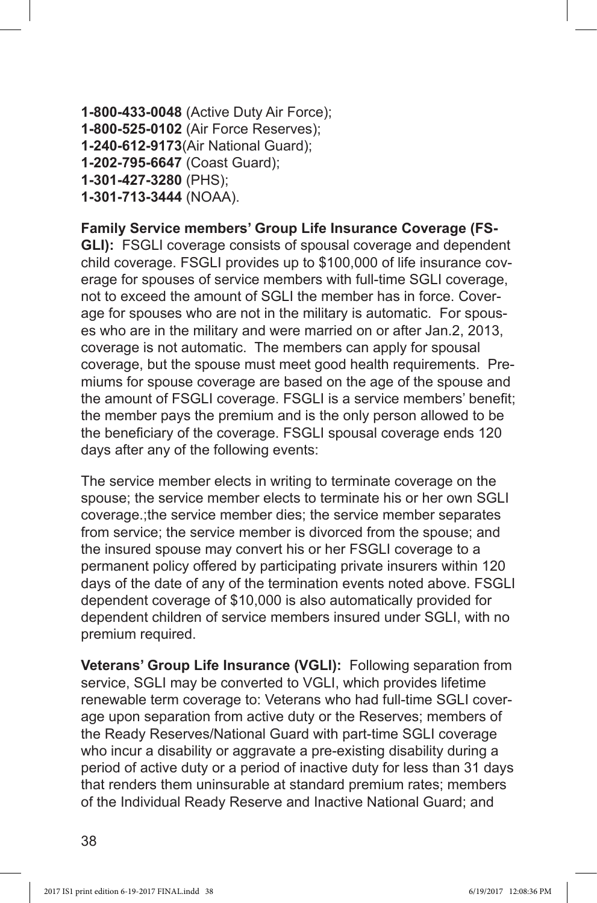**1-800-433-0048** (Active Duty Air Force);
**1-800-525-0102** (Air Force Reserves);
**1-240-612-9173**(Air National Guard);
**1-202-795-6647** (Coast Guard);
**1-301-427-3280** (PHS);
**1-301-713-3444** (NOAA).

**Family Service members' Group Life Insurance Coverage (FSGLI):** FSGLI coverage consists of spousal coverage and dependent child coverage. FSGLI provides up to $100,000 of life insurance coverage for spouses of service members with full-time SGLI coverage, not to exceed the amount of SGLI the member has in force. Coverage for spouses who are not in the military is automatic. For spouses who are in the military and were married on or after Jan.2, 2013, coverage is not automatic. The members can apply for spousal coverage, but the spouse must meet good health requirements. Premiums for spouse coverage are based on the age of the spouse and the amount of FSGLI coverage. FSGLI is a service members' benefit; the member pays the premium and is the only person allowed to be the beneficiary of the coverage. FSGLI spousal coverage ends 120 days after any of the following events:

The service member elects in writing to terminate coverage on the spouse; the service member elects to terminate his or her own SGLI coverage.;the service member dies; the service member separates from service; the service member is divorced from the spouse; and the insured spouse may convert his or her FSGLI coverage to a permanent policy offered by participating private insurers within 120 days of the date of any of the termination events noted above. FSGLI dependent coverage of $10,000 is also automatically provided for dependent children of service members insured under SGLI, with no premium required.

**Veterans' Group Life Insurance (VGLI):** Following separation from service, SGLI may be converted to VGLI, which provides lifetime renewable term coverage to: Veterans who had full-time SGLI coverage upon separation from active duty or the Reserves; members of the Ready Reserves/National Guard with part-time SGLI coverage who incur a disability or aggravate a pre-existing disability during a period of active duty or a period of inactive duty for less than 31 days that renders them uninsurable at standard premium rates; members of the Individual Ready Reserve and Inactive National Guard; and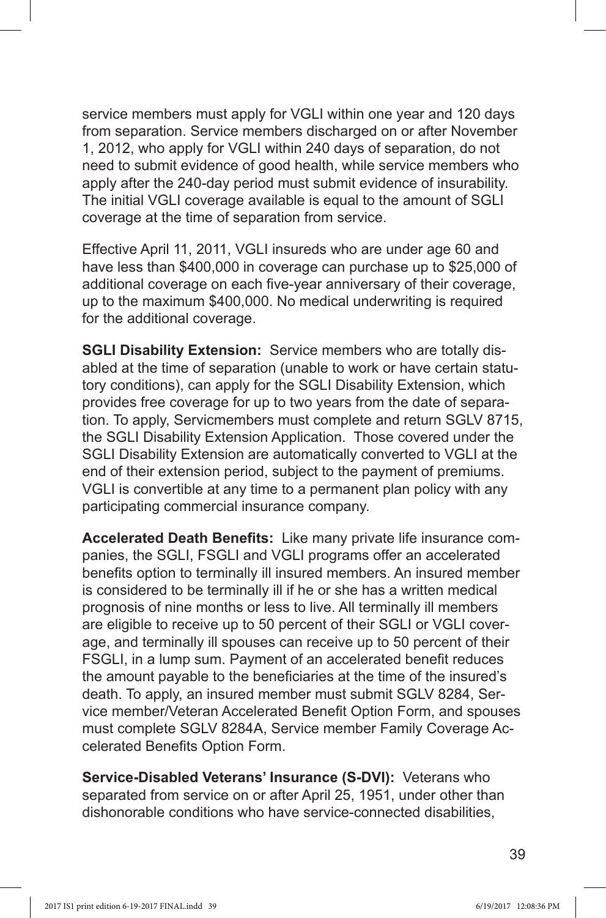service members must apply for VGLI within one year and 120 days from separation. Service members discharged on or after November 1, 2012, who apply for VGLI within 240 days of separation, do not need to submit evidence of good health, while service members who apply after the 240-day period must submit evidence of insurability. The initial VGLI coverage available is equal to the amount of SGLI coverage at the time of separation from service.

Effective April 11, 2011, VGLI insureds who are under age 60 and have less than $400,000 in coverage can purchase up to $25,000 of additional coverage on each five-year anniversary of their coverage, up to the maximum $400,000. No medical underwriting is required for the additional coverage.

**SGLI Disability Extension:** Service members who are totally disabled at the time of separation (unable to work or have certain statutory conditions), can apply for the SGLI Disability Extension, which provides free coverage for up to two years from the date of separation. To apply, Servicmembers must complete and return SGLV 8715, the SGLI Disability Extension Application. Those covered under the SGLI Disability Extension are automatically converted to VGLI at the end of their extension period, subject to the payment of premiums. VGLI is convertible at any time to a permanent plan policy with any participating commercial insurance company.

**Accelerated Death Benefits:** Like many private life insurance companies, the SGLI, FSGLI and VGLI programs offer an accelerated benefits option to terminally ill insured members. An insured member is considered to be terminally ill if he or she has a written medical prognosis of nine months or less to live. All terminally ill members are eligible to receive up to 50 percent of their SGLI or VGLI coverage, and terminally ill spouses can receive up to 50 percent of their FSGLI, in a lump sum. Payment of an accelerated benefit reduces the amount payable to the beneficiaries at the time of the insured's death. To apply, an insured member must submit SGLV 8284, Service member/Veteran Accelerated Benefit Option Form, and spouses must complete SGLV 8284A, Service member Family Coverage Accelerated Benefits Option Form.

**Service-Disabled Veterans' Insurance (S-DVI):** Veterans who separated from service on or after April 25, 1951, under other than dishonorable conditions who have service-connected disabilities,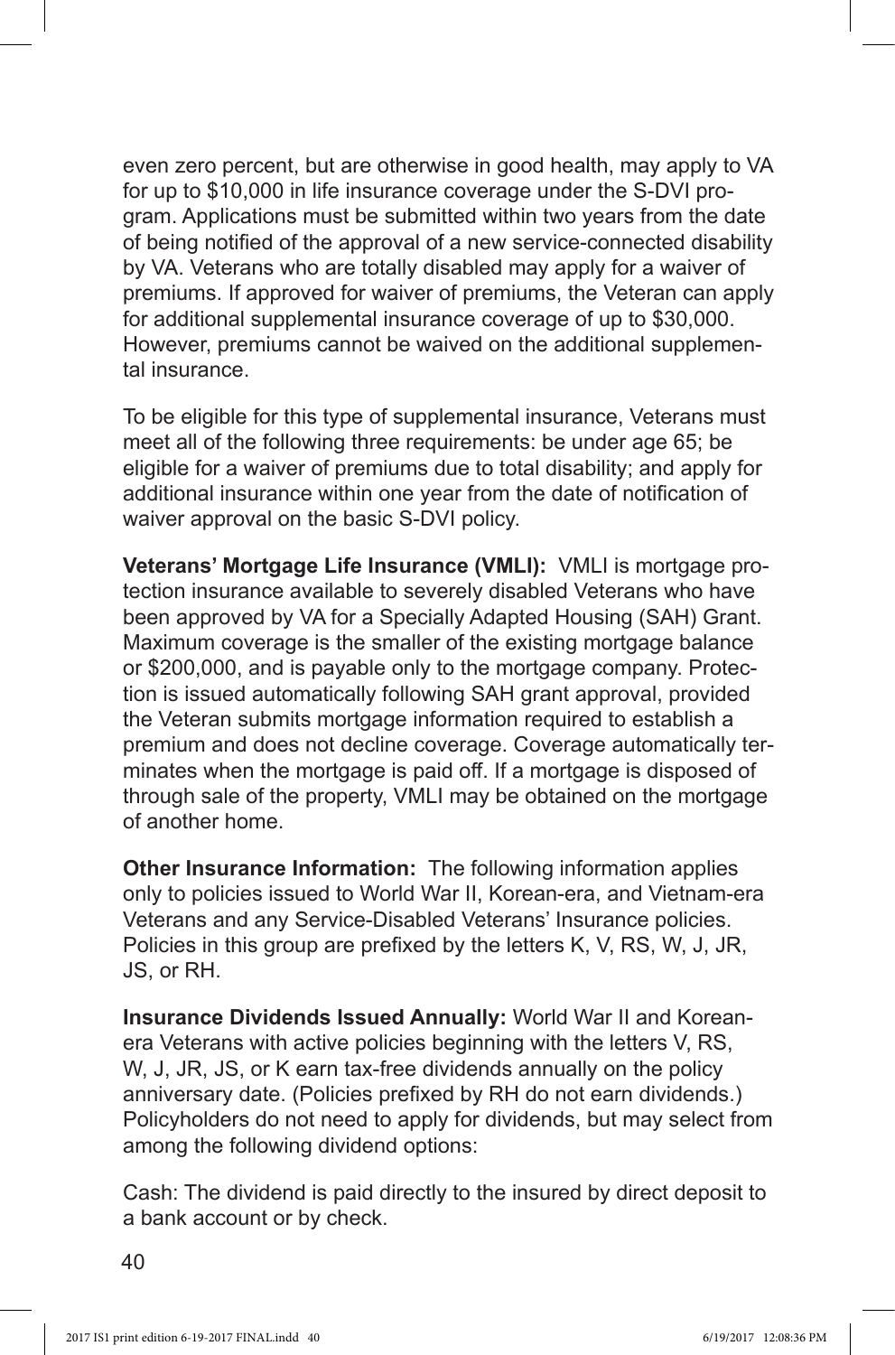even zero percent, but are otherwise in good health, may apply to VA for up to $10,000 in life insurance coverage under the S-DVI program. Applications must be submitted within two years from the date of being notified of the approval of a new service-connected disability by VA. Veterans who are totally disabled may apply for a waiver of premiums. If approved for waiver of premiums, the Veteran can apply for additional supplemental insurance coverage of up to $30,000. However, premiums cannot be waived on the additional supplemental insurance.

To be eligible for this type of supplemental insurance, Veterans must meet all of the following three requirements: be under age 65; be eligible for a waiver of premiums due to total disability; and apply for additional insurance within one year from the date of notification of waiver approval on the basic S-DVI policy.

**Veterans' Mortgage Life Insurance (VMLI):** VMLI is mortgage protection insurance available to severely disabled Veterans who have been approved by VA for a Specially Adapted Housing (SAH) Grant. Maximum coverage is the smaller of the existing mortgage balance or $200,000, and is payable only to the mortgage company. Protection is issued automatically following SAH grant approval, provided the Veteran submits mortgage information required to establish a premium and does not decline coverage. Coverage automatically terminates when the mortgage is paid off. If a mortgage is disposed of through sale of the property, VMLI may be obtained on the mortgage of another home.

**Other Insurance Information:** The following information applies only to policies issued to World War II, Korean-era, and Vietnam-era Veterans and any Service-Disabled Veterans' Insurance policies. Policies in this group are prefixed by the letters K, V, RS, W, J, JR, JS, or RH.

**Insurance Dividends Issued Annually:** World War II and Korean-era Veterans with active policies beginning with the letters V, RS, W, J, JR, JS, or K earn tax-free dividends annually on the policy anniversary date. (Policies prefixed by RH do not earn dividends.) Policyholders do not need to apply for dividends, but may select from among the following dividend options:

Cash: The dividend is paid directly to the insured by direct deposit to a bank account or by check.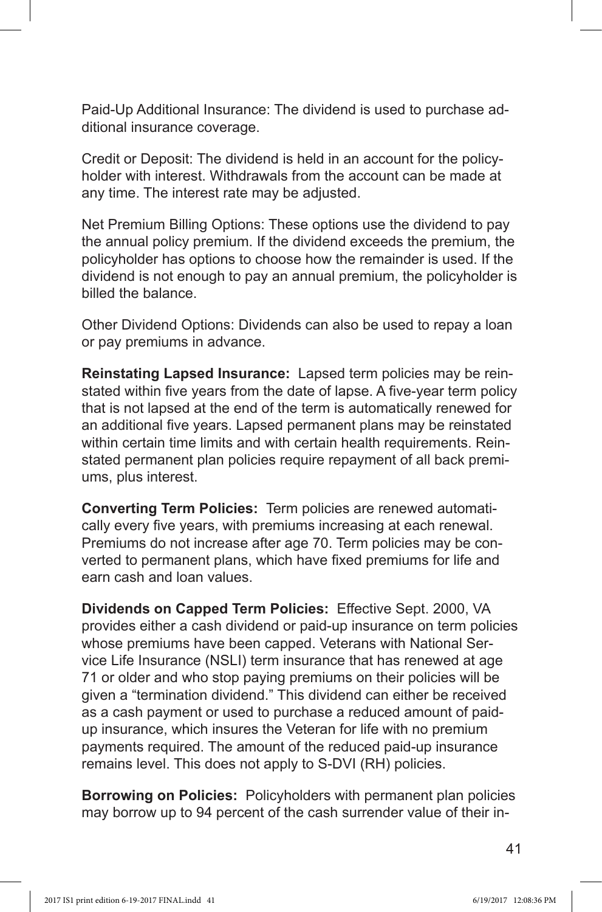Paid-Up Additional Insurance: The dividend is used to purchase additional insurance coverage.

Credit or Deposit: The dividend is held in an account for the policyholder with interest. Withdrawals from the account can be made at any time. The interest rate may be adjusted.

Net Premium Billing Options: These options use the dividend to pay the annual policy premium. If the dividend exceeds the premium, the policyholder has options to choose how the remainder is used. If the dividend is not enough to pay an annual premium, the policyholder is billed the balance.

Other Dividend Options: Dividends can also be used to repay a loan or pay premiums in advance.

**Reinstating Lapsed Insurance:** Lapsed term policies may be reinstated within five years from the date of lapse. A five-year term policy that is not lapsed at the end of the term is automatically renewed for an additional five years. Lapsed permanent plans may be reinstated within certain time limits and with certain health requirements. Reinstated permanent plan policies require repayment of all back premiums, plus interest.

**Converting Term Policies:** Term policies are renewed automatically every five years, with premiums increasing at each renewal. Premiums do not increase after age 70. Term policies may be converted to permanent plans, which have fixed premiums for life and earn cash and loan values.

**Dividends on Capped Term Policies:** Effective Sept. 2000, VA provides either a cash dividend or paid-up insurance on term policies whose premiums have been capped. Veterans with National Service Life Insurance (NSLI) term insurance that has renewed at age 71 or older and who stop paying premiums on their policies will be given a "termination dividend." This dividend can either be received as a cash payment or used to purchase a reduced amount of paid-up insurance, which insures the Veteran for life with no premium payments required. The amount of the reduced paid-up insurance remains level. This does not apply to S-DVI (RH) policies.

**Borrowing on Policies:** Policyholders with permanent plan policies may borrow up to 94 percent of the cash surrender value of their in-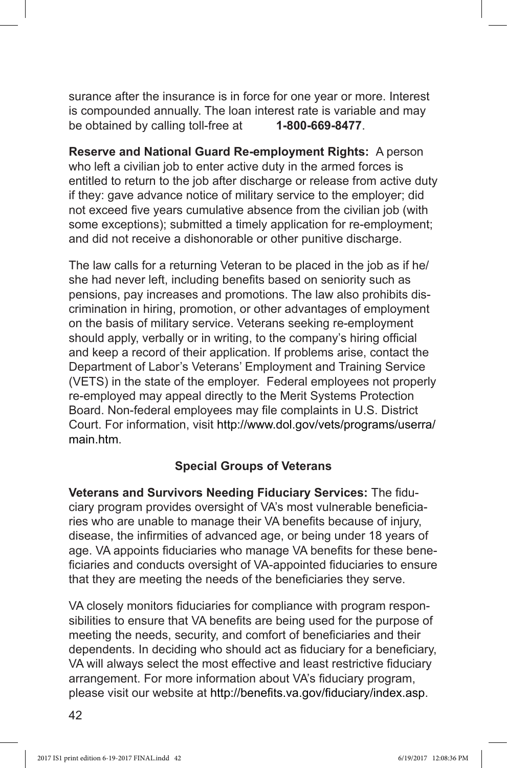surance after the insurance is in force for one year or more. Interest is compounded annually. The loan interest rate is variable and may be obtained by calling toll-free at **1-800-669-8477**.

**Reserve and National Guard Re-employment Rights:** A person who left a civilian job to enter active duty in the armed forces is entitled to return to the job after discharge or release from active duty if they: gave advance notice of military service to the employer; did not exceed five years cumulative absence from the civilian job (with some exceptions); submitted a timely application for re-employment; and did not receive a dishonorable or other punitive discharge.

The law calls for a returning Veteran to be placed in the job as if he/she had never left, including benefits based on seniority such as pensions, pay increases and promotions. The law also prohibits discrimination in hiring, promotion, or other advantages of employment on the basis of military service. Veterans seeking re-employment should apply, verbally or in writing, to the company's hiring official and keep a record of their application. If problems arise, contact the Department of Labor's Veterans' Employment and Training Service (VETS) in the state of the employer. Federal employees not properly re-employed may appeal directly to the Merit Systems Protection Board. Non-federal employees may file complaints in U.S. District Court. For information, visit http://www.dol.gov/vets/programs/userra/main.htm.

## Special Groups of Veterans

**Veterans and Survivors Needing Fiduciary Services:** The fiduciary program provides oversight of VA's most vulnerable beneficiaries who are unable to manage their VA benefits because of injury, disease, the infirmities of advanced age, or being under 18 years of age. VA appoints fiduciaries who manage VA benefits for these beneficiaries and conducts oversight of VA-appointed fiduciaries to ensure that they are meeting the needs of the beneficiaries they serve.

VA closely monitors fiduciaries for compliance with program responsibilities to ensure that VA benefits are being used for the purpose of meeting the needs, security, and comfort of beneficiaries and their dependents. In deciding who should act as fiduciary for a beneficiary, VA will always select the most effective and least restrictive fiduciary arrangement. For more information about VA's fiduciary program, please visit our website at http://benefits.va.gov/fiduciary/index.asp.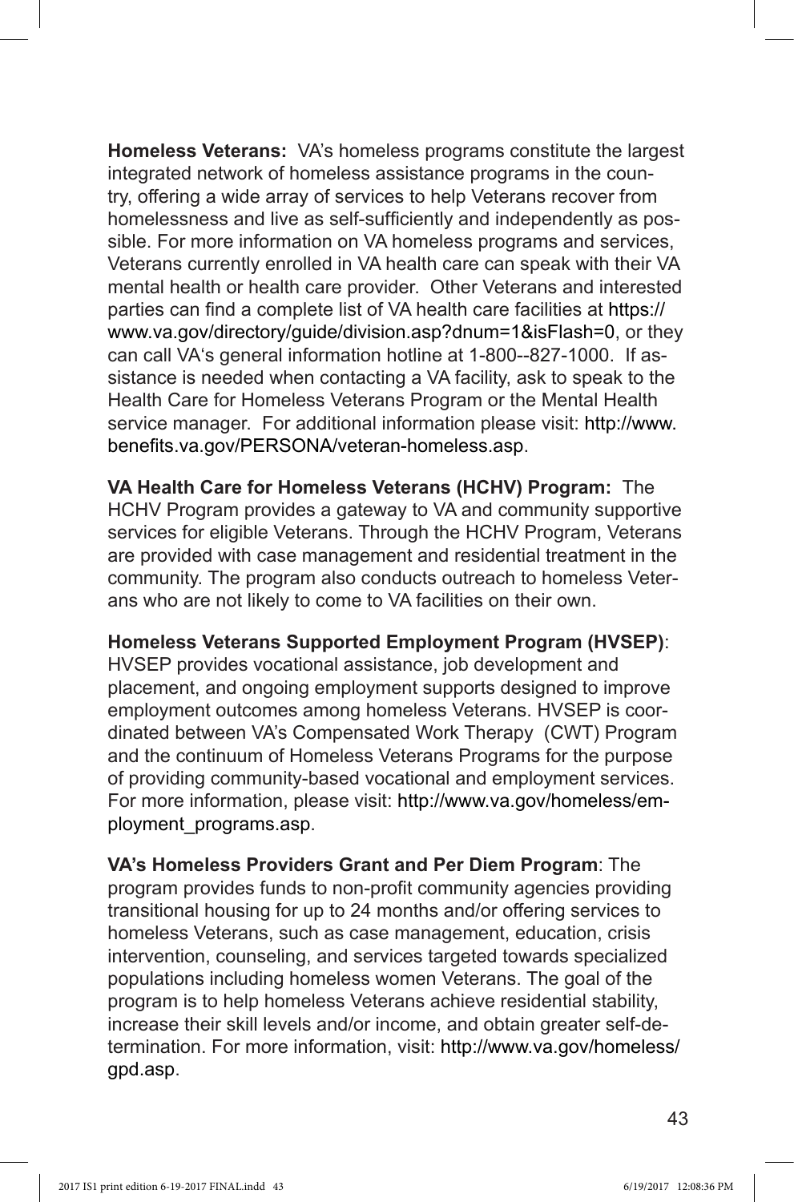**Homeless Veterans:** VA's homeless programs constitute the largest integrated network of homeless assistance programs in the country, offering a wide array of services to help Veterans recover from homelessness and live as self-sufficiently and independently as possible. For more information on VA homeless programs and services, Veterans currently enrolled in VA health care can speak with their VA mental health or health care provider. Other Veterans and interested parties can find a complete list of VA health care facilities at https://www.va.gov/directory/guide/division.asp?dnum=1&isFlash=0, or they can call VA's general information hotline at 1-800--827-1000. If assistance is needed when contacting a VA facility, ask to speak to the Health Care for Homeless Veterans Program or the Mental Health service manager. For additional information please visit: http://www.benefits.va.gov/PERSONA/veteran-homeless.asp.

**VA Health Care for Homeless Veterans (HCHV) Program:** The HCHV Program provides a gateway to VA and community supportive services for eligible Veterans. Through the HCHV Program, Veterans are provided with case management and residential treatment in the community. The program also conducts outreach to homeless Veterans who are not likely to come to VA facilities on their own.

**Homeless Veterans Supported Employment Program (HVSEP)**: HVSEP provides vocational assistance, job development and placement, and ongoing employment supports designed to improve employment outcomes among homeless Veterans. HVSEP is coordinated between VA's Compensated Work Therapy (CWT) Program and the continuum of Homeless Veterans Programs for the purpose of providing community-based vocational and employment services. For more information, please visit: http://www.va.gov/homeless/employment_programs.asp.

**VA's Homeless Providers Grant and Per Diem Program**: The program provides funds to non-profit community agencies providing transitional housing for up to 24 months and/or offering services to homeless Veterans, such as case management, education, crisis intervention, counseling, and services targeted towards specialized populations including homeless women Veterans. The goal of the program is to help homeless Veterans achieve residential stability, increase their skill levels and/or income, and obtain greater self-determination. For more information, visit: http://www.va.gov/homeless/gpd.asp.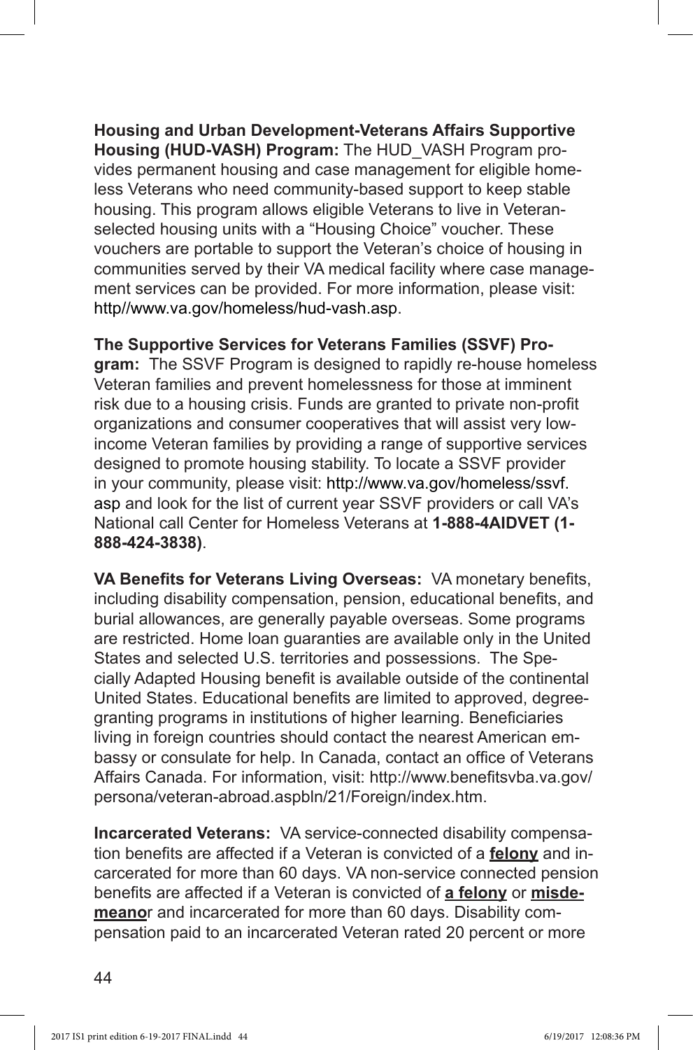**Housing and Urban Development-Veterans Affairs Supportive Housing (HUD-VASH) Program:** The HUD_VASH Program provides permanent housing and case management for eligible homeless Veterans who need community-based support to keep stable housing. This program allows eligible Veterans to live in Veteran-selected housing units with a "Housing Choice" voucher. These vouchers are portable to support the Veteran's choice of housing in communities served by their VA medical facility where case management services can be provided. For more information, please visit: http//www.va.gov/homeless/hud-vash.asp.

**The Supportive Services for Veterans Families (SSVF) Program:** The SSVF Program is designed to rapidly re-house homeless Veteran families and prevent homelessness for those at imminent risk due to a housing crisis. Funds are granted to private non-profit organizations and consumer cooperatives that will assist very low-income Veteran families by providing a range of supportive services designed to promote housing stability. To locate a SSVF provider in your community, please visit: http://www.va.gov/homeless/ssvf.asp and look for the list of current year SSVF providers or call VA's National call Center for Homeless Veterans at **1-888-4AIDVET (1-888-424-3838)**.

**VA Benefits for Veterans Living Overseas:** VA monetary benefits, including disability compensation, pension, educational benefits, and burial allowances, are generally payable overseas. Some programs are restricted. Home loan guaranties are available only in the United States and selected U.S. territories and possessions. The Specially Adapted Housing benefit is available outside of the continental United States. Educational benefits are limited to approved, degree-granting programs in institutions of higher learning. Beneficiaries living in foreign countries should contact the nearest American embassy or consulate for help. In Canada, contact an office of Veterans Affairs Canada. For information, visit: http://www.benefitsvba.va.gov/persona/veteran-abroad.aspbln/21/Foreign/index.htm.

**Incarcerated Veterans:** VA service-connected disability compensation benefits are affected if a Veteran is convicted of a **felony** and incarcerated for more than 60 days. VA non-service connected pension benefits are affected if a Veteran is convicted of **a felony** or **misdemeanor** and incarcerated for more than 60 days. Disability compensation paid to an incarcerated Veteran rated 20 percent or more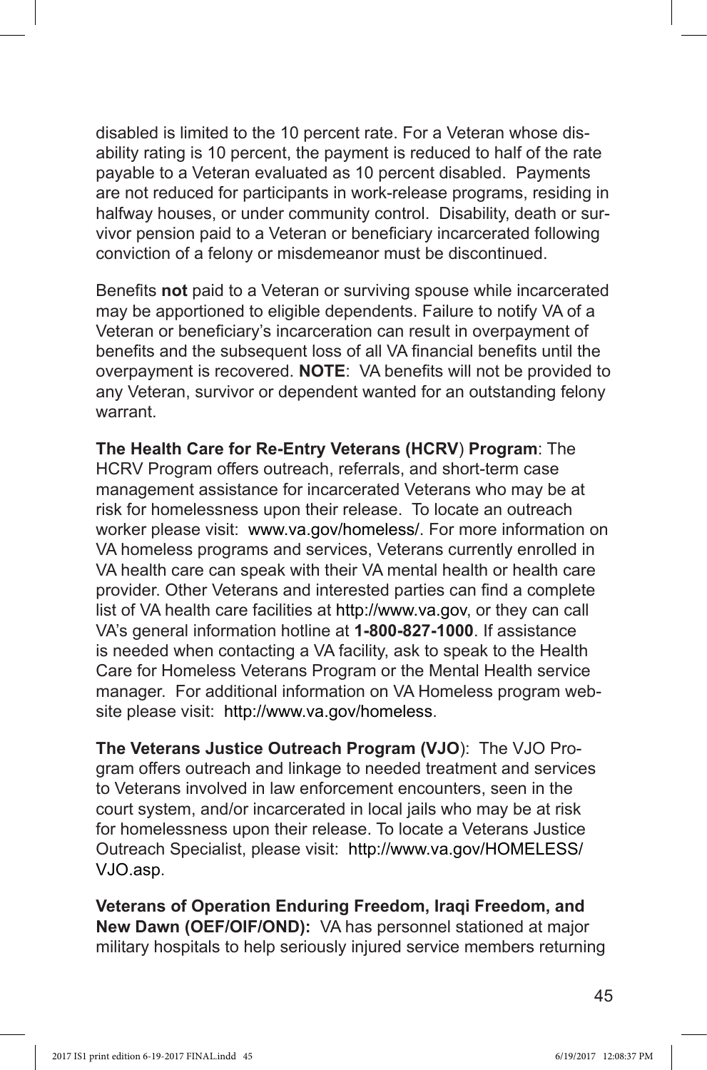disabled is limited to the 10 percent rate. For a Veteran whose disability rating is 10 percent, the payment is reduced to half of the rate payable to a Veteran evaluated as 10 percent disabled. Payments are not reduced for participants in work-release programs, residing in halfway houses, or under community control. Disability, death or survivor pension paid to a Veteran or beneficiary incarcerated following conviction of a felony or misdemeanor must be discontinued.

Benefits **not** paid to a Veteran or surviving spouse while incarcerated may be apportioned to eligible dependents. Failure to notify VA of a Veteran or beneficiary's incarceration can result in overpayment of benefits and the subsequent loss of all VA financial benefits until the overpayment is recovered. **NOTE**: VA benefits will not be provided to any Veteran, survivor or dependent wanted for an outstanding felony warrant.

**The Health Care for Re-Entry Veterans (HCRV) Program**: The HCRV Program offers outreach, referrals, and short-term case management assistance for incarcerated Veterans who may be at risk for homelessness upon their release. To locate an outreach worker please visit: www.va.gov/homeless/. For more information on VA homeless programs and services, Veterans currently enrolled in VA health care can speak with their VA mental health or health care provider. Other Veterans and interested parties can find a complete list of VA health care facilities at http://www.va.gov, or they can call VA's general information hotline at **1-800-827-1000**. If assistance is needed when contacting a VA facility, ask to speak to the Health Care for Homeless Veterans Program or the Mental Health service manager. For additional information on VA Homeless program website please visit: http://www.va.gov/homeless.

**The Veterans Justice Outreach Program (VJO**): The VJO Program offers outreach and linkage to needed treatment and services to Veterans involved in law enforcement encounters, seen in the court system, and/or incarcerated in local jails who may be at risk for homelessness upon their release. To locate a Veterans Justice Outreach Specialist, please visit: http://www.va.gov/HOMELESS/VJO.asp.

**Veterans of Operation Enduring Freedom, Iraqi Freedom, and New Dawn (OEF/OIF/OND):** VA has personnel stationed at major military hospitals to help seriously injured service members returning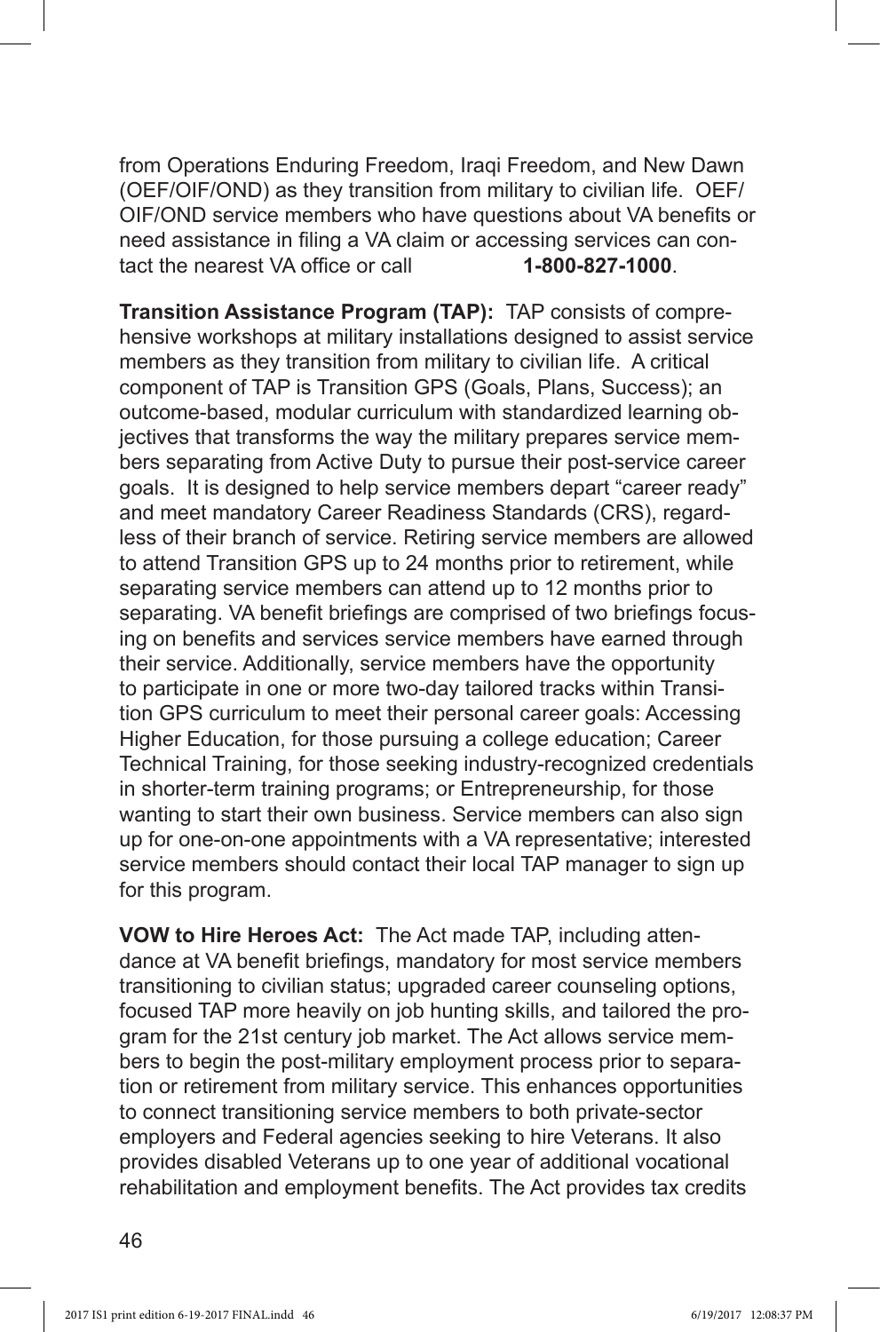from Operations Enduring Freedom, Iraqi Freedom, and New Dawn (OEF/OIF/OND) as they transition from military to civilian life. OEF/OIF/OND service members who have questions about VA benefits or need assistance in filing a VA claim or accessing services can contact the nearest VA office or call **1-800-827-1000**.

**Transition Assistance Program (TAP):** TAP consists of comprehensive workshops at military installations designed to assist service members as they transition from military to civilian life. A critical component of TAP is Transition GPS (Goals, Plans, Success); an outcome-based, modular curriculum with standardized learning objectives that transforms the way the military prepares service members separating from Active Duty to pursue their post-service career goals. It is designed to help service members depart "career ready" and meet mandatory Career Readiness Standards (CRS), regardless of their branch of service. Retiring service members are allowed to attend Transition GPS up to 24 months prior to retirement, while separating service members can attend up to 12 months prior to separating. VA benefit briefings are comprised of two briefings focusing on benefits and services service members have earned through their service. Additionally, service members have the opportunity to participate in one or more two-day tailored tracks within Transition GPS curriculum to meet their personal career goals: Accessing Higher Education, for those pursuing a college education; Career Technical Training, for those seeking industry-recognized credentials in shorter-term training programs; or Entrepreneurship, for those wanting to start their own business. Service members can also sign up for one-on-one appointments with a VA representative; interested service members should contact their local TAP manager to sign up for this program.

**VOW to Hire Heroes Act:** The Act made TAP, including attendance at VA benefit briefings, mandatory for most service members transitioning to civilian status; upgraded career counseling options, focused TAP more heavily on job hunting skills, and tailored the program for the 21st century job market. The Act allows service members to begin the post-military employment process prior to separation or retirement from military service. This enhances opportunities to connect transitioning service members to both private-sector employers and Federal agencies seeking to hire Veterans. It also provides disabled Veterans up to one year of additional vocational rehabilitation and employment benefits. The Act provides tax credits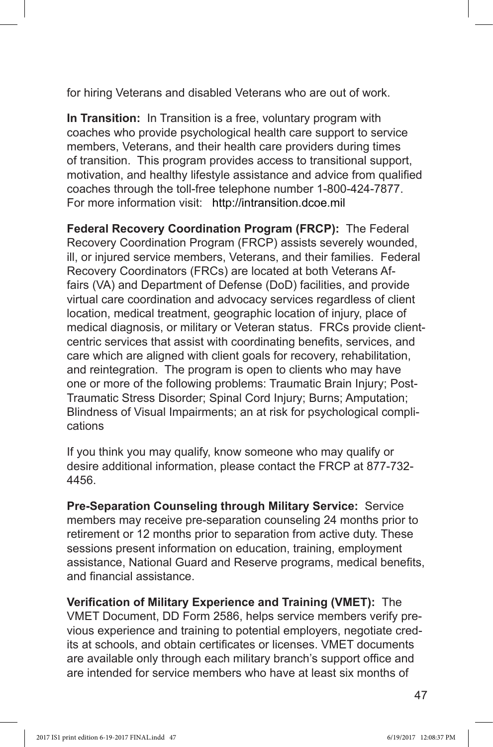for hiring Veterans and disabled Veterans who are out of work.

**In Transition:** In Transition is a free, voluntary program with coaches who provide psychological health care support to service members, Veterans, and their health care providers during times of transition. This program provides access to transitional support, motivation, and healthy lifestyle assistance and advice from qualified coaches through the toll-free telephone number 1-800-424-7877. For more information visit: http://intransition.dcoe.mil

**Federal Recovery Coordination Program (FRCP):** The Federal Recovery Coordination Program (FRCP) assists severely wounded, ill, or injured service members, Veterans, and their families. Federal Recovery Coordinators (FRCs) are located at both Veterans Affairs (VA) and Department of Defense (DoD) facilities, and provide virtual care coordination and advocacy services regardless of client location, medical treatment, geographic location of injury, place of medical diagnosis, or military or Veteran status. FRCs provide client-centric services that assist with coordinating benefits, services, and care which are aligned with client goals for recovery, rehabilitation, and reintegration. The program is open to clients who may have one or more of the following problems: Traumatic Brain Injury; Post-Traumatic Stress Disorder; Spinal Cord Injury; Burns; Amputation; Blindness of Visual Impairments; an at risk for psychological complications

If you think you may qualify, know someone who may qualify or desire additional information, please contact the FRCP at 877-732-4456.

**Pre-Separation Counseling through Military Service:** Service members may receive pre-separation counseling 24 months prior to retirement or 12 months prior to separation from active duty. These sessions present information on education, training, employment assistance, National Guard and Reserve programs, medical benefits, and financial assistance.

**Verification of Military Experience and Training (VMET):** The VMET Document, DD Form 2586, helps service members verify previous experience and training to potential employers, negotiate credits at schools, and obtain certificates or licenses. VMET documents are available only through each military branch's support office and are intended for service members who have at least six months of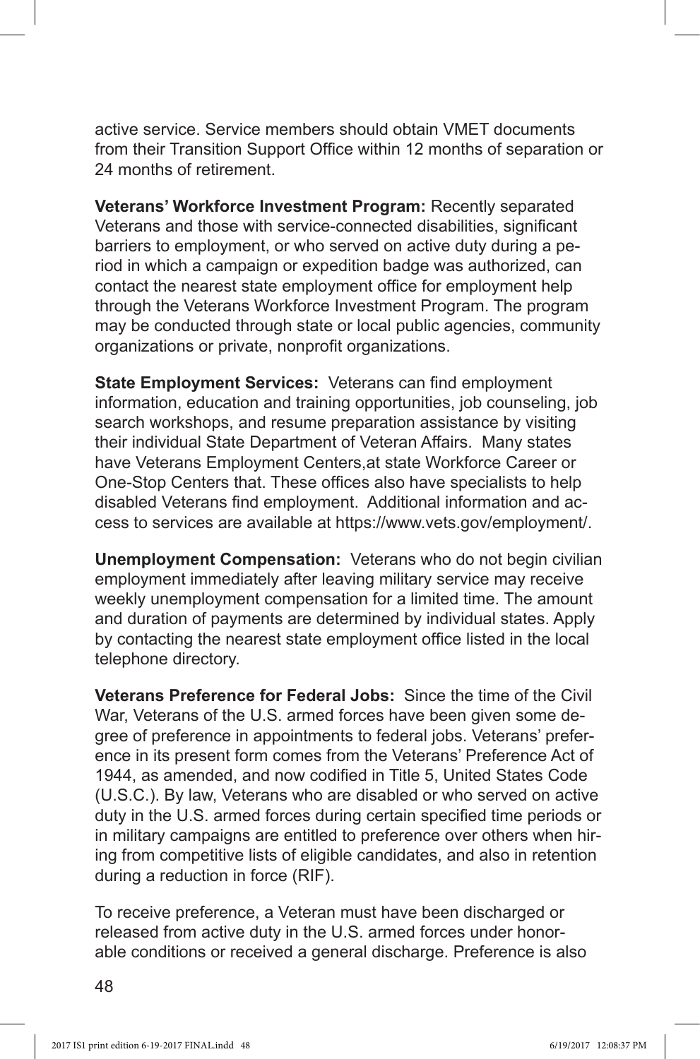active service. Service members should obtain VMET documents from their Transition Support Office within 12 months of separation or 24 months of retirement.

**Veterans' Workforce Investment Program:** Recently separated Veterans and those with service-connected disabilities, significant barriers to employment, or who served on active duty during a period in which a campaign or expedition badge was authorized, can contact the nearest state employment office for employment help through the Veterans Workforce Investment Program. The program may be conducted through state or local public agencies, community organizations or private, nonprofit organizations.

**State Employment Services:** Veterans can find employment information, education and training opportunities, job counseling, job search workshops, and resume preparation assistance by visiting their individual State Department of Veteran Affairs. Many states have Veterans Employment Centers,at state Workforce Career or One-Stop Centers that. These offices also have specialists to help disabled Veterans find employment. Additional information and access to services are available at https://www.vets.gov/employment/.

**Unemployment Compensation:** Veterans who do not begin civilian employment immediately after leaving military service may receive weekly unemployment compensation for a limited time. The amount and duration of payments are determined by individual states. Apply by contacting the nearest state employment office listed in the local telephone directory.

**Veterans Preference for Federal Jobs:** Since the time of the Civil War, Veterans of the U.S. armed forces have been given some degree of preference in appointments to federal jobs. Veterans' preference in its present form comes from the Veterans' Preference Act of 1944, as amended, and now codified in Title 5, United States Code (U.S.C.). By law, Veterans who are disabled or who served on active duty in the U.S. armed forces during certain specified time periods or in military campaigns are entitled to preference over others when hiring from competitive lists of eligible candidates, and also in retention during a reduction in force (RIF).

To receive preference, a Veteran must have been discharged or released from active duty in the U.S. armed forces under honorable conditions or received a general discharge. Preference is also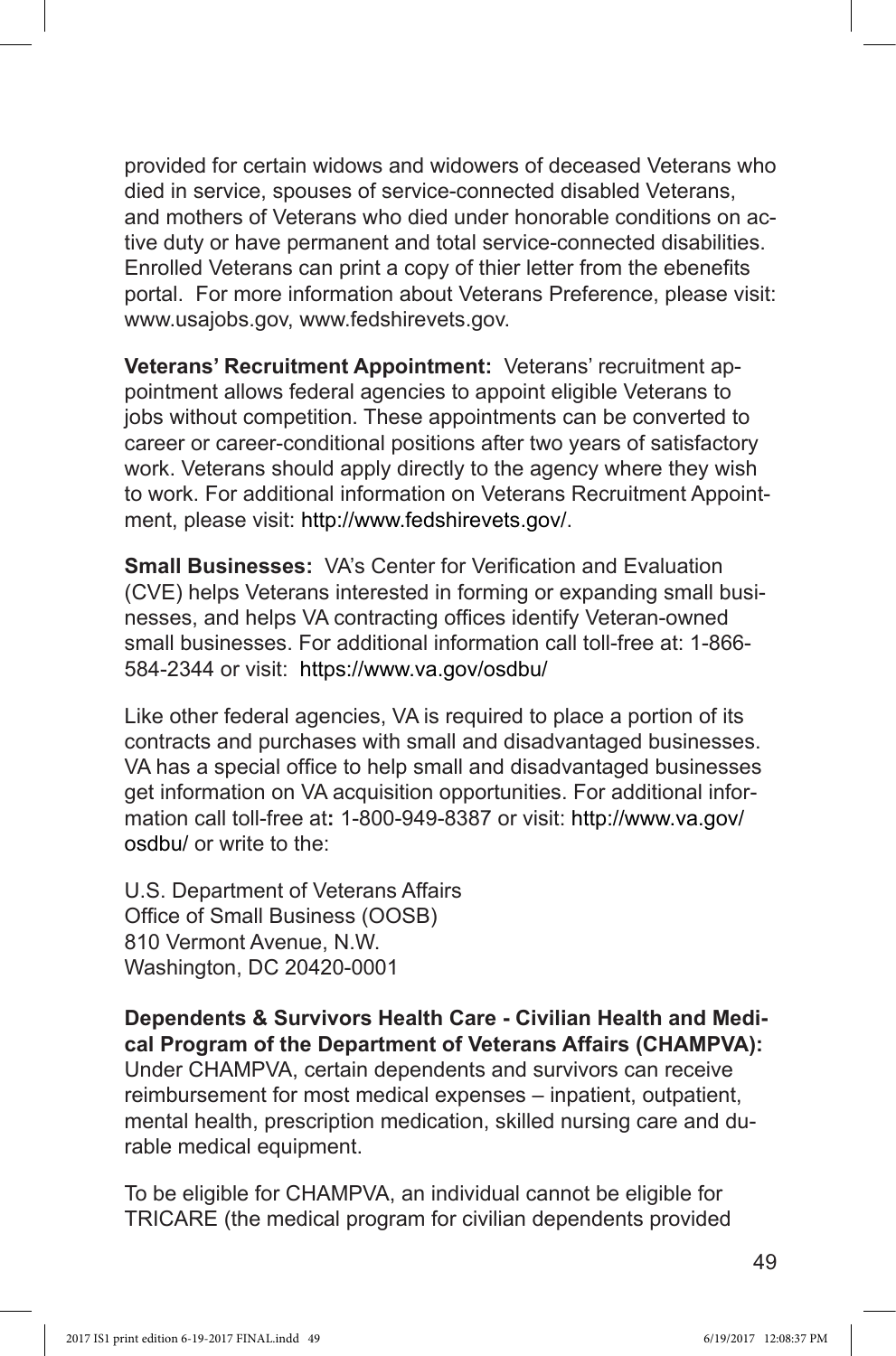provided for certain widows and widowers of deceased Veterans who died in service, spouses of service-connected disabled Veterans, and mothers of Veterans who died under honorable conditions on active duty or have permanent and total service-connected disabilities. Enrolled Veterans can print a copy of thier letter from the ebenefits portal. For more information about Veterans Preference, please visit: www.usajobs.gov, www.fedshirevets.gov.

**Veterans' Recruitment Appointment:** Veterans' recruitment appointment allows federal agencies to appoint eligible Veterans to jobs without competition. These appointments can be converted to career or career-conditional positions after two years of satisfactory work. Veterans should apply directly to the agency where they wish to work. For additional information on Veterans Recruitment Appointment, please visit: http://www.fedshirevets.gov/.

**Small Businesses:** VA's Center for Verification and Evaluation (CVE) helps Veterans interested in forming or expanding small businesses, and helps VA contracting offices identify Veteran-owned small businesses. For additional information call toll-free at: 1-866-584-2344 or visit: https://www.va.gov/osdbu/

Like other federal agencies, VA is required to place a portion of its contracts and purchases with small and disadvantaged businesses. VA has a special office to help small and disadvantaged businesses get information on VA acquisition opportunities. For additional information call toll-free at**:** 1-800-949-8387 or visit: http://www.va.gov/osdbu/ or write to the:

U.S. Department of Veterans Affairs
Office of Small Business (OOSB)
810 Vermont Avenue, N.W.
Washington, DC 20420-0001

**Dependents & Survivors Health Care - Civilian Health and Medical Program of the Department of Veterans Affairs (CHAMPVA):** Under CHAMPVA, certain dependents and survivors can receive reimbursement for most medical expenses – inpatient, outpatient, mental health, prescription medication, skilled nursing care and durable medical equipment.

To be eligible for CHAMPVA, an individual cannot be eligible for TRICARE (the medical program for civilian dependents provided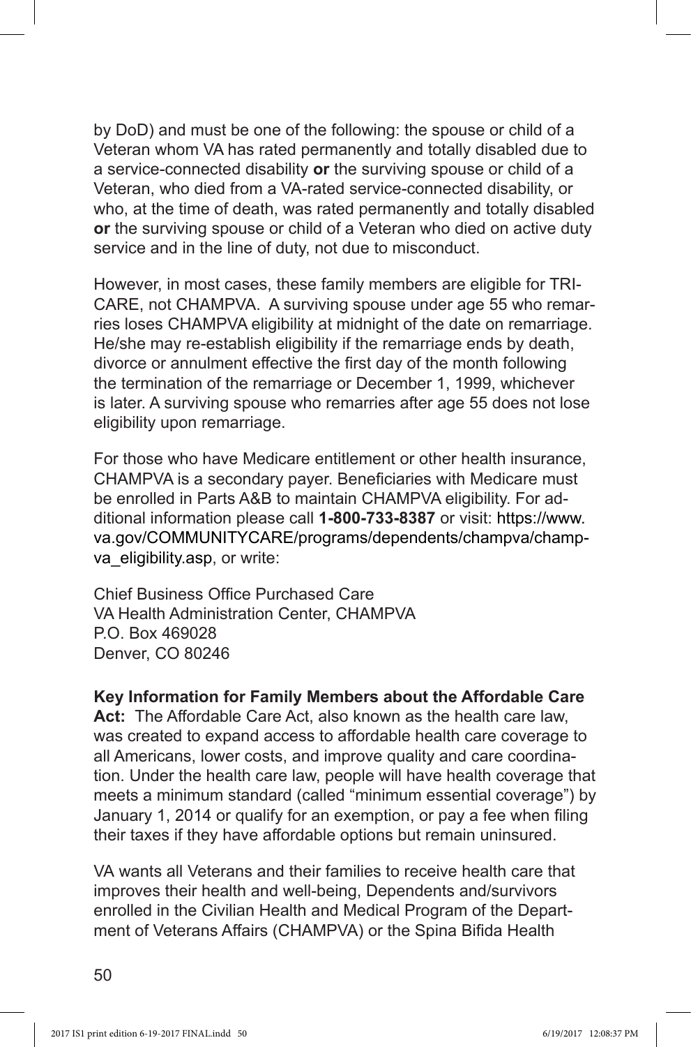by DoD) and must be one of the following: the spouse or child of a Veteran whom VA has rated permanently and totally disabled due to a service-connected disability **or** the surviving spouse or child of a Veteran, who died from a VA-rated service-connected disability, or who, at the time of death, was rated permanently and totally disabled **or** the surviving spouse or child of a Veteran who died on active duty service and in the line of duty, not due to misconduct.

However, in most cases, these family members are eligible for TRICARE, not CHAMPVA. A surviving spouse under age 55 who remarries loses CHAMPVA eligibility at midnight of the date on remarriage. He/she may re-establish eligibility if the remarriage ends by death, divorce or annulment effective the first day of the month following the termination of the remarriage or December 1, 1999, whichever is later. A surviving spouse who remarries after age 55 does not lose eligibility upon remarriage.

For those who have Medicare entitlement or other health insurance, CHAMPVA is a secondary payer. Beneficiaries with Medicare must be enrolled in Parts A&B to maintain CHAMPVA eligibility. For additional information please call **1-800-733-8387** or visit: https://www.va.gov/COMMUNITYCARE/programs/dependents/champva/champva_eligibility.asp, or write:

Chief Business Office Purchased Care
VA Health Administration Center, CHAMPVA
P.O. Box 469028
Denver, CO 80246

**Key Information for Family Members about the Affordable Care Act:** The Affordable Care Act, also known as the health care law, was created to expand access to affordable health care coverage to all Americans, lower costs, and improve quality and care coordination. Under the health care law, people will have health coverage that meets a minimum standard (called "minimum essential coverage") by January 1, 2014 or qualify for an exemption, or pay a fee when filing their taxes if they have affordable options but remain uninsured.

VA wants all Veterans and their families to receive health care that improves their health and well-being, Dependents and/survivors enrolled in the Civilian Health and Medical Program of the Department of Veterans Affairs (CHAMPVA) or the Spina Bifida Health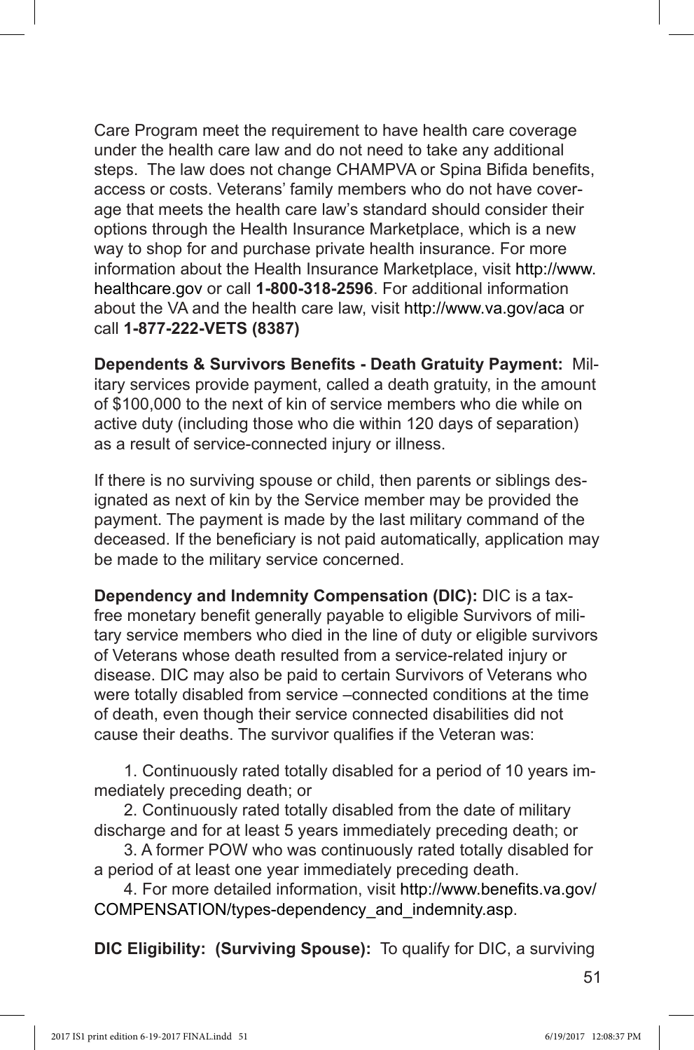Care Program meet the requirement to have health care coverage under the health care law and do not need to take any additional steps. The law does not change CHAMPVA or Spina Bifida benefits, access or costs. Veterans' family members who do not have coverage that meets the health care law's standard should consider their options through the Health Insurance Marketplace, which is a new way to shop for and purchase private health insurance. For more information about the Health Insurance Marketplace, visit http://www.healthcare.gov or call **1-800-318-2596**. For additional information about the VA and the health care law, visit http://www.va.gov/aca or call **1-877-222-VETS (8387)**

**Dependents & Survivors Benefits - Death Gratuity Payment:** Military services provide payment, called a death gratuity, in the amount of $100,000 to the next of kin of service members who die while on active duty (including those who die within 120 days of separation) as a result of service-connected injury or illness.

If there is no surviving spouse or child, then parents or siblings designated as next of kin by the Service member may be provided the payment. The payment is made by the last military command of the deceased. If the beneficiary is not paid automatically, application may be made to the military service concerned.

**Dependency and Indemnity Compensation (DIC):** DIC is a tax-free monetary benefit generally payable to eligible Survivors of military service members who died in the line of duty or eligible survivors of Veterans whose death resulted from a service-related injury or disease. DIC may also be paid to certain Survivors of Veterans who were totally disabled from service –connected conditions at the time of death, even though their service connected disabilities did not cause their deaths. The survivor qualifies if the Veteran was:

1. Continuously rated totally disabled for a period of 10 years immediately preceding death; or
2. Continuously rated totally disabled from the date of military discharge and for at least 5 years immediately preceding death; or
3. A former POW who was continuously rated totally disabled for a period of at least one year immediately preceding death.
4. For more detailed information, visit http://www.benefits.va.gov/COMPENSATION/types-dependency_and_indemnity.asp.

**DIC Eligibility: (Surviving Spouse):** To qualify for DIC, a surviving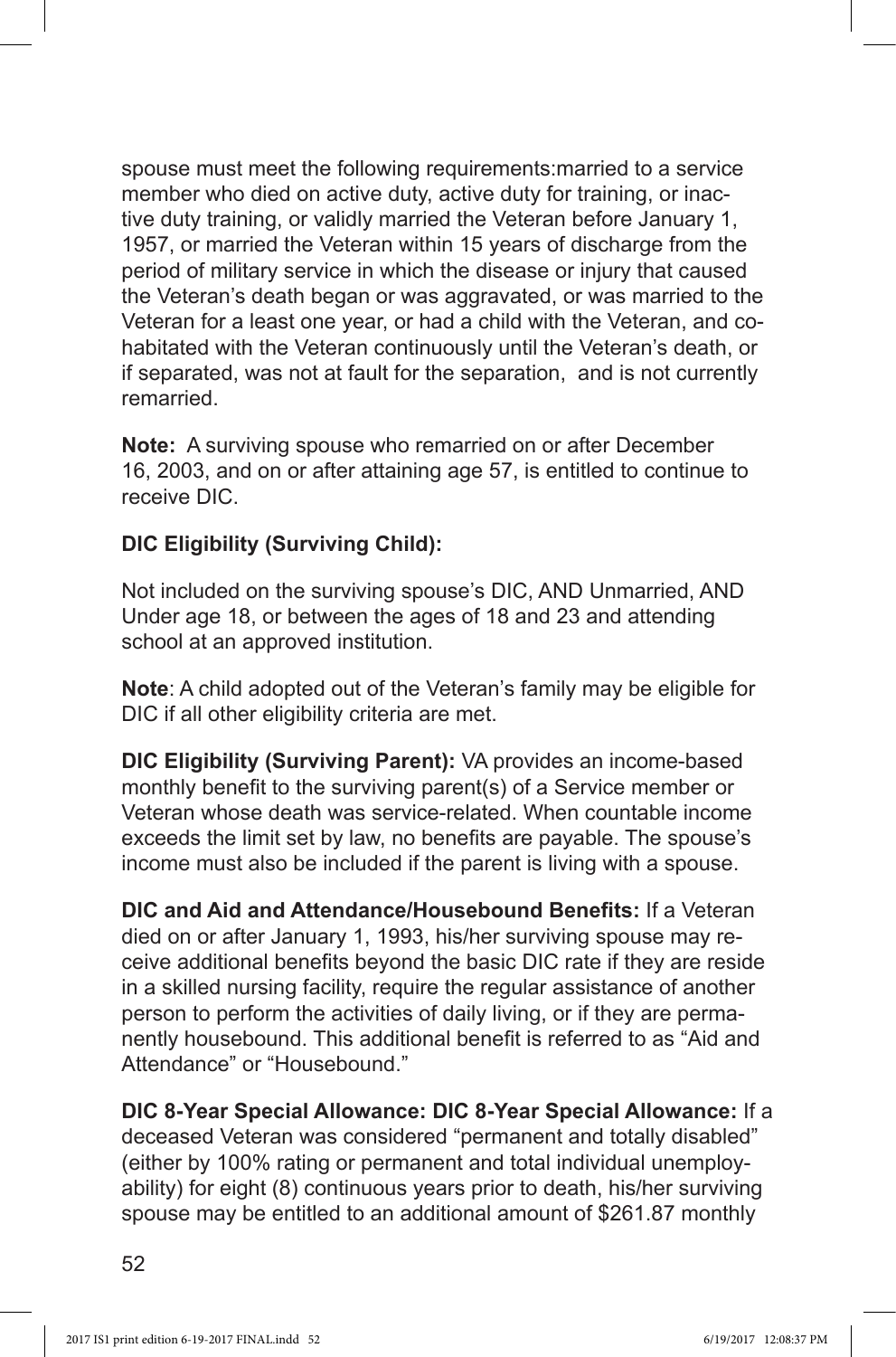spouse must meet the following requirements:married to a service member who died on active duty, active duty for training, or inactive duty training, or validly married the Veteran before January 1, 1957, or married the Veteran within 15 years of discharge from the period of military service in which the disease or injury that caused the Veteran's death began or was aggravated, or was married to the Veteran for a least one year, or had a child with the Veteran, and cohabitated with the Veteran continuously until the Veteran's death, or if separated, was not at fault for the separation, and is not currently remarried.

**Note:** A surviving spouse who remarried on or after December 16, 2003, and on or after attaining age 57, is entitled to continue to receive DIC.

**DIC Eligibility (Surviving Child):**

Not included on the surviving spouse's DIC, AND Unmarried, AND Under age 18, or between the ages of 18 and 23 and attending school at an approved institution.

**Note**: A child adopted out of the Veteran's family may be eligible for DIC if all other eligibility criteria are met.

**DIC Eligibility (Surviving Parent):** VA provides an income-based monthly benefit to the surviving parent(s) of a Service member or Veteran whose death was service-related. When countable income exceeds the limit set by law, no benefits are payable. The spouse's income must also be included if the parent is living with a spouse.

**DIC and Aid and Attendance/Housebound Benefits:** If a Veteran died on or after January 1, 1993, his/her surviving spouse may receive additional benefits beyond the basic DIC rate if they are reside in a skilled nursing facility, require the regular assistance of another person to perform the activities of daily living, or if they are permanently housebound. This additional benefit is referred to as "Aid and Attendance" or "Housebound."

**DIC 8-Year Special Allowance: DIC 8-Year Special Allowance:** If a deceased Veteran was considered "permanent and totally disabled" (either by 100% rating or permanent and total individual unemployability) for eight (8) continuous years prior to death, his/her surviving spouse may be entitled to an additional amount of $261.87 monthly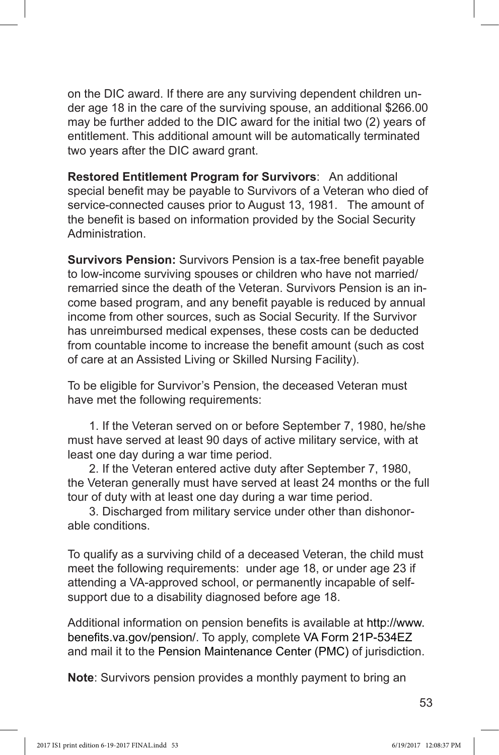on the DIC award. If there are any surviving dependent children under age 18 in the care of the surviving spouse, an additional $266.00 may be further added to the DIC award for the initial two (2) years of entitlement. This additional amount will be automatically terminated two years after the DIC award grant.

**Restored Entitlement Program for Survivors**: An additional special benefit may be payable to Survivors of a Veteran who died of service-connected causes prior to August 13, 1981. The amount of the benefit is based on information provided by the Social Security Administration.

**Survivors Pension:** Survivors Pension is a tax-free benefit payable to low-income surviving spouses or children who have not married/remarried since the death of the Veteran. Survivors Pension is an income based program, and any benefit payable is reduced by annual income from other sources, such as Social Security. If the Survivor has unreimbursed medical expenses, these costs can be deducted from countable income to increase the benefit amount (such as cost of care at an Assisted Living or Skilled Nursing Facility).

To be eligible for Survivor's Pension, the deceased Veteran must have met the following requirements:

1. If the Veteran served on or before September 7, 1980, he/she must have served at least 90 days of active military service, with at least one day during a war time period.
2. If the Veteran entered active duty after September 7, 1980, the Veteran generally must have served at least 24 months or the full tour of duty with at least one day during a war time period.
3. Discharged from military service under other than dishonorable conditions.

To qualify as a surviving child of a deceased Veteran, the child must meet the following requirements: under age 18, or under age 23 if attending a VA-approved school, or permanently incapable of self-support due to a disability diagnosed before age 18.

Additional information on pension benefits is available at http://www.benefits.va.gov/pension/. To apply, complete VA Form 21P-534EZ and mail it to the Pension Maintenance Center (PMC) of jurisdiction.

**Note**: Survivors pension provides a monthly payment to bring an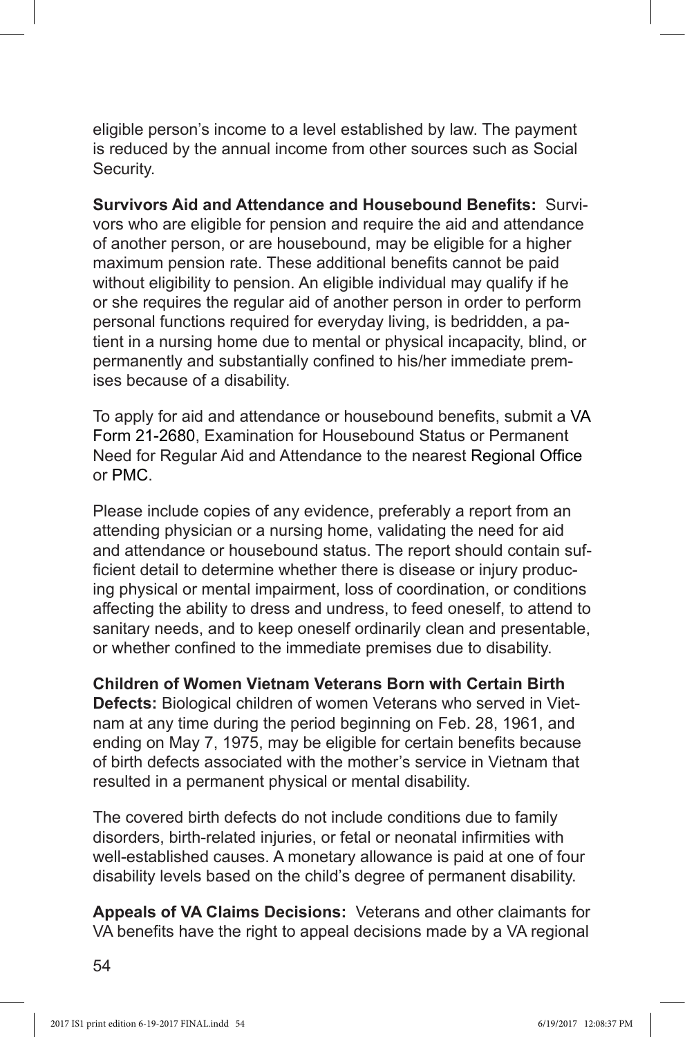eligible person's income to a level established by law. The payment is reduced by the annual income from other sources such as Social Security.

**Survivors Aid and Attendance and Housebound Benefits:** Survivors who are eligible for pension and require the aid and attendance of another person, or are housebound, may be eligible for a higher maximum pension rate. These additional benefits cannot be paid without eligibility to pension. An eligible individual may qualify if he or she requires the regular aid of another person in order to perform personal functions required for everyday living, is bedridden, a patient in a nursing home due to mental or physical incapacity, blind, or permanently and substantially confined to his/her immediate premises because of a disability.

To apply for aid and attendance or housebound benefits, submit a VA Form 21-2680, Examination for Housebound Status or Permanent Need for Regular Aid and Attendance to the nearest Regional Office or PMC.

Please include copies of any evidence, preferably a report from an attending physician or a nursing home, validating the need for aid and attendance or housebound status. The report should contain sufficient detail to determine whether there is disease or injury producing physical or mental impairment, loss of coordination, or conditions affecting the ability to dress and undress, to feed oneself, to attend to sanitary needs, and to keep oneself ordinarily clean and presentable, or whether confined to the immediate premises due to disability.

**Children of Women Vietnam Veterans Born with Certain Birth Defects:** Biological children of women Veterans who served in Vietnam at any time during the period beginning on Feb. 28, 1961, and ending on May 7, 1975, may be eligible for certain benefits because of birth defects associated with the mother's service in Vietnam that resulted in a permanent physical or mental disability.

The covered birth defects do not include conditions due to family disorders, birth-related injuries, or fetal or neonatal infirmities with well-established causes. A monetary allowance is paid at one of four disability levels based on the child's degree of permanent disability.

**Appeals of VA Claims Decisions:** Veterans and other claimants for VA benefits have the right to appeal decisions made by a VA regional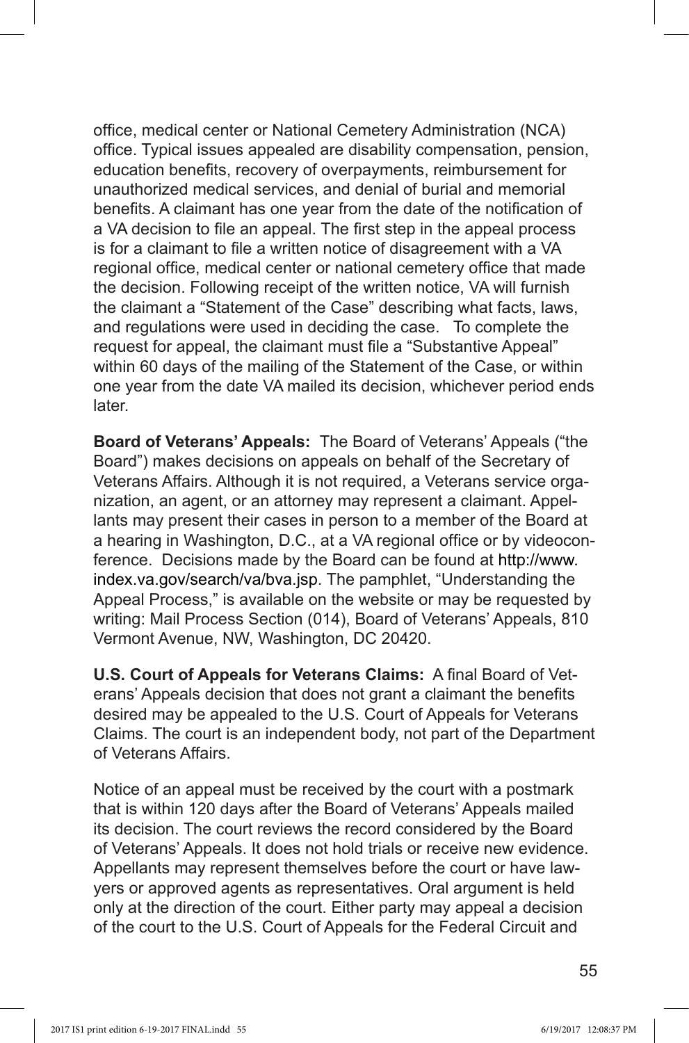office, medical center or National Cemetery Administration (NCA) office. Typical issues appealed are disability compensation, pension, education benefits, recovery of overpayments, reimbursement for unauthorized medical services, and denial of burial and memorial benefits. A claimant has one year from the date of the notification of a VA decision to file an appeal. The first step in the appeal process is for a claimant to file a written notice of disagreement with a VA regional office, medical center or national cemetery office that made the decision. Following receipt of the written notice, VA will furnish the claimant a "Statement of the Case" describing what facts, laws, and regulations were used in deciding the case. To complete the request for appeal, the claimant must file a "Substantive Appeal" within 60 days of the mailing of the Statement of the Case, or within one year from the date VA mailed its decision, whichever period ends later.

**Board of Veterans' Appeals:** The Board of Veterans' Appeals ("the Board") makes decisions on appeals on behalf of the Secretary of Veterans Affairs. Although it is not required, a Veterans service organization, an agent, or an attorney may represent a claimant. Appellants may present their cases in person to a member of the Board at a hearing in Washington, D.C., at a VA regional office or by videoconference. Decisions made by the Board can be found at http://www.index.va.gov/search/va/bva.jsp. The pamphlet, "Understanding the Appeal Process," is available on the website or may be requested by writing: Mail Process Section (014), Board of Veterans' Appeals, 810 Vermont Avenue, NW, Washington, DC 20420.

**U.S. Court of Appeals for Veterans Claims:** A final Board of Veterans' Appeals decision that does not grant a claimant the benefits desired may be appealed to the U.S. Court of Appeals for Veterans Claims. The court is an independent body, not part of the Department of Veterans Affairs.

Notice of an appeal must be received by the court with a postmark that is within 120 days after the Board of Veterans' Appeals mailed its decision. The court reviews the record considered by the Board of Veterans' Appeals. It does not hold trials or receive new evidence. Appellants may represent themselves before the court or have lawyers or approved agents as representatives. Oral argument is held only at the direction of the court. Either party may appeal a decision of the court to the U.S. Court of Appeals for the Federal Circuit and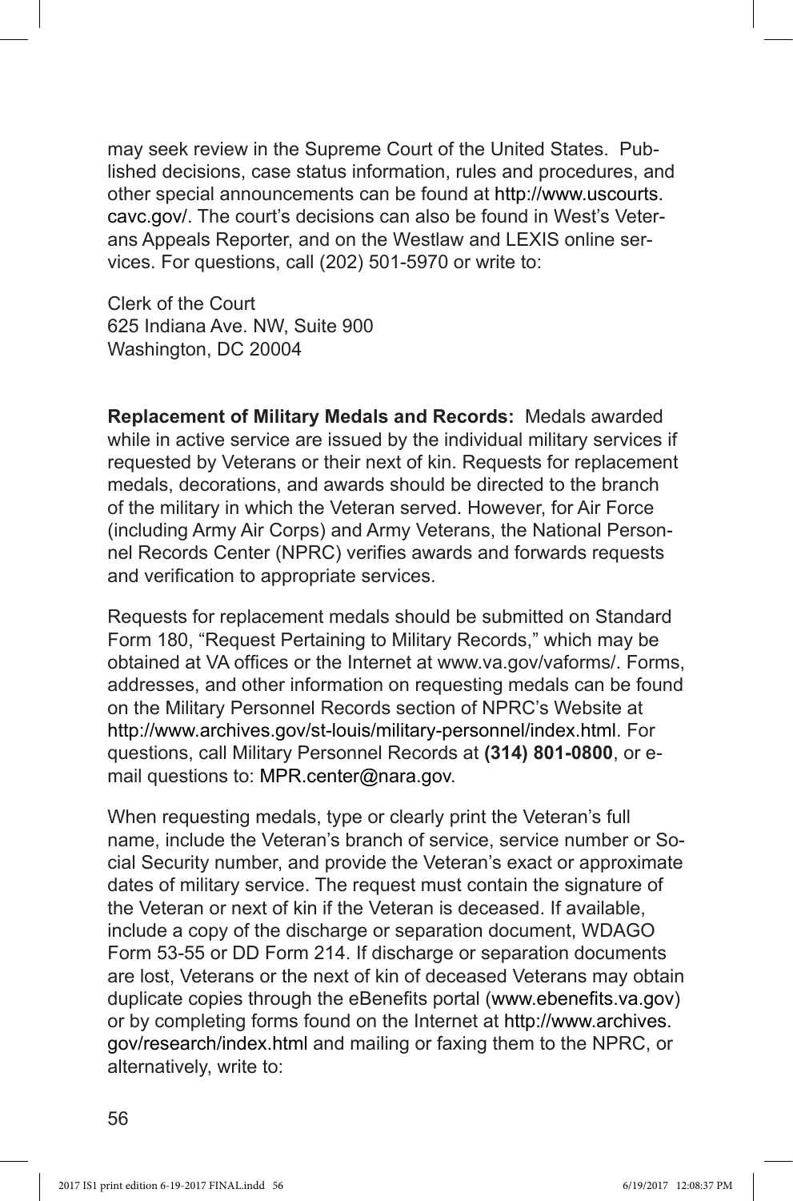may seek review in the Supreme Court of the United States. Published decisions, case status information, rules and procedures, and other special announcements can be found at http://www.uscourts.cavc.gov/. The court's decisions can also be found in West's Veterans Appeals Reporter, and on the Westlaw and LEXIS online services. For questions, call (202) 501-5970 or write to:

Clerk of the Court
625 Indiana Ave. NW, Suite 900
Washington, DC 20004

**Replacement of Military Medals and Records:** Medals awarded while in active service are issued by the individual military services if requested by Veterans or their next of kin. Requests for replacement medals, decorations, and awards should be directed to the branch of the military in which the Veteran served. However, for Air Force (including Army Air Corps) and Army Veterans, the National Personnel Records Center (NPRC) verifies awards and forwards requests and verification to appropriate services.

Requests for replacement medals should be submitted on Standard Form 180, "Request Pertaining to Military Records," which may be obtained at VA offices or the Internet at www.va.gov/vaforms/. Forms, addresses, and other information on requesting medals can be found on the Military Personnel Records section of NPRC's Website at http://www.archives.gov/st-louis/military-personnel/index.html. For questions, call Military Personnel Records at **(314) 801-0800**, or e-mail questions to: MPR.center@nara.gov.

When requesting medals, type or clearly print the Veteran's full name, include the Veteran's branch of service, service number or Social Security number, and provide the Veteran's exact or approximate dates of military service. The request must contain the signature of the Veteran or next of kin if the Veteran is deceased. If available, include a copy of the discharge or separation document, WDAGO Form 53-55 or DD Form 214. If discharge or separation documents are lost, Veterans or the next of kin of deceased Veterans may obtain duplicate copies through the eBenefits portal (www.ebenefits.va.gov) or by completing forms found on the Internet at http://www.archives.gov/research/index.html and mailing or faxing them to the NPRC, or alternatively, write to: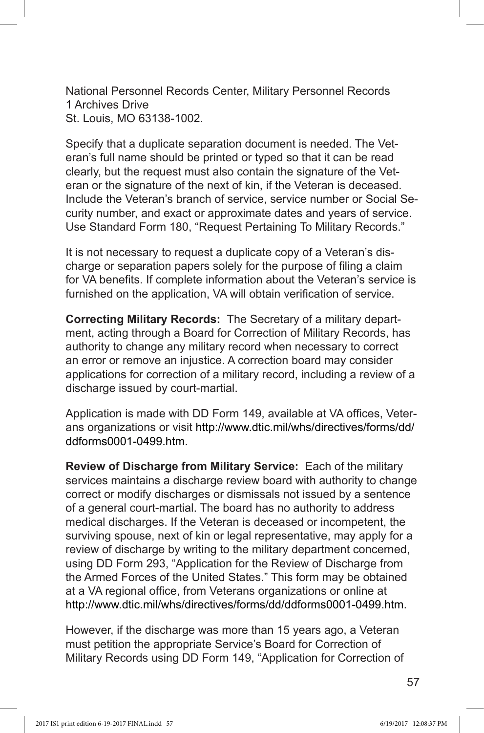National Personnel Records Center, Military Personnel Records
1 Archives Drive
St. Louis, MO 63138-1002.

Specify that a duplicate separation document is needed. The Veteran's full name should be printed or typed so that it can be read clearly, but the request must also contain the signature of the Veteran or the signature of the next of kin, if the Veteran is deceased. Include the Veteran's branch of service, service number or Social Security number, and exact or approximate dates and years of service. Use Standard Form 180, "Request Pertaining To Military Records."

It is not necessary to request a duplicate copy of a Veteran's discharge or separation papers solely for the purpose of filing a claim for VA benefits. If complete information about the Veteran's service is furnished on the application, VA will obtain verification of service.

**Correcting Military Records:** The Secretary of a military department, acting through a Board for Correction of Military Records, has authority to change any military record when necessary to correct an error or remove an injustice. A correction board may consider applications for correction of a military record, including a review of a discharge issued by court-martial.

Application is made with DD Form 149, available at VA offices, Veterans organizations or visit http://www.dtic.mil/whs/directives/forms/dd/ddforms0001-0499.htm.

**Review of Discharge from Military Service:** Each of the military services maintains a discharge review board with authority to change correct or modify discharges or dismissals not issued by a sentence of a general court-martial. The board has no authority to address medical discharges. If the Veteran is deceased or incompetent, the surviving spouse, next of kin or legal representative, may apply for a review of discharge by writing to the military department concerned, using DD Form 293, "Application for the Review of Discharge from the Armed Forces of the United States." This form may be obtained at a VA regional office, from Veterans organizations or online at http://www.dtic.mil/whs/directives/forms/dd/ddforms0001-0499.htm.

However, if the discharge was more than 15 years ago, a Veteran must petition the appropriate Service's Board for Correction of Military Records using DD Form 149, "Application for Correction of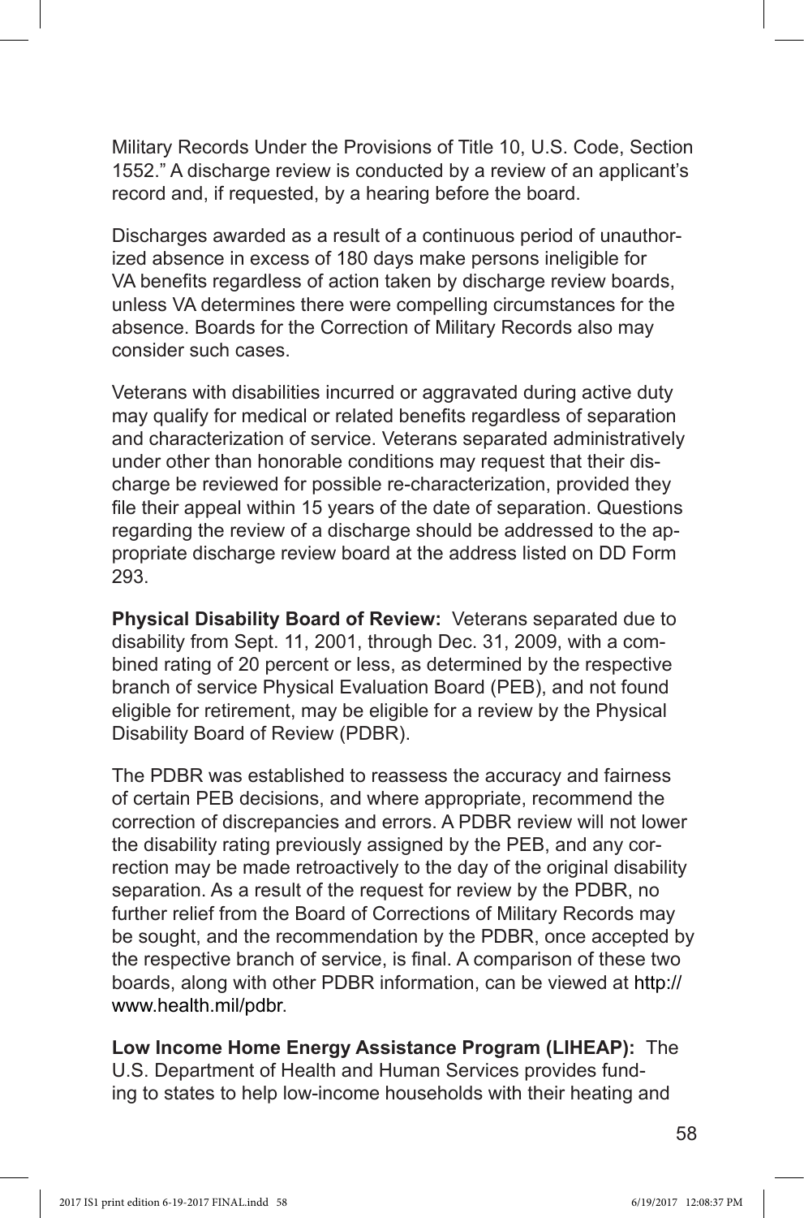Military Records Under the Provisions of Title 10, U.S. Code, Section 1552." A discharge review is conducted by a review of an applicant's record and, if requested, by a hearing before the board.

Discharges awarded as a result of a continuous period of unauthorized absence in excess of 180 days make persons ineligible for VA benefits regardless of action taken by discharge review boards, unless VA determines there were compelling circumstances for the absence. Boards for the Correction of Military Records also may consider such cases.

Veterans with disabilities incurred or aggravated during active duty may qualify for medical or related benefits regardless of separation and characterization of service. Veterans separated administratively under other than honorable conditions may request that their discharge be reviewed for possible re-characterization, provided they file their appeal within 15 years of the date of separation. Questions regarding the review of a discharge should be addressed to the appropriate discharge review board at the address listed on DD Form 293.

**Physical Disability Board of Review:** Veterans separated due to disability from Sept. 11, 2001, through Dec. 31, 2009, with a combined rating of 20 percent or less, as determined by the respective branch of service Physical Evaluation Board (PEB), and not found eligible for retirement, may be eligible for a review by the Physical Disability Board of Review (PDBR).

The PDBR was established to reassess the accuracy and fairness of certain PEB decisions, and where appropriate, recommend the correction of discrepancies and errors. A PDBR review will not lower the disability rating previously assigned by the PEB, and any correction may be made retroactively to the day of the original disability separation. As a result of the request for review by the PDBR, no further relief from the Board of Corrections of Military Records may be sought, and the recommendation by the PDBR, once accepted by the respective branch of service, is final. A comparison of these two boards, along with other PDBR information, can be viewed at http://www.health.mil/pdbr.

**Low Income Home Energy Assistance Program (LIHEAP):** The U.S. Department of Health and Human Services provides funding to states to help low-income households with their heating and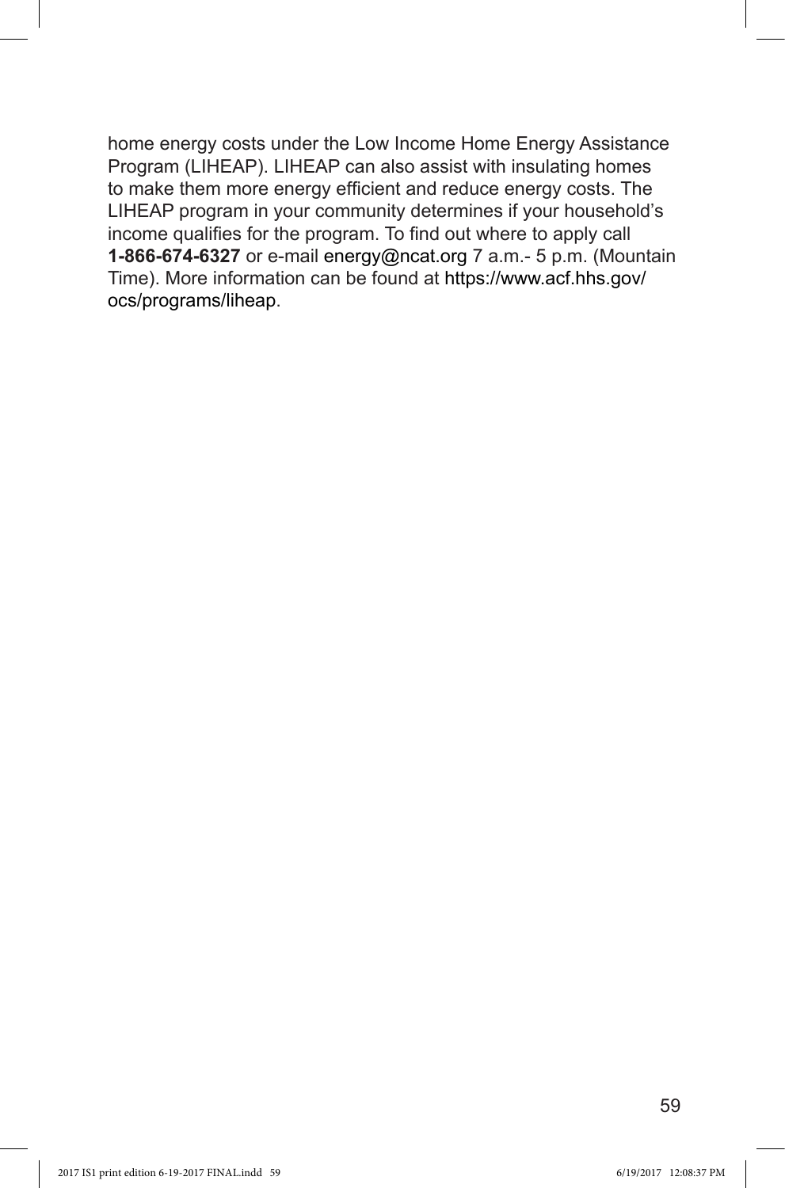home energy costs under the Low Income Home Energy Assistance Program (LIHEAP). LIHEAP can also assist with insulating homes to make them more energy efficient and reduce energy costs. The LIHEAP program in your community determines if your household's income qualifies for the program. To find out where to apply call **1-866-674-6327** or e-mail energy@ncat.org 7 a.m.- 5 p.m. (Mountain Time). More information can be found at https://www.acf.hhs.gov/ocs/programs/liheap.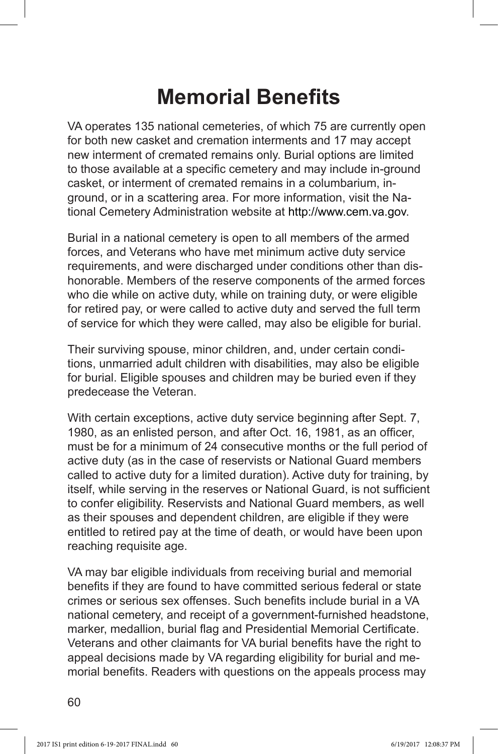# Memorial Benefits

VA operates 135 national cemeteries, of which 75 are currently open for both new casket and cremation interments and 17 may accept new interment of cremated remains only. Burial options are limited to those available at a specific cemetery and may include in-ground casket, or interment of cremated remains in a columbarium, in-ground, or in a scattering area. For more information, visit the National Cemetery Administration website at http://www.cem.va.gov.

Burial in a national cemetery is open to all members of the armed forces, and Veterans who have met minimum active duty service requirements, and were discharged under conditions other than dishonorable. Members of the reserve components of the armed forces who die while on active duty, while on training duty, or were eligible for retired pay, or were called to active duty and served the full term of service for which they were called, may also be eligible for burial.

Their surviving spouse, minor children, and, under certain conditions, unmarried adult children with disabilities, may also be eligible for burial. Eligible spouses and children may be buried even if they predecease the Veteran.

With certain exceptions, active duty service beginning after Sept. 7, 1980, as an enlisted person, and after Oct. 16, 1981, as an officer, must be for a minimum of 24 consecutive months or the full period of active duty (as in the case of reservists or National Guard members called to active duty for a limited duration). Active duty for training, by itself, while serving in the reserves or National Guard, is not sufficient to confer eligibility. Reservists and National Guard members, as well as their spouses and dependent children, are eligible if they were entitled to retired pay at the time of death, or would have been upon reaching requisite age.

VA may bar eligible individuals from receiving burial and memorial benefits if they are found to have committed serious federal or state crimes or serious sex offenses. Such benefits include burial in a VA national cemetery, and receipt of a government-furnished headstone, marker, medallion, burial flag and Presidential Memorial Certificate. Veterans and other claimants for VA burial benefits have the right to appeal decisions made by VA regarding eligibility for burial and memorial benefits. Readers with questions on the appeals process may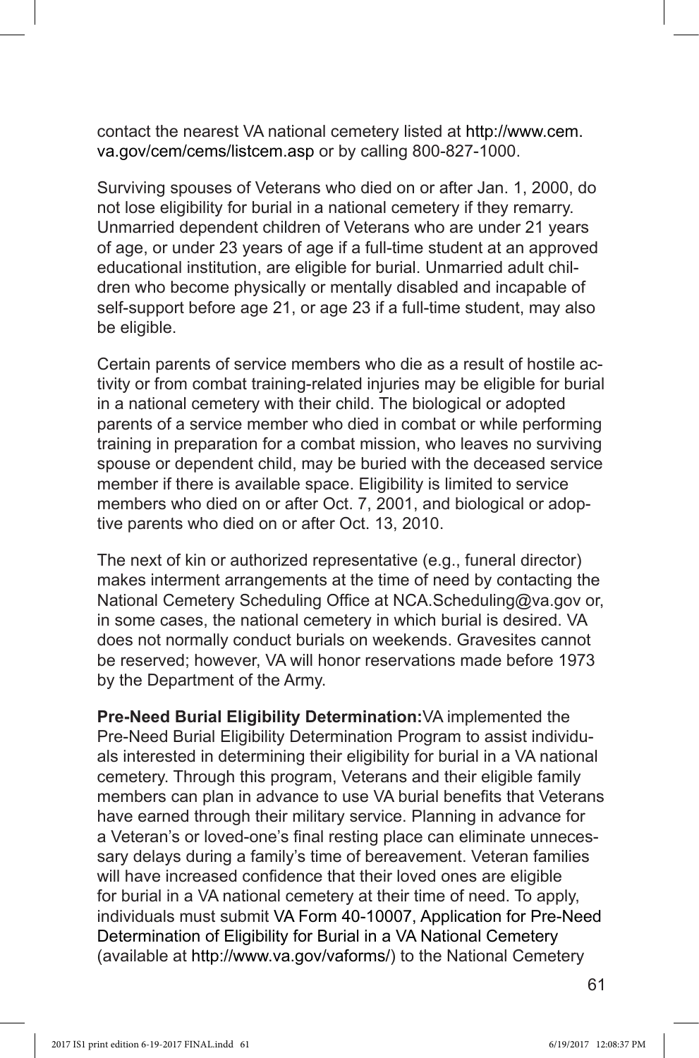contact the nearest VA national cemetery listed at http://www.cem.va.gov/cem/cems/listcem.asp or by calling 800-827-1000.

Surviving spouses of Veterans who died on or after Jan. 1, 2000, do not lose eligibility for burial in a national cemetery if they remarry. Unmarried dependent children of Veterans who are under 21 years of age, or under 23 years of age if a full-time student at an approved educational institution, are eligible for burial. Unmarried adult children who become physically or mentally disabled and incapable of self-support before age 21, or age 23 if a full-time student, may also be eligible.

Certain parents of service members who die as a result of hostile activity or from combat training-related injuries may be eligible for burial in a national cemetery with their child. The biological or adopted parents of a service member who died in combat or while performing training in preparation for a combat mission, who leaves no surviving spouse or dependent child, may be buried with the deceased service member if there is available space. Eligibility is limited to service members who died on or after Oct. 7, 2001, and biological or adoptive parents who died on or after Oct. 13, 2010.

The next of kin or authorized representative (e.g., funeral director) makes interment arrangements at the time of need by contacting the National Cemetery Scheduling Office at NCA.Scheduling@va.gov or, in some cases, the national cemetery in which burial is desired. VA does not normally conduct burials on weekends. Gravesites cannot be reserved; however, VA will honor reservations made before 1973 by the Department of the Army.

**Pre-Need Burial Eligibility Determination:** VA implemented the Pre-Need Burial Eligibility Determination Program to assist individuals interested in determining their eligibility for burial in a VA national cemetery. Through this program, Veterans and their eligible family members can plan in advance to use VA burial benefits that Veterans have earned through their military service. Planning in advance for a Veteran's or loved-one's final resting place can eliminate unnecessary delays during a family's time of bereavement. Veteran families will have increased confidence that their loved ones are eligible for burial in a VA national cemetery at their time of need. To apply, individuals must submit VA Form 40-10007, Application for Pre-Need Determination of Eligibility for Burial in a VA National Cemetery (available at http://www.va.gov/vaforms/) to the National Cemetery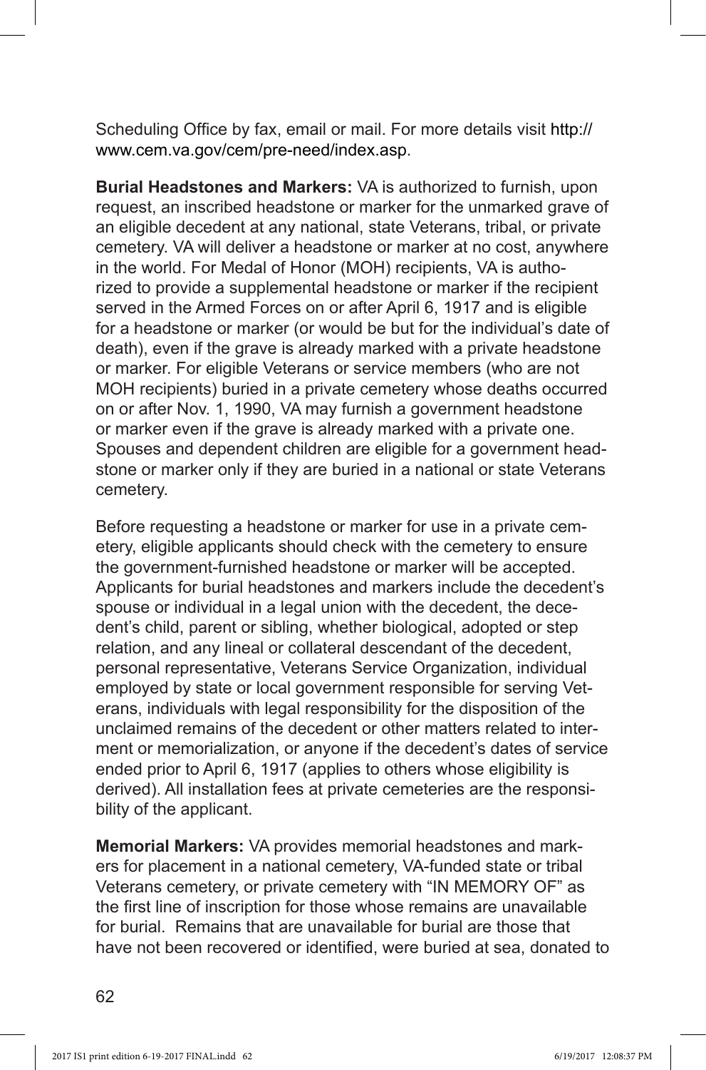Scheduling Office by fax, email or mail. For more details visit http://www.cem.va.gov/cem/pre-need/index.asp.

**Burial Headstones and Markers:** VA is authorized to furnish, upon request, an inscribed headstone or marker for the unmarked grave of an eligible decedent at any national, state Veterans, tribal, or private cemetery. VA will deliver a headstone or marker at no cost, anywhere in the world. For Medal of Honor (MOH) recipients, VA is authorized to provide a supplemental headstone or marker if the recipient served in the Armed Forces on or after April 6, 1917 and is eligible for a headstone or marker (or would be but for the individual's date of death), even if the grave is already marked with a private headstone or marker. For eligible Veterans or service members (who are not MOH recipients) buried in a private cemetery whose deaths occurred on or after Nov. 1, 1990, VA may furnish a government headstone or marker even if the grave is already marked with a private one. Spouses and dependent children are eligible for a government headstone or marker only if they are buried in a national or state Veterans cemetery.

Before requesting a headstone or marker for use in a private cemetery, eligible applicants should check with the cemetery to ensure the government-furnished headstone or marker will be accepted. Applicants for burial headstones and markers include the decedent's spouse or individual in a legal union with the decedent, the decedent's child, parent or sibling, whether biological, adopted or step relation, and any lineal or collateral descendant of the decedent, personal representative, Veterans Service Organization, individual employed by state or local government responsible for serving Veterans, individuals with legal responsibility for the disposition of the unclaimed remains of the decedent or other matters related to interment or memorialization, or anyone if the decedent's dates of service ended prior to April 6, 1917 (applies to others whose eligibility is derived). All installation fees at private cemeteries are the responsibility of the applicant.

**Memorial Markers:** VA provides memorial headstones and markers for placement in a national cemetery, VA-funded state or tribal Veterans cemetery, or private cemetery with "IN MEMORY OF" as the first line of inscription for those whose remains are unavailable for burial. Remains that are unavailable for burial are those that have not been recovered or identified, were buried at sea, donated to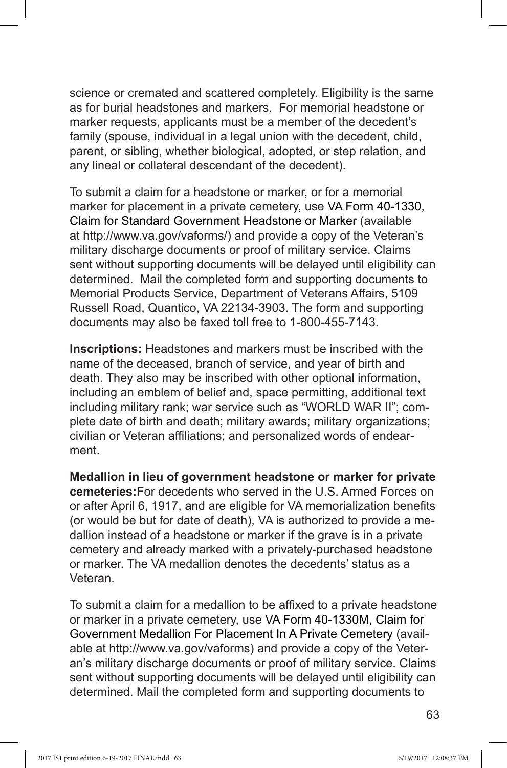science or cremated and scattered completely. Eligibility is the same as for burial headstones and markers. For memorial headstone or marker requests, applicants must be a member of the decedent's family (spouse, individual in a legal union with the decedent, child, parent, or sibling, whether biological, adopted, or step relation, and any lineal or collateral descendant of the decedent).

To submit a claim for a headstone or marker, or for a memorial marker for placement in a private cemetery, use VA Form 40-1330, Claim for Standard Government Headstone or Marker (available at http://www.va.gov/vaforms/) and provide a copy of the Veteran's military discharge documents or proof of military service. Claims sent without supporting documents will be delayed until eligibility can determined. Mail the completed form and supporting documents to Memorial Products Service, Department of Veterans Affairs, 5109 Russell Road, Quantico, VA 22134-3903. The form and supporting documents may also be faxed toll free to 1-800-455-7143.

**Inscriptions:** Headstones and markers must be inscribed with the name of the deceased, branch of service, and year of birth and death. They also may be inscribed with other optional information, including an emblem of belief and, space permitting, additional text including military rank; war service such as "WORLD WAR II"; complete date of birth and death; military awards; military organizations; civilian or Veteran affiliations; and personalized words of endearment.

**Medallion in lieu of government headstone or marker for private cemeteries:** For decedents who served in the U.S. Armed Forces on or after April 6, 1917, and are eligible for VA memorialization benefits (or would be but for date of death), VA is authorized to provide a medallion instead of a headstone or marker if the grave is in a private cemetery and already marked with a privately-purchased headstone or marker. The VA medallion denotes the decedents' status as a Veteran.

To submit a claim for a medallion to be affixed to a private headstone or marker in a private cemetery, use VA Form 40-1330M, Claim for Government Medallion For Placement In A Private Cemetery (available at http://www.va.gov/vaforms) and provide a copy of the Veteran's military discharge documents or proof of military service. Claims sent without supporting documents will be delayed until eligibility can determined. Mail the completed form and supporting documents to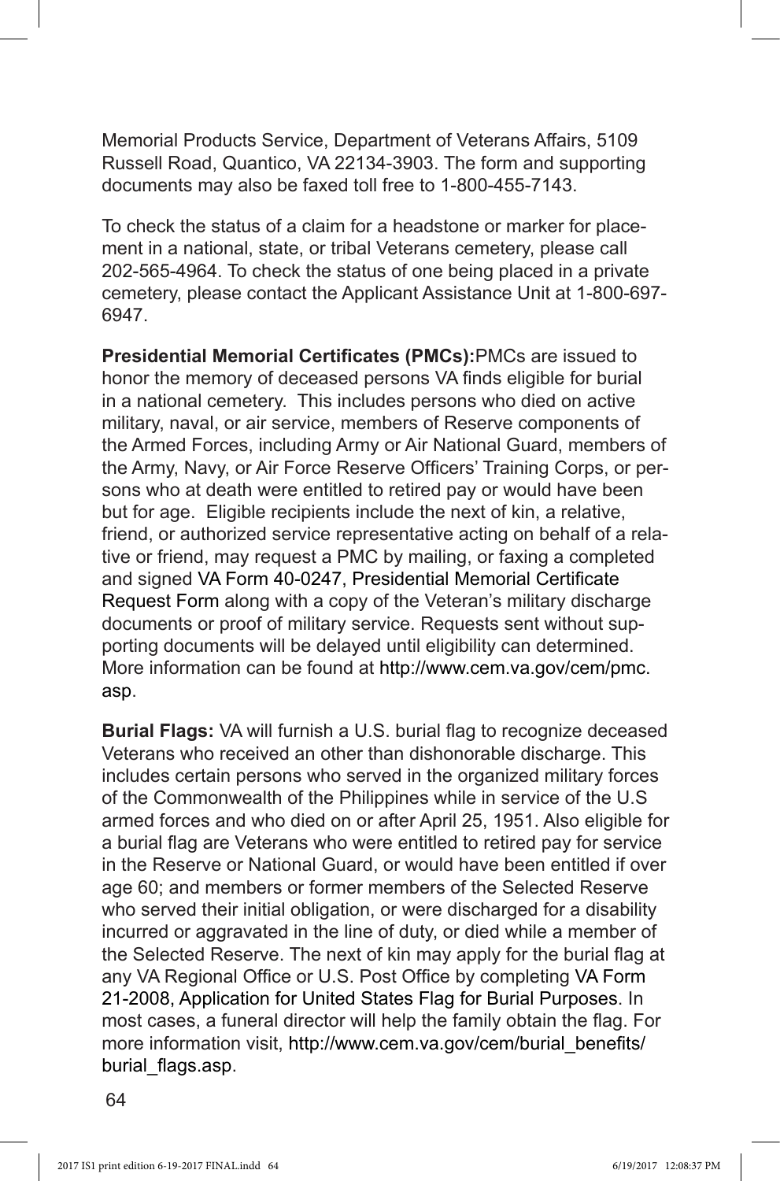Memorial Products Service, Department of Veterans Affairs, 5109 Russell Road, Quantico, VA 22134-3903. The form and supporting documents may also be faxed toll free to 1-800-455-7143.

To check the status of a claim for a headstone or marker for placement in a national, state, or tribal Veterans cemetery, please call 202-565-4964. To check the status of one being placed in a private cemetery, please contact the Applicant Assistance Unit at 1-800-697-6947.

**Presidential Memorial Certificates (PMCs):**PMCs are issued to honor the memory of deceased persons VA finds eligible for burial in a national cemetery. This includes persons who died on active military, naval, or air service, members of Reserve components of the Armed Forces, including Army or Air National Guard, members of the Army, Navy, or Air Force Reserve Officers' Training Corps, or persons who at death were entitled to retired pay or would have been but for age. Eligible recipients include the next of kin, a relative, friend, or authorized service representative acting on behalf of a relative or friend, may request a PMC by mailing, or faxing a completed and signed VA Form 40-0247, Presidential Memorial Certificate Request Form along with a copy of the Veteran's military discharge documents or proof of military service. Requests sent without supporting documents will be delayed until eligibility can determined. More information can be found at http://www.cem.va.gov/cem/pmc.asp.

**Burial Flags:** VA will furnish a U.S. burial flag to recognize deceased Veterans who received an other than dishonorable discharge. This includes certain persons who served in the organized military forces of the Commonwealth of the Philippines while in service of the U.S armed forces and who died on or after April 25, 1951. Also eligible for a burial flag are Veterans who were entitled to retired pay for service in the Reserve or National Guard, or would have been entitled if over age 60; and members or former members of the Selected Reserve who served their initial obligation, or were discharged for a disability incurred or aggravated in the line of duty, or died while a member of the Selected Reserve. The next of kin may apply for the burial flag at any VA Regional Office or U.S. Post Office by completing VA Form 21-2008, Application for United States Flag for Burial Purposes. In most cases, a funeral director will help the family obtain the flag. For more information visit, http://www.cem.va.gov/cem/burial_benefits/burial_flags.asp.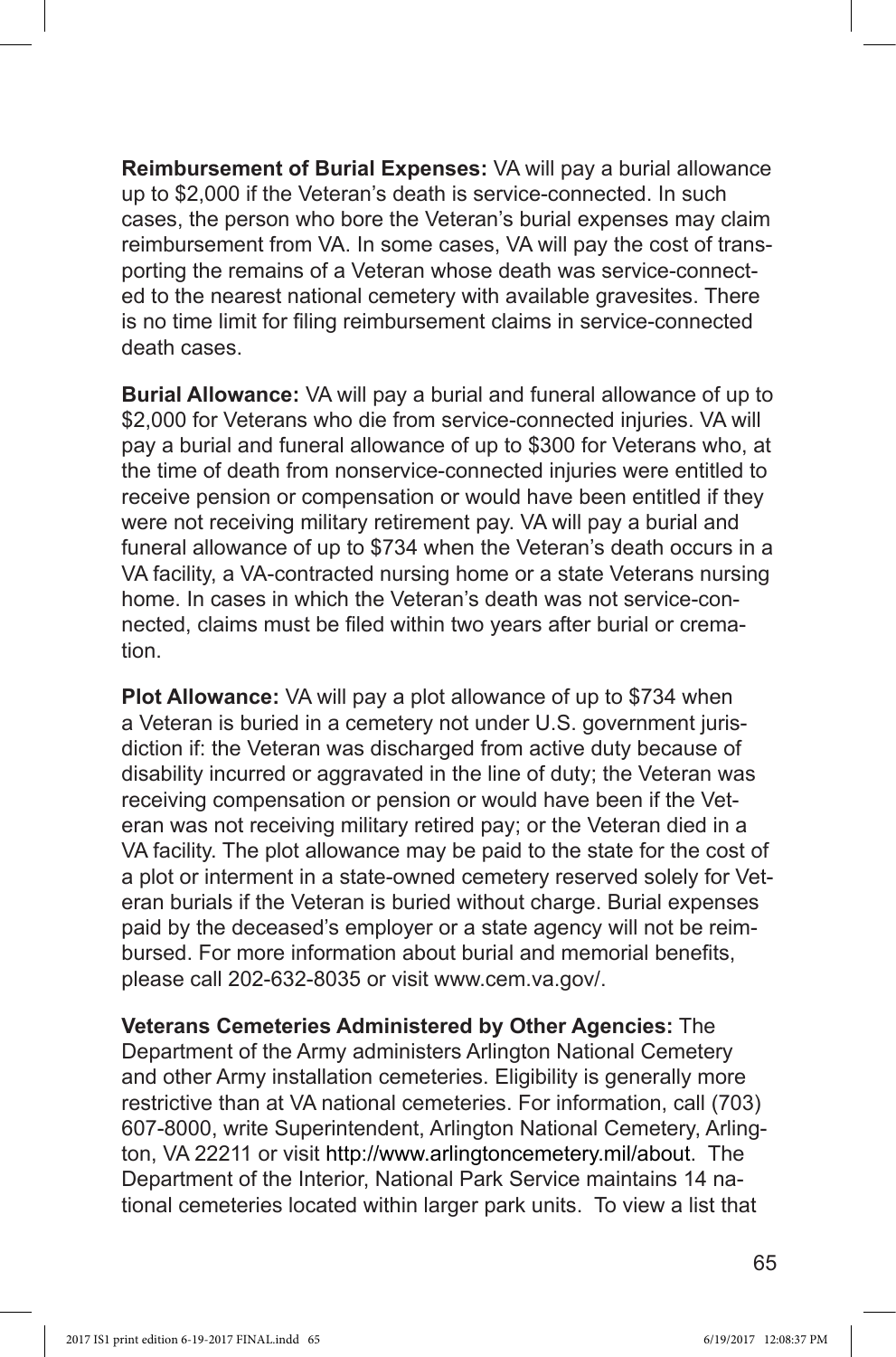**Reimbursement of Burial Expenses:** VA will pay a burial allowance up to $2,000 if the Veteran's death is service-connected. In such cases, the person who bore the Veteran's burial expenses may claim reimbursement from VA. In some cases, VA will pay the cost of transporting the remains of a Veteran whose death was service-connected to the nearest national cemetery with available gravesites. There is no time limit for filing reimbursement claims in service-connected death cases.

**Burial Allowance:** VA will pay a burial and funeral allowance of up to $2,000 for Veterans who die from service-connected injuries. VA will pay a burial and funeral allowance of up to $300 for Veterans who, at the time of death from nonservice-connected injuries were entitled to receive pension or compensation or would have been entitled if they were not receiving military retirement pay. VA will pay a burial and funeral allowance of up to $734 when the Veteran's death occurs in a VA facility, a VA-contracted nursing home or a state Veterans nursing home. In cases in which the Veteran's death was not service-connected, claims must be filed within two years after burial or cremation.

**Plot Allowance:** VA will pay a plot allowance of up to $734 when a Veteran is buried in a cemetery not under U.S. government jurisdiction if: the Veteran was discharged from active duty because of disability incurred or aggravated in the line of duty; the Veteran was receiving compensation or pension or would have been if the Veteran was not receiving military retired pay; or the Veteran died in a VA facility. The plot allowance may be paid to the state for the cost of a plot or interment in a state-owned cemetery reserved solely for Veteran burials if the Veteran is buried without charge. Burial expenses paid by the deceased's employer or a state agency will not be reimbursed. For more information about burial and memorial benefits, please call 202-632-8035 or visit www.cem.va.gov/.

**Veterans Cemeteries Administered by Other Agencies:** The Department of the Army administers Arlington National Cemetery and other Army installation cemeteries. Eligibility is generally more restrictive than at VA national cemeteries. For information, call (703) 607-8000, write Superintendent, Arlington National Cemetery, Arlington, VA 22211 or visit http://www.arlingtoncemetery.mil/about. The Department of the Interior, National Park Service maintains 14 national cemeteries located within larger park units. To view a list that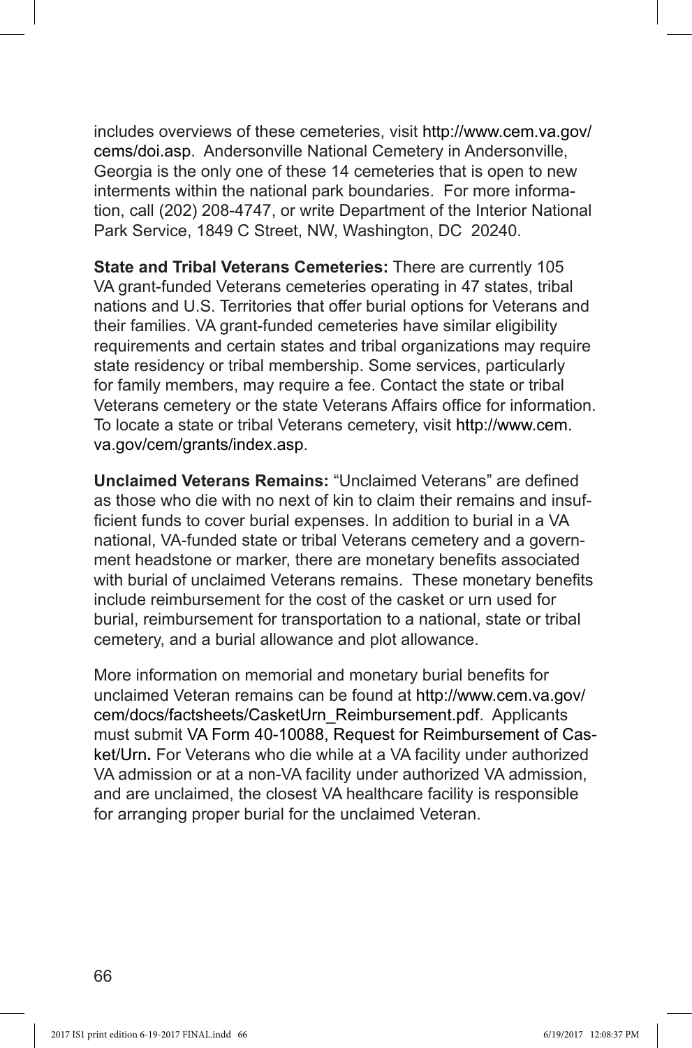includes overviews of these cemeteries, visit http://www.cem.va.gov/cems/doi.asp. Andersonville National Cemetery in Andersonville, Georgia is the only one of these 14 cemeteries that is open to new interments within the national park boundaries. For more information, call (202) 208-4747, or write Department of the Interior National Park Service, 1849 C Street, NW, Washington, DC 20240.

**State and Tribal Veterans Cemeteries:** There are currently 105 VA grant-funded Veterans cemeteries operating in 47 states, tribal nations and U.S. Territories that offer burial options for Veterans and their families. VA grant-funded cemeteries have similar eligibility requirements and certain states and tribal organizations may require state residency or tribal membership. Some services, particularly for family members, may require a fee. Contact the state or tribal Veterans cemetery or the state Veterans Affairs office for information. To locate a state or tribal Veterans cemetery, visit http://www.cem.va.gov/cem/grants/index.asp.

**Unclaimed Veterans Remains:** "Unclaimed Veterans" are defined as those who die with no next of kin to claim their remains and insufficient funds to cover burial expenses. In addition to burial in a VA national, VA-funded state or tribal Veterans cemetery and a government headstone or marker, there are monetary benefits associated with burial of unclaimed Veterans remains. These monetary benefits include reimbursement for the cost of the casket or urn used for burial, reimbursement for transportation to a national, state or tribal cemetery, and a burial allowance and plot allowance.

More information on memorial and monetary burial benefits for unclaimed Veteran remains can be found at http://www.cem.va.gov/cem/docs/factsheets/CasketUrn_Reimbursement.pdf. Applicants must submit VA Form 40-10088, Request for Reimbursement of Casket/Urn. For Veterans who die while at a VA facility under authorized VA admission or at a non-VA facility under authorized VA admission, and are unclaimed, the closest VA healthcare facility is responsible for arranging proper burial for the unclaimed Veteran.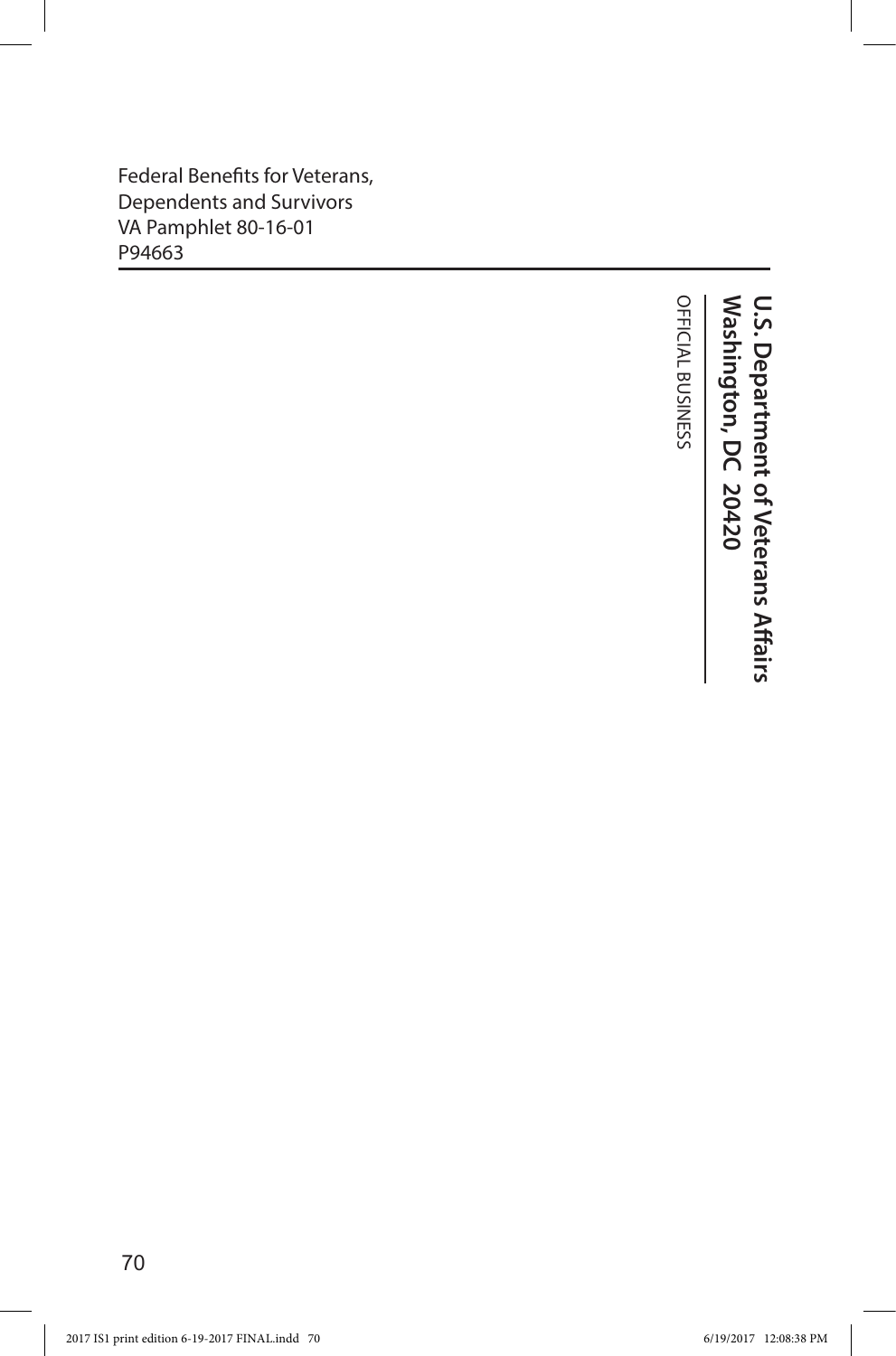Federal Benefits for Veterans,
Dependents and Survivors
VA Pamphlet 80-16-01
P94663

**U.S. Department of Veterans Affairs**
**Washington, DC 20420**

OFFICIAL BUSINESS